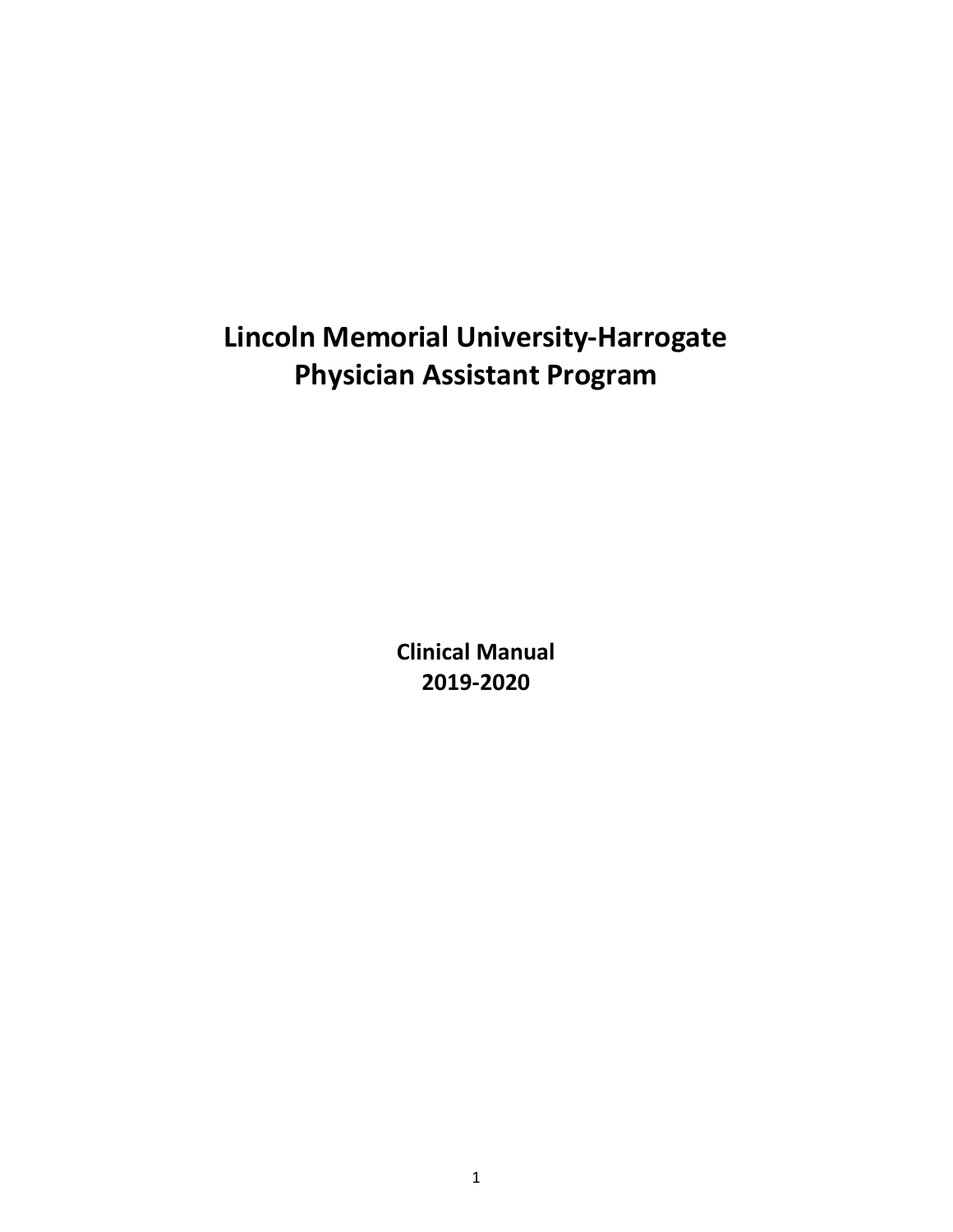# Lincoln Memorial University-Harrogate
# Physician Assistant Program

**Clinical Manual**
**2019-2020**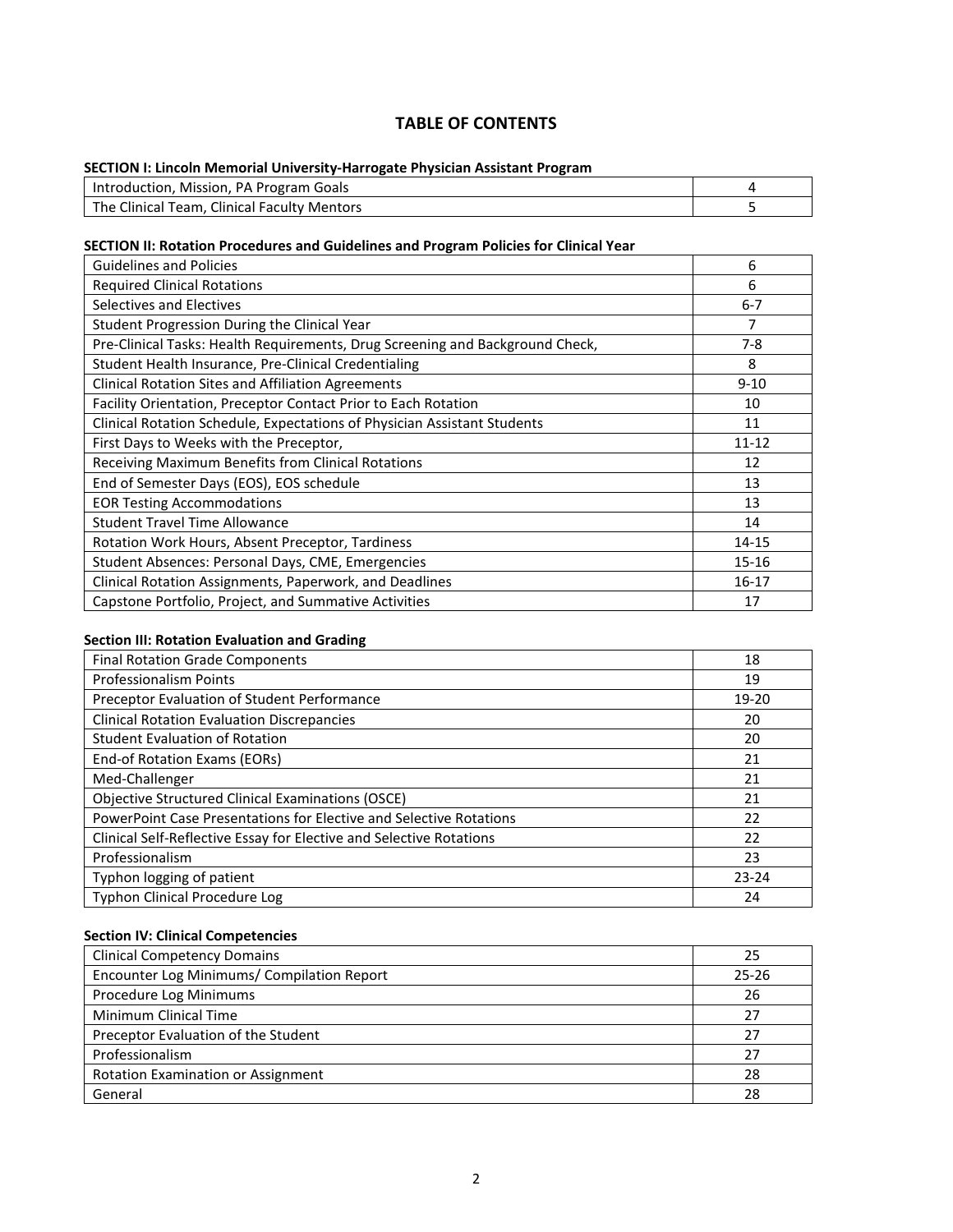# TABLE OF CONTENTS

**SECTION I: Lincoln Memorial University-Harrogate Physician Assistant Program**

| | |
|---|---|
| Introduction, Mission, PA Program Goals | 4 |
| The Clinical Team, Clinical Faculty Mentors | 5 |

**SECTION II: Rotation Procedures and Guidelines and Program Policies for Clinical Year**

| | |
|---|---|
| Guidelines and Policies | 6 |
| Required Clinical Rotations | 6 |
| Selectives and Electives | 6-7 |
| Student Progression During the Clinical Year | 7 |
| Pre-Clinical Tasks: Health Requirements, Drug Screening and Background Check, | 7-8 |
| Student Health Insurance, Pre-Clinical Credentialing | 8 |
| Clinical Rotation Sites and Affiliation Agreements | 9-10 |
| Facility Orientation, Preceptor Contact Prior to Each Rotation | 10 |
| Clinical Rotation Schedule, Expectations of Physician Assistant Students | 11 |
| First Days to Weeks with the Preceptor, | 11-12 |
| Receiving Maximum Benefits from Clinical Rotations | 12 |
| End of Semester Days (EOS), EOS schedule | 13 |
| EOR Testing Accommodations | 13 |
| Student Travel Time Allowance | 14 |
| Rotation Work Hours, Absent Preceptor, Tardiness | 14-15 |
| Student Absences: Personal Days, CME, Emergencies | 15-16 |
| Clinical Rotation Assignments, Paperwork, and Deadlines | 16-17 |
| Capstone Portfolio, Project, and Summative Activities | 17 |

**Section III: Rotation Evaluation and Grading**

| | |
|---|---|
| Final Rotation Grade Components | 18 |
| Professionalism Points | 19 |
| Preceptor Evaluation of Student Performance | 19-20 |
| Clinical Rotation Evaluation Discrepancies | 20 |
| Student Evaluation of Rotation | 20 |
| End-of Rotation Exams (EORs) | 21 |
| Med-Challenger | 21 |
| Objective Structured Clinical Examinations (OSCE) | 21 |
| PowerPoint Case Presentations for Elective and Selective Rotations | 22 |
| Clinical Self-Reflective Essay for Elective and Selective Rotations | 22 |
| Professionalism | 23 |
| Typhon logging of patient | 23-24 |
| Typhon Clinical Procedure Log | 24 |

**Section IV: Clinical Competencies**

| | |
|---|---|
| Clinical Competency Domains | 25 |
| Encounter Log Minimums/ Compilation Report | 25-26 |
| Procedure Log Minimums | 26 |
| Minimum Clinical Time | 27 |
| Preceptor Evaluation of the Student | 27 |
| Professionalism | 27 |
| Rotation Examination or Assignment | 28 |
| General | 28 |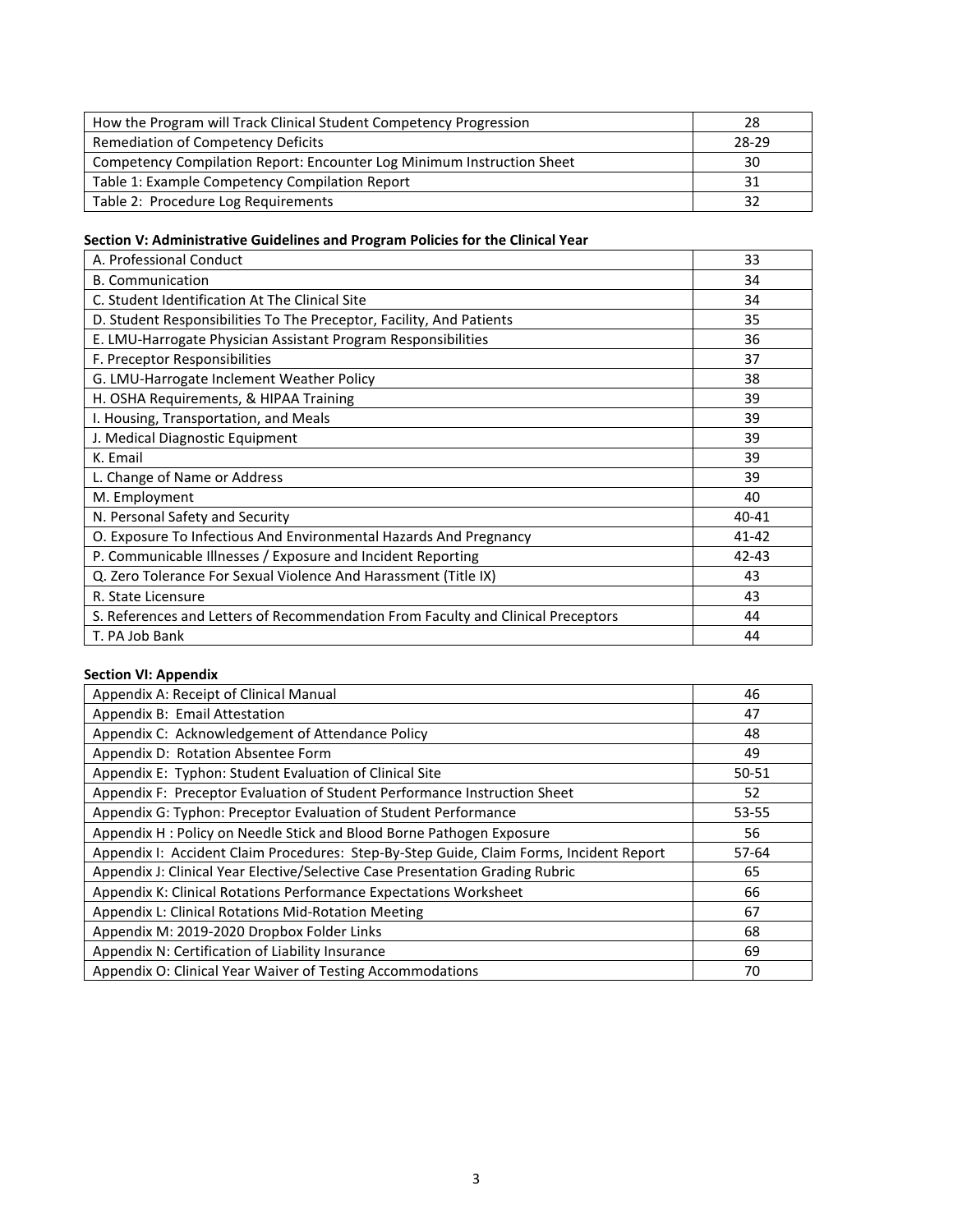| How the Program will Track Clinical Student Competency Progression | 28 |
|---|---|
| Remediation of Competency Deficits | 28-29 |
| Competency Compilation Report: Encounter Log Minimum Instruction Sheet | 30 |
| Table 1: Example Competency Compilation Report | 31 |
| Table 2: Procedure Log Requirements | 32 |

**Section V: Administrative Guidelines and Program Policies for the Clinical Year**

| A. Professional Conduct | 33 |
|---|---|
| B. Communication | 34 |
| C. Student Identification At The Clinical Site | 34 |
| D. Student Responsibilities To The Preceptor, Facility, And Patients | 35 |
| E. LMU-Harrogate Physician Assistant Program Responsibilities | 36 |
| F. Preceptor Responsibilities | 37 |
| G. LMU-Harrogate Inclement Weather Policy | 38 |
| H. OSHA Requirements, & HIPAA Training | 39 |
| I. Housing, Transportation, and Meals | 39 |
| J. Medical Diagnostic Equipment | 39 |
| K. Email | 39 |
| L. Change of Name or Address | 39 |
| M. Employment | 40 |
| N. Personal Safety and Security | 40-41 |
| O. Exposure To Infectious And Environmental Hazards And Pregnancy | 41-42 |
| P. Communicable Illnesses / Exposure and Incident Reporting | 42-43 |
| Q. Zero Tolerance For Sexual Violence And Harassment (Title IX) | 43 |
| R. State Licensure | 43 |
| S. References and Letters of Recommendation From Faculty and Clinical Preceptors | 44 |
| T. PA Job Bank | 44 |

**Section VI: Appendix**

| Appendix A: Receipt of Clinical Manual | 46 |
|---|---|
| Appendix B: Email Attestation | 47 |
| Appendix C: Acknowledgement of Attendance Policy | 48 |
| Appendix D: Rotation Absentee Form | 49 |
| Appendix E: Typhon: Student Evaluation of Clinical Site | 50-51 |
| Appendix F: Preceptor Evaluation of Student Performance Instruction Sheet | 52 |
| Appendix G: Typhon: Preceptor Evaluation of Student Performance | 53-55 |
| Appendix H : Policy on Needle Stick and Blood Borne Pathogen Exposure | 56 |
| Appendix I: Accident Claim Procedures: Step-By-Step Guide, Claim Forms, Incident Report | 57-64 |
| Appendix J: Clinical Year Elective/Selective Case Presentation Grading Rubric | 65 |
| Appendix K: Clinical Rotations Performance Expectations Worksheet | 66 |
| Appendix L: Clinical Rotations Mid-Rotation Meeting | 67 |
| Appendix M: 2019-2020 Dropbox Folder Links | 68 |
| Appendix N: Certification of Liability Insurance | 69 |
| Appendix O: Clinical Year Waiver of Testing Accommodations | 70 |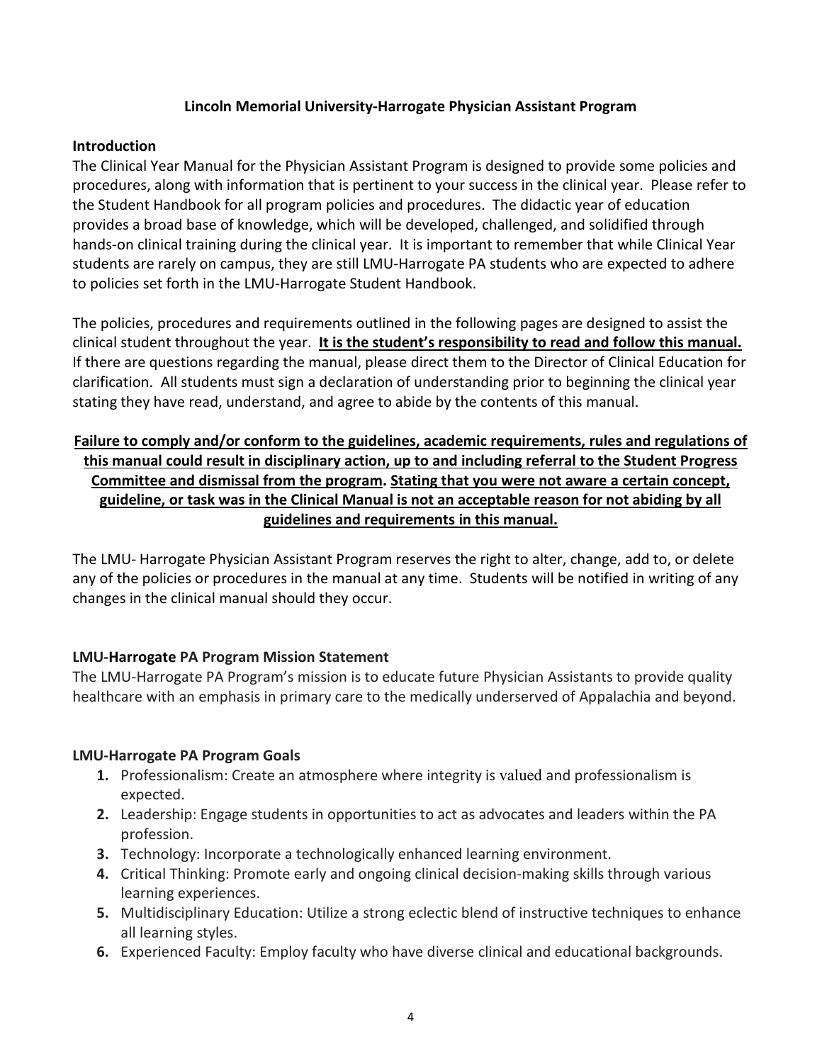# Lincoln Memorial University-Harrogate Physician Assistant Program

## Introduction

The Clinical Year Manual for the Physician Assistant Program is designed to provide some policies and procedures, along with information that is pertinent to your success in the clinical year. Please refer to the Student Handbook for all program policies and procedures. The didactic year of education provides a broad base of knowledge, which will be developed, challenged, and solidified through hands-on clinical training during the clinical year. It is important to remember that while Clinical Year students are rarely on campus, they are still LMU-Harrogate PA students who are expected to adhere to policies set forth in the LMU-Harrogate Student Handbook.

The policies, procedures and requirements outlined in the following pages are designed to assist the clinical student throughout the year. **<u>It is the student's responsibility to read and follow this manual.</u>** If there are questions regarding the manual, please direct them to the Director of Clinical Education for clarification. All students must sign a declaration of understanding prior to beginning the clinical year stating they have read, understand, and agree to abide by the contents of this manual.

**<u>Failure to comply and/or conform to the guidelines, academic requirements, rules and regulations of this manual could result in disciplinary action, up to and including referral to the Student Progress Committee and dismissal from the program</u>. <u>Stating that you were not aware a certain concept, guideline, or task was in the Clinical Manual is not an acceptable reason for not abiding by all guidelines and requirements in this manual.</u>**

The LMU- Harrogate Physician Assistant Program reserves the right to alter, change, add to, or delete any of the policies or procedures in the manual at any time. Students will be notified in writing of any changes in the clinical manual should they occur.

## LMU-Harrogate PA Program Mission Statement

The LMU-Harrogate PA Program's mission is to educate future Physician Assistants to provide quality healthcare with an emphasis in primary care to the medically underserved of Appalachia and beyond.

## LMU-Harrogate PA Program Goals

1. Professionalism: Create an atmosphere where integrity is valued and professionalism is expected.
2. Leadership: Engage students in opportunities to act as advocates and leaders within the PA profession.
3. Technology: Incorporate a technologically enhanced learning environment.
4. Critical Thinking: Promote early and ongoing clinical decision-making skills through various learning experiences.
5. Multidisciplinary Education: Utilize a strong eclectic blend of instructive techniques to enhance all learning styles.
6. Experienced Faculty: Employ faculty who have diverse clinical and educational backgrounds.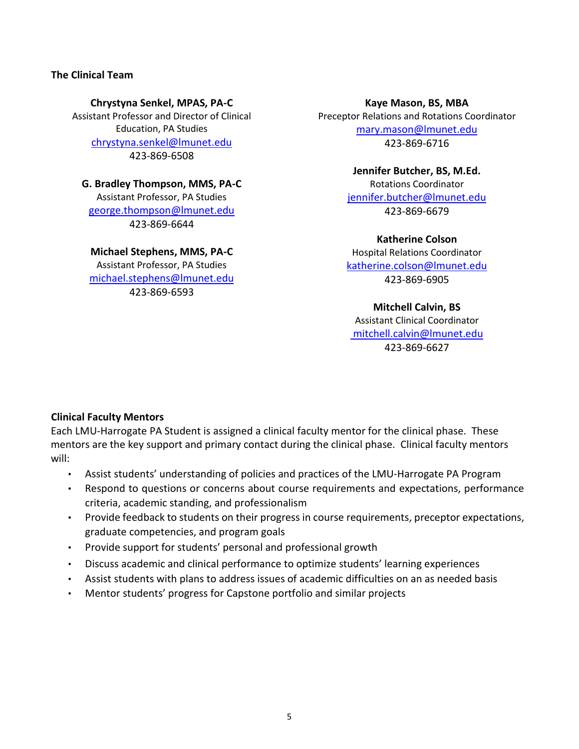### The Clinical Team

**Chrystyna Senkel, MPAS, PA-C**
Assistant Professor and Director of Clinical Education, PA Studies
chrystyna.senkel@lmunet.edu
423-869-6508

**G. Bradley Thompson, MMS, PA-C**
Assistant Professor, PA Studies
george.thompson@lmunet.edu
423-869-6644

**Michael Stephens, MMS, PA-C**
Assistant Professor, PA Studies
michael.stephens@lmunet.edu
423-869-6593

**Kaye Mason, BS, MBA**
Preceptor Relations and Rotations Coordinator
mary.mason@lmunet.edu
423-869-6716

**Jennifer Butcher, BS, M.Ed.**
Rotations Coordinator
jennifer.butcher@lmunet.edu
423-869-6679

**Katherine Colson**
Hospital Relations Coordinator
katherine.colson@lmunet.edu
423-869-6905

**Mitchell Calvin, BS**
Assistant Clinical Coordinator
mitchell.calvin@lmunet.edu
423-869-6627

### Clinical Faculty Mentors

Each LMU-Harrogate PA Student is assigned a clinical faculty mentor for the clinical phase. These mentors are the key support and primary contact during the clinical phase. Clinical faculty mentors will:

- Assist students' understanding of policies and practices of the LMU-Harrogate PA Program
- Respond to questions or concerns about course requirements and expectations, performance criteria, academic standing, and professionalism
- Provide feedback to students on their progress in course requirements, preceptor expectations, graduate competencies, and program goals
- Provide support for students' personal and professional growth
- Discuss academic and clinical performance to optimize students' learning experiences
- Assist students with plans to address issues of academic difficulties on an as needed basis
- Mentor students' progress for Capstone portfolio and similar projects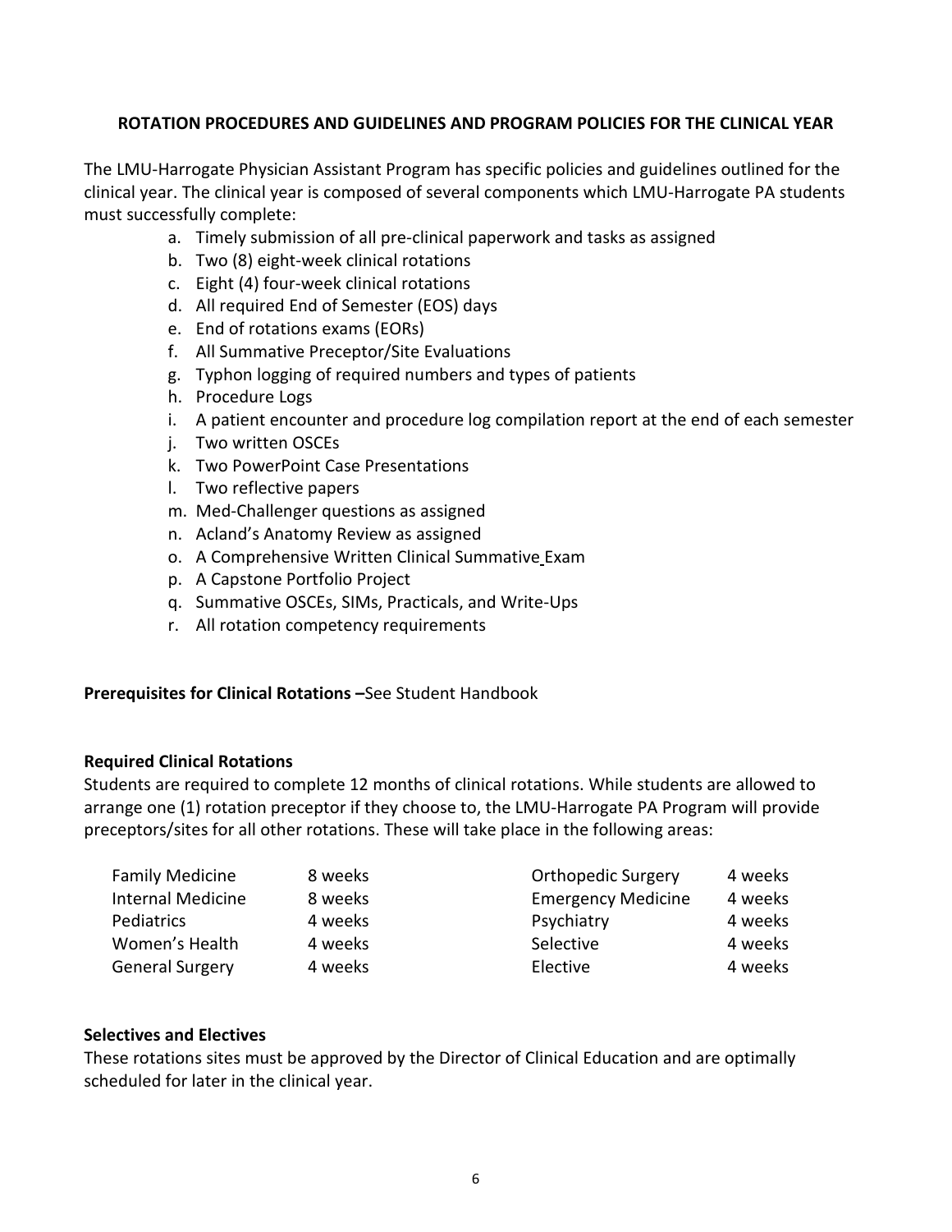## ROTATION PROCEDURES AND GUIDELINES AND PROGRAM POLICIES FOR THE CLINICAL YEAR

The LMU-Harrogate Physician Assistant Program has specific policies and guidelines outlined for the clinical year. The clinical year is composed of several components which LMU-Harrogate PA students must successfully complete:

a. Timely submission of all pre-clinical paperwork and tasks as assigned
b. Two (8) eight-week clinical rotations
c. Eight (4) four-week clinical rotations
d. All required End of Semester (EOS) days
e. End of rotations exams (EORs)
f. All Summative Preceptor/Site Evaluations
g. Typhon logging of required numbers and types of patients
h. Procedure Logs
i. A patient encounter and procedure log compilation report at the end of each semester
j. Two written OSCEs
k. Two PowerPoint Case Presentations
l. Two reflective papers
m. Med-Challenger questions as assigned
n. Acland's Anatomy Review as assigned
o. A Comprehensive Written Clinical Summative Exam
p. A Capstone Portfolio Project
q. Summative OSCEs, SIMs, Practicals, and Write-Ups
r. All rotation competency requirements

**Prerequisites for Clinical Rotations –** See Student Handbook

**Required Clinical Rotations**

Students are required to complete 12 months of clinical rotations. While students are allowed to arrange one (1) rotation preceptor if they choose to, the LMU-Harrogate PA Program will provide preceptors/sites for all other rotations. These will take place in the following areas:

| | | | |
|---|---|---|---|
| Family Medicine | 8 weeks | Orthopedic Surgery | 4 weeks |
| Internal Medicine | 8 weeks | Emergency Medicine | 4 weeks |
| Pediatrics | 4 weeks | Psychiatry | 4 weeks |
| Women's Health | 4 weeks | Selective | 4 weeks |
| General Surgery | 4 weeks | Elective | 4 weeks |

**Selectives and Electives**

These rotations sites must be approved by the Director of Clinical Education and are optimally scheduled for later in the clinical year.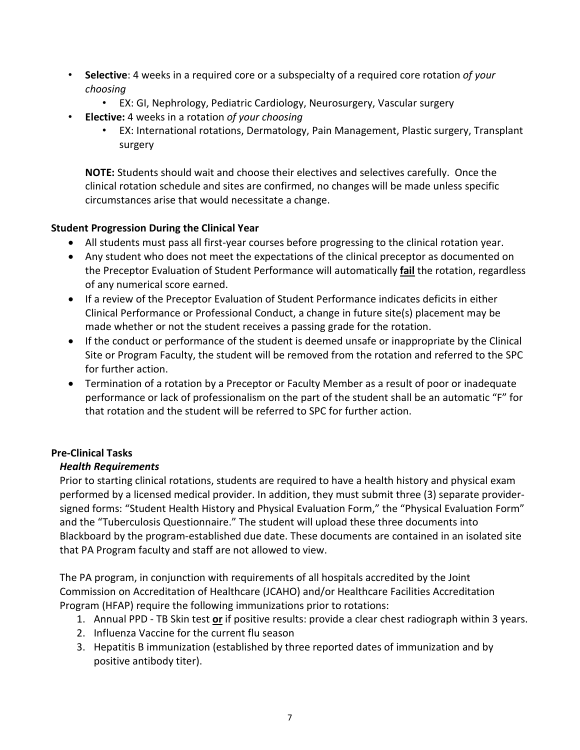- **Selective**: 4 weeks in a required core or a subspecialty of a required core rotation *of your choosing*
    - EX: GI, Nephrology, Pediatric Cardiology, Neurosurgery, Vascular surgery
- **Elective:** 4 weeks in a rotation *of your choosing*
    - EX: International rotations, Dermatology, Pain Management, Plastic surgery, Transplant surgery

**NOTE:** Students should wait and choose their electives and selectives carefully. Once the clinical rotation schedule and sites are confirmed, no changes will be made unless specific circumstances arise that would necessitate a change.

### Student Progression During the Clinical Year

- All students must pass all first-year courses before progressing to the clinical rotation year.
- Any student who does not meet the expectations of the clinical preceptor as documented on the Preceptor Evaluation of Student Performance will automatically **fail** the rotation, regardless of any numerical score earned.
- If a review of the Preceptor Evaluation of Student Performance indicates deficits in either Clinical Performance or Professional Conduct, a change in future site(s) placement may be made whether or not the student receives a passing grade for the rotation.
- If the conduct or performance of the student is deemed unsafe or inappropriate by the Clinical Site or Program Faculty, the student will be removed from the rotation and referred to the SPC for further action.
- Termination of a rotation by a Preceptor or Faculty Member as a result of poor or inadequate performance or lack of professionalism on the part of the student shall be an automatic "F" for that rotation and the student will be referred to SPC for further action.

### Pre-Clinical Tasks

#### *Health Requirements*

Prior to starting clinical rotations, students are required to have a health history and physical exam performed by a licensed medical provider. In addition, they must submit three (3) separate provider-signed forms: "Student Health History and Physical Evaluation Form," the "Physical Evaluation Form" and the "Tuberculosis Questionnaire." The student will upload these three documents into Blackboard by the program-established due date. These documents are contained in an isolated site that PA Program faculty and staff are not allowed to view.

The PA program, in conjunction with requirements of all hospitals accredited by the Joint Commission on Accreditation of Healthcare (JCAHO) and/or Healthcare Facilities Accreditation Program (HFAP) require the following immunizations prior to rotations:

1. Annual PPD - TB Skin test **or** if positive results: provide a clear chest radiograph within 3 years.
2. Influenza Vaccine for the current flu season
3. Hepatitis B immunization (established by three reported dates of immunization and by positive antibody titer).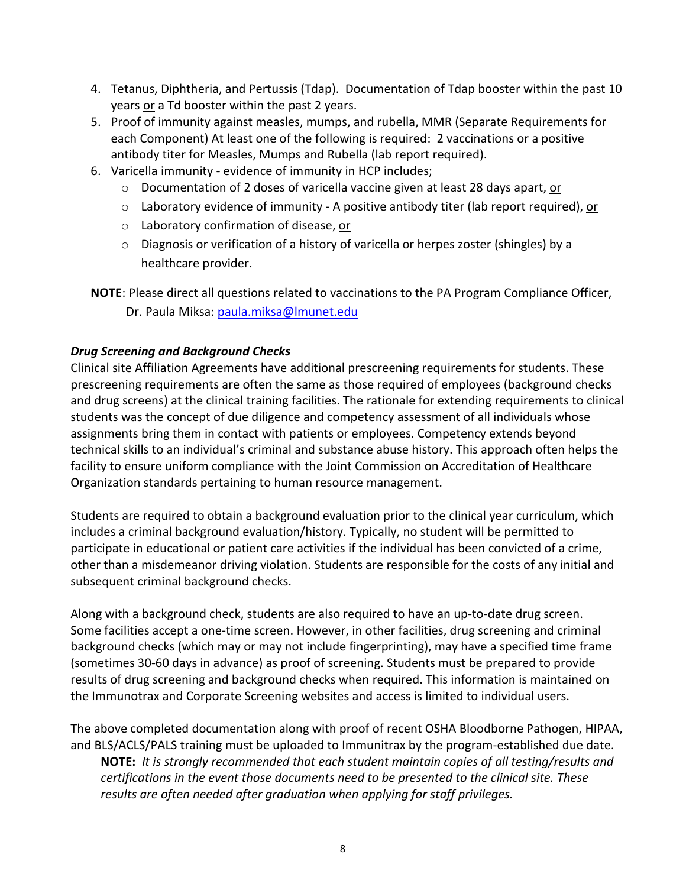4. Tetanus, Diphtheria, and Pertussis (Tdap). Documentation of Tdap booster within the past 10 years or a Td booster within the past 2 years.
5. Proof of immunity against measles, mumps, and rubella, MMR (Separate Requirements for each Component) At least one of the following is required: 2 vaccinations or a positive antibody titer for Measles, Mumps and Rubella (lab report required).
6. Varicella immunity - evidence of immunity in HCP includes;
   - Documentation of 2 doses of varicella vaccine given at least 28 days apart, or
   - Laboratory evidence of immunity - A positive antibody titer (lab report required), or
   - Laboratory confirmation of disease, or
   - Diagnosis or verification of a history of varicella or herpes zoster (shingles) by a healthcare provider.

**NOTE**: Please direct all questions related to vaccinations to the PA Program Compliance Officer, Dr. Paula Miksa: paula.miksa@lmunet.edu

***Drug Screening and Background Checks***

Clinical site Affiliation Agreements have additional prescreening requirements for students. These prescreening requirements are often the same as those required of employees (background checks and drug screens) at the clinical training facilities. The rationale for extending requirements to clinical students was the concept of due diligence and competency assessment of all individuals whose assignments bring them in contact with patients or employees. Competency extends beyond technical skills to an individual's criminal and substance abuse history. This approach often helps the facility to ensure uniform compliance with the Joint Commission on Accreditation of Healthcare Organization standards pertaining to human resource management.

Students are required to obtain a background evaluation prior to the clinical year curriculum, which includes a criminal background evaluation/history. Typically, no student will be permitted to participate in educational or patient care activities if the individual has been convicted of a crime, other than a misdemeanor driving violation. Students are responsible for the costs of any initial and subsequent criminal background checks.

Along with a background check, students are also required to have an up-to-date drug screen. Some facilities accept a one-time screen. However, in other facilities, drug screening and criminal background checks (which may or may not include fingerprinting), may have a specified time frame (sometimes 30-60 days in advance) as proof of screening. Students must be prepared to provide results of drug screening and background checks when required. This information is maintained on the Immunotrax and Corporate Screening websites and access is limited to individual users.

The above completed documentation along with proof of recent OSHA Bloodborne Pathogen, HIPAA, and BLS/ACLS/PALS training must be uploaded to Immunitrax by the program-established due date.

**NOTE:** *It is strongly recommended that each student maintain copies of all testing/results and certifications in the event those documents need to be presented to the clinical site. These results are often needed after graduation when applying for staff privileges.*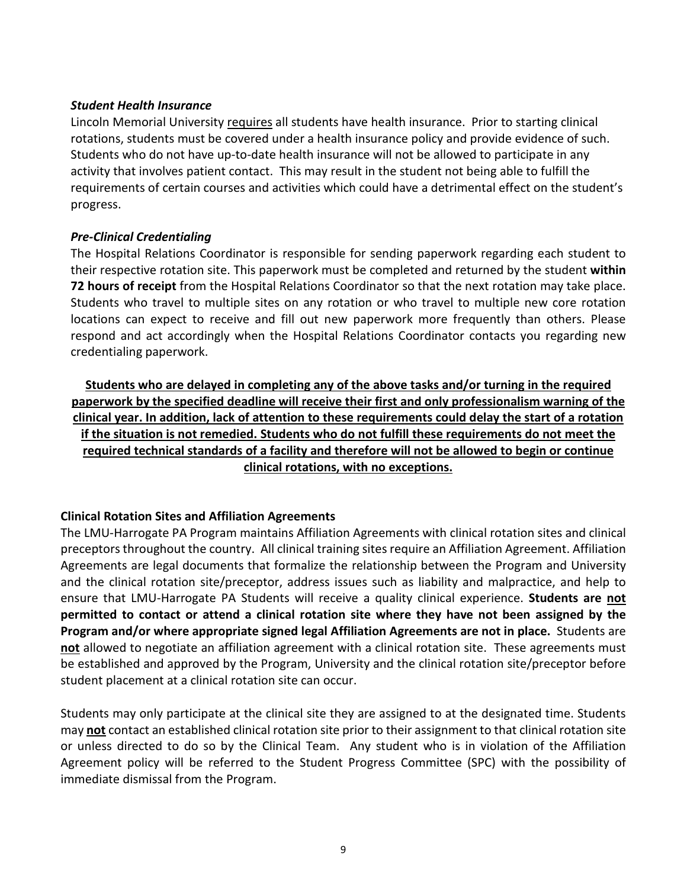***Student Health Insurance***

Lincoln Memorial University <u>requires</u> all students have health insurance. Prior to starting clinical rotations, students must be covered under a health insurance policy and provide evidence of such. Students who do not have up-to-date health insurance will not be allowed to participate in any activity that involves patient contact. This may result in the student not being able to fulfill the requirements of certain courses and activities which could have a detrimental effect on the student's progress.

***Pre-Clinical Credentialing***

The Hospital Relations Coordinator is responsible for sending paperwork regarding each student to their respective rotation site. This paperwork must be completed and returned by the student **within 72 hours of receipt** from the Hospital Relations Coordinator so that the next rotation may take place. Students who travel to multiple sites on any rotation or who travel to multiple new core rotation locations can expect to receive and fill out new paperwork more frequently than others. Please respond and act accordingly when the Hospital Relations Coordinator contacts you regarding new credentialing paperwork.

<u>**Students who are delayed in completing any of the above tasks and/or turning in the required paperwork by the specified deadline will receive their first and only professionalism warning of the clinical year. In addition, lack of attention to these requirements could delay the start of a rotation if the situation is not remedied. Students who do not fulfill these requirements do not meet the required technical standards of a facility and therefore will not be allowed to begin or continue clinical rotations, with no exceptions.**</u>

**Clinical Rotation Sites and Affiliation Agreements**

The LMU-Harrogate PA Program maintains Affiliation Agreements with clinical rotation sites and clinical preceptors throughout the country. All clinical training sites require an Affiliation Agreement. Affiliation Agreements are legal documents that formalize the relationship between the Program and University and the clinical rotation site/preceptor, address issues such as liability and malpractice, and help to ensure that LMU-Harrogate PA Students will receive a quality clinical experience. **Students are <u>not</u> permitted to contact or attend a clinical rotation site where they have not been assigned by the Program and/or where appropriate signed legal Affiliation Agreements are not in place.** Students are **<u>not</u>** allowed to negotiate an affiliation agreement with a clinical rotation site. These agreements must be established and approved by the Program, University and the clinical rotation site/preceptor before student placement at a clinical rotation site can occur.

Students may only participate at the clinical site they are assigned to at the designated time. Students may **<u>not</u>** contact an established clinical rotation site prior to their assignment to that clinical rotation site or unless directed to do so by the Clinical Team. Any student who is in violation of the Affiliation Agreement policy will be referred to the Student Progress Committee (SPC) with the possibility of immediate dismissal from the Program.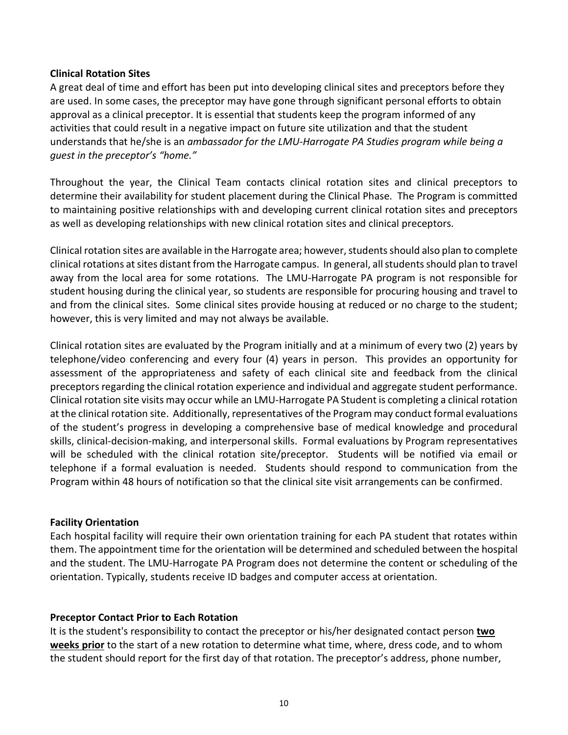**Clinical Rotation Sites**

A great deal of time and effort has been put into developing clinical sites and preceptors before they are used. In some cases, the preceptor may have gone through significant personal efforts to obtain approval as a clinical preceptor. It is essential that students keep the program informed of any activities that could result in a negative impact on future site utilization and that the student understands that he/she is an *ambassador for the LMU-Harrogate PA Studies program while being a guest in the preceptor's "home."*

Throughout the year, the Clinical Team contacts clinical rotation sites and clinical preceptors to determine their availability for student placement during the Clinical Phase. The Program is committed to maintaining positive relationships with and developing current clinical rotation sites and preceptors as well as developing relationships with new clinical rotation sites and clinical preceptors.

Clinical rotation sites are available in the Harrogate area; however, students should also plan to complete clinical rotations at sites distant from the Harrogate campus. In general, all students should plan to travel away from the local area for some rotations. The LMU-Harrogate PA program is not responsible for student housing during the clinical year, so students are responsible for procuring housing and travel to and from the clinical sites. Some clinical sites provide housing at reduced or no charge to the student; however, this is very limited and may not always be available.

Clinical rotation sites are evaluated by the Program initially and at a minimum of every two (2) years by telephone/video conferencing and every four (4) years in person. This provides an opportunity for assessment of the appropriateness and safety of each clinical site and feedback from the clinical preceptors regarding the clinical rotation experience and individual and aggregate student performance. Clinical rotation site visits may occur while an LMU-Harrogate PA Student is completing a clinical rotation at the clinical rotation site. Additionally, representatives of the Program may conduct formal evaluations of the student's progress in developing a comprehensive base of medical knowledge and procedural skills, clinical-decision-making, and interpersonal skills. Formal evaluations by Program representatives will be scheduled with the clinical rotation site/preceptor. Students will be notified via email or telephone if a formal evaluation is needed. Students should respond to communication from the Program within 48 hours of notification so that the clinical site visit arrangements can be confirmed.

**Facility Orientation**

Each hospital facility will require their own orientation training for each PA student that rotates within them. The appointment time for the orientation will be determined and scheduled between the hospital and the student. The LMU-Harrogate PA Program does not determine the content or scheduling of the orientation. Typically, students receive ID badges and computer access at orientation.

**Preceptor Contact Prior to Each Rotation**

It is the student's responsibility to contact the preceptor or his/her designated contact person **two weeks prior** to the start of a new rotation to determine what time, where, dress code, and to whom the student should report for the first day of that rotation. The preceptor's address, phone number,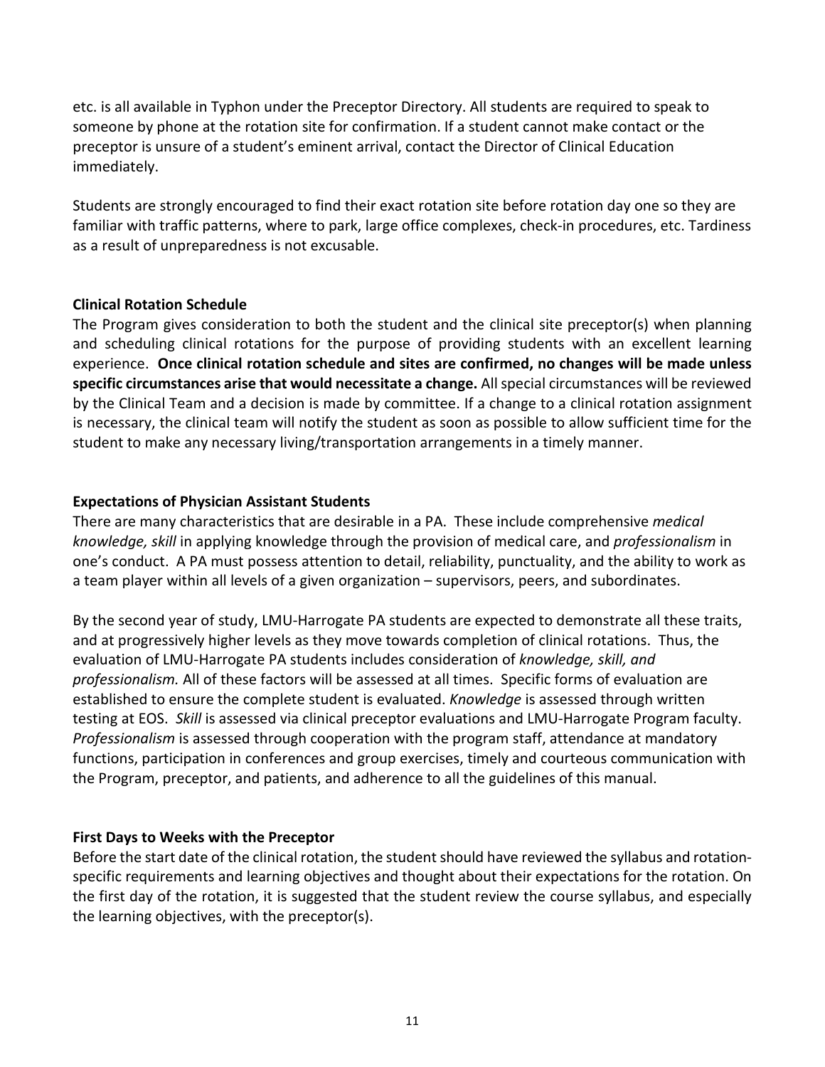etc. is all available in Typhon under the Preceptor Directory. All students are required to speak to someone by phone at the rotation site for confirmation. If a student cannot make contact or the preceptor is unsure of a student's eminent arrival, contact the Director of Clinical Education immediately.

Students are strongly encouraged to find their exact rotation site before rotation day one so they are familiar with traffic patterns, where to park, large office complexes, check-in procedures, etc. Tardiness as a result of unpreparedness is not excusable.

**Clinical Rotation Schedule**

The Program gives consideration to both the student and the clinical site preceptor(s) when planning and scheduling clinical rotations for the purpose of providing students with an excellent learning experience. **Once clinical rotation schedule and sites are confirmed, no changes will be made unless specific circumstances arise that would necessitate a change.** All special circumstances will be reviewed by the Clinical Team and a decision is made by committee. If a change to a clinical rotation assignment is necessary, the clinical team will notify the student as soon as possible to allow sufficient time for the student to make any necessary living/transportation arrangements in a timely manner.

**Expectations of Physician Assistant Students**

There are many characteristics that are desirable in a PA. These include comprehensive *medical knowledge, skill* in applying knowledge through the provision of medical care, and *professionalism* in one's conduct. A PA must possess attention to detail, reliability, punctuality, and the ability to work as a team player within all levels of a given organization – supervisors, peers, and subordinates.

By the second year of study, LMU-Harrogate PA students are expected to demonstrate all these traits, and at progressively higher levels as they move towards completion of clinical rotations. Thus, the evaluation of LMU-Harrogate PA students includes consideration of *knowledge, skill, and professionalism.* All of these factors will be assessed at all times. Specific forms of evaluation are established to ensure the complete student is evaluated. *Knowledge* is assessed through written testing at EOS. *Skill* is assessed via clinical preceptor evaluations and LMU-Harrogate Program faculty. *Professionalism* is assessed through cooperation with the program staff, attendance at mandatory functions, participation in conferences and group exercises, timely and courteous communication with the Program, preceptor, and patients, and adherence to all the guidelines of this manual.

**First Days to Weeks with the Preceptor**

Before the start date of the clinical rotation, the student should have reviewed the syllabus and rotation-specific requirements and learning objectives and thought about their expectations for the rotation. On the first day of the rotation, it is suggested that the student review the course syllabus, and especially the learning objectives, with the preceptor(s).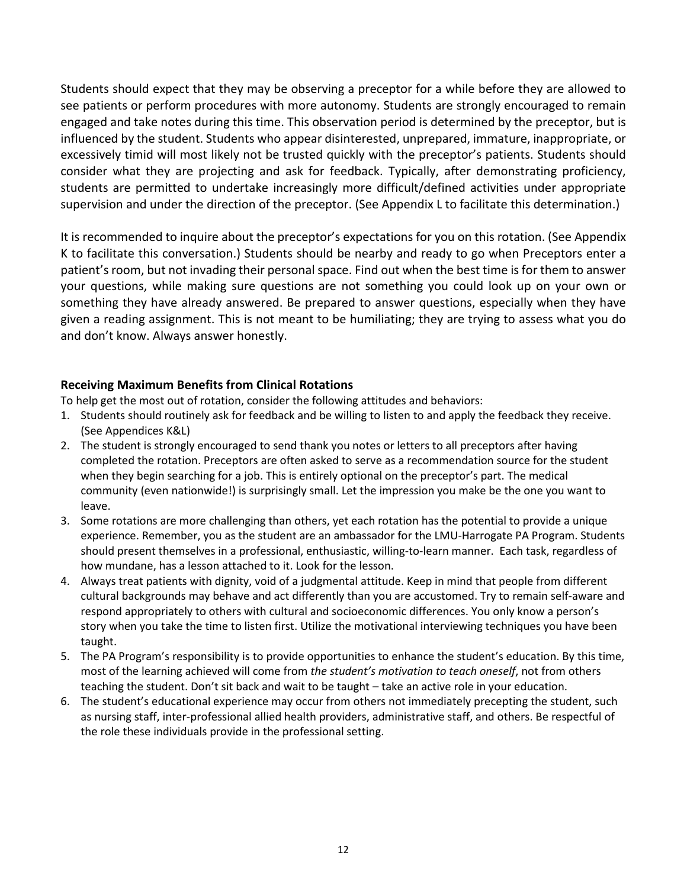Students should expect that they may be observing a preceptor for a while before they are allowed to see patients or perform procedures with more autonomy. Students are strongly encouraged to remain engaged and take notes during this time. This observation period is determined by the preceptor, but is influenced by the student. Students who appear disinterested, unprepared, immature, inappropriate, or excessively timid will most likely not be trusted quickly with the preceptor's patients. Students should consider what they are projecting and ask for feedback. Typically, after demonstrating proficiency, students are permitted to undertake increasingly more difficult/defined activities under appropriate supervision and under the direction of the preceptor. (See Appendix L to facilitate this determination.)

It is recommended to inquire about the preceptor's expectations for you on this rotation. (See Appendix K to facilitate this conversation.) Students should be nearby and ready to go when Preceptors enter a patient's room, but not invading their personal space. Find out when the best time is for them to answer your questions, while making sure questions are not something you could look up on your own or something they have already answered. Be prepared to answer questions, especially when they have given a reading assignment. This is not meant to be humiliating; they are trying to assess what you do and don't know. Always answer honestly.

### Receiving Maximum Benefits from Clinical Rotations

To help get the most out of rotation, consider the following attitudes and behaviors:

1. Students should routinely ask for feedback and be willing to listen to and apply the feedback they receive. (See Appendices K&L)
2. The student is strongly encouraged to send thank you notes or letters to all preceptors after having completed the rotation. Preceptors are often asked to serve as a recommendation source for the student when they begin searching for a job. This is entirely optional on the preceptor's part. The medical community (even nationwide!) is surprisingly small. Let the impression you make be the one you want to leave.
3. Some rotations are more challenging than others, yet each rotation has the potential to provide a unique experience. Remember, you as the student are an ambassador for the LMU-Harrogate PA Program. Students should present themselves in a professional, enthusiastic, willing-to-learn manner. Each task, regardless of how mundane, has a lesson attached to it. Look for the lesson.
4. Always treat patients with dignity, void of a judgmental attitude. Keep in mind that people from different cultural backgrounds may behave and act differently than you are accustomed. Try to remain self-aware and respond appropriately to others with cultural and socioeconomic differences. You only know a person's story when you take the time to listen first. Utilize the motivational interviewing techniques you have been taught.
5. The PA Program's responsibility is to provide opportunities to enhance the student's education. By this time, most of the learning achieved will come from *the student's motivation to teach oneself*, not from others teaching the student. Don't sit back and wait to be taught – take an active role in your education.
6. The student's educational experience may occur from others not immediately precepting the student, such as nursing staff, inter-professional allied health providers, administrative staff, and others. Be respectful of the role these individuals provide in the professional setting.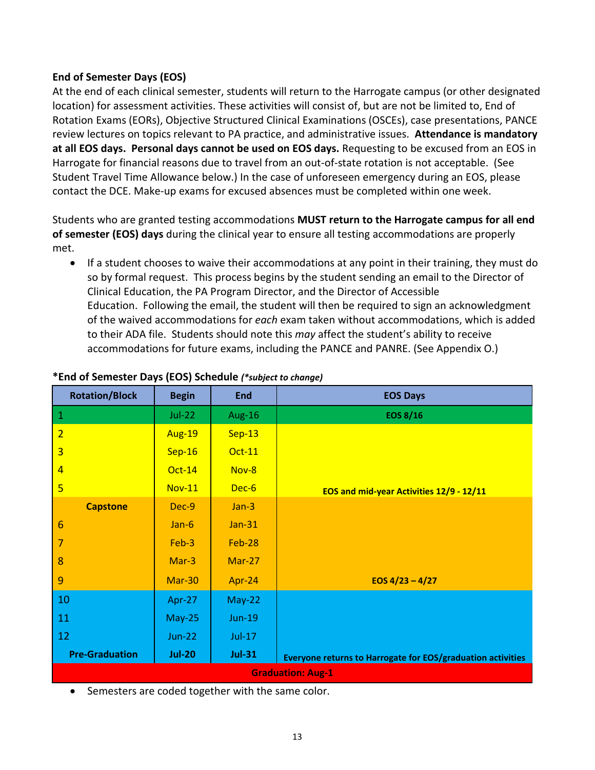### End of Semester Days (EOS)

At the end of each clinical semester, students will return to the Harrogate campus (or other designated location) for assessment activities. These activities will consist of, but are not be limited to, End of Rotation Exams (EORs), Objective Structured Clinical Examinations (OSCEs), case presentations, PANCE review lectures on topics relevant to PA practice, and administrative issues. **Attendance is mandatory at all EOS days. Personal days cannot be used on EOS days.** Requesting to be excused from an EOS in Harrogate for financial reasons due to travel from an out-of-state rotation is not acceptable. (See Student Travel Time Allowance below.) In the case of unforeseen emergency during an EOS, please contact the DCE. Make-up exams for excused absences must be completed within one week.

Students who are granted testing accommodations **MUST return to the Harrogate campus for all end of semester (EOS) days** during the clinical year to ensure all testing accommodations are properly met.

- If a student chooses to waive their accommodations at any point in their training, they must do so by formal request. This process begins by the student sending an email to the Director of Clinical Education, the PA Program Director, and the Director of Accessible Education. Following the email, the student will then be required to sign an acknowledgment of the waived accommodations for *each* exam taken without accommodations, which is added to their ADA file. Students should note this *may* affect the student's ability to receive accommodations for future exams, including the PANCE and PANRE. (See Appendix O.)

**\*End of Semester Days (EOS) Schedule** ***(\*subject to change)***

| Rotation/Block | Begin | End | EOS Days |
|---|---|---|---|
| 1 | Jul-22 | Aug-16 | **EOS 8/16** |
| 2 | Aug-19 | Sep-13 | |
| 3 | Sep-16 | Oct-11 | |
| 4 | Oct-14 | Nov-8 | |
| 5 | Nov-11 | Dec-6 | **EOS and mid-year Activities 12/9 - 12/11** |
| **Capstone** | Dec-9 | Jan-3 | |
| 6 | Jan-6 | Jan-31 | |
| 7 | Feb-3 | Feb-28 | |
| 8 | Mar-3 | Mar-27 | |
| 9 | Mar-30 | Apr-24 | **EOS 4/23 – 4/27** |
| 10 | Apr-27 | May-22 | |
| 11 | May-25 | Jun-19 | |
| 12 | Jun-22 | Jul-17 | |
| **Pre-Graduation** | **Jul-20** | **Jul-31** | **Everyone returns to Harrogate for EOS/graduation activities** |
| **Graduation: Aug-1** | | | |

- Semesters are coded together with the same color.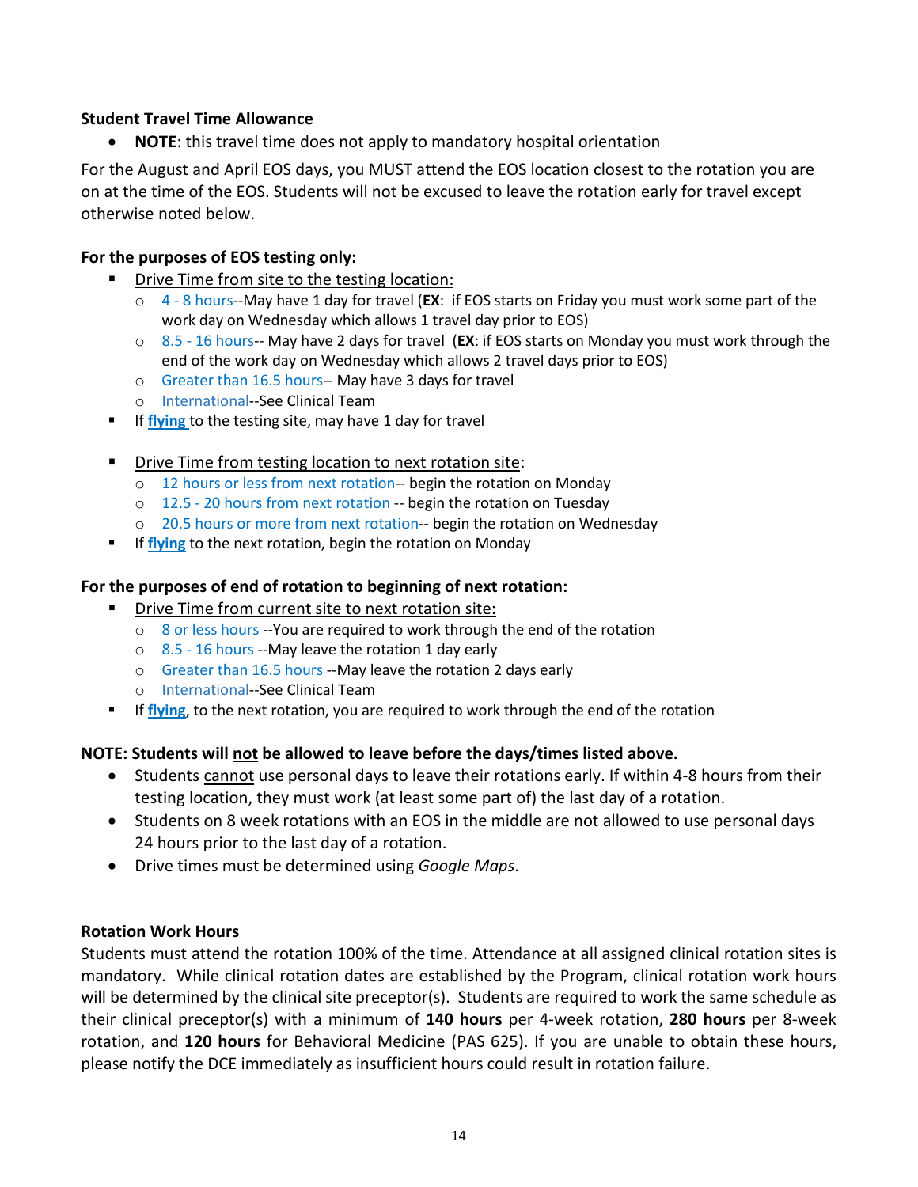**Student Travel Time Allowance**

- **NOTE**: this travel time does not apply to mandatory hospital orientation

For the August and April EOS days, you MUST attend the EOS location closest to the rotation you are on at the time of the EOS. Students will not be excused to leave the rotation early for travel except otherwise noted below.

**For the purposes of EOS testing only:**

- Drive Time from site to the testing location:
  - 4 - 8 hours--May have 1 day for travel (**EX**: if EOS starts on Friday you must work some part of the work day on Wednesday which allows 1 travel day prior to EOS)
  - 8.5 - 16 hours-- May have 2 days for travel (**EX**: if EOS starts on Monday you must work through the end of the work day on Wednesday which allows 2 travel days prior to EOS)
  - Greater than 16.5 hours-- May have 3 days for travel
  - International--See Clinical Team
- If **flying** to the testing site, may have 1 day for travel

- Drive Time from testing location to next rotation site:
  - 12 hours or less from next rotation-- begin the rotation on Monday
  - 12.5 - 20 hours from next rotation -- begin the rotation on Tuesday
  - 20.5 hours or more from next rotation-- begin the rotation on Wednesday
- If **flying** to the next rotation, begin the rotation on Monday

**For the purposes of end of rotation to beginning of next rotation:**

- Drive Time from current site to next rotation site:
  - 8 or less hours --You are required to work through the end of the rotation
  - 8.5 - 16 hours --May leave the rotation 1 day early
  - Greater than 16.5 hours --May leave the rotation 2 days early
  - International--See Clinical Team
- If **flying**, to the next rotation, you are required to work through the end of the rotation

**NOTE: Students will not be allowed to leave before the days/times listed above.**

- Students cannot use personal days to leave their rotations early. If within 4-8 hours from their testing location, they must work (at least some part of) the last day of a rotation.
- Students on 8 week rotations with an EOS in the middle are not allowed to use personal days 24 hours prior to the last day of a rotation.
- Drive times must be determined using *Google Maps*.

**Rotation Work Hours**

Students must attend the rotation 100% of the time. Attendance at all assigned clinical rotation sites is mandatory. While clinical rotation dates are established by the Program, clinical rotation work hours will be determined by the clinical site preceptor(s). Students are required to work the same schedule as their clinical preceptor(s) with a minimum of **140 hours** per 4-week rotation, **280 hours** per 8-week rotation, and **120 hours** for Behavioral Medicine (PAS 625). If you are unable to obtain these hours, please notify the DCE immediately as insufficient hours could result in rotation failure.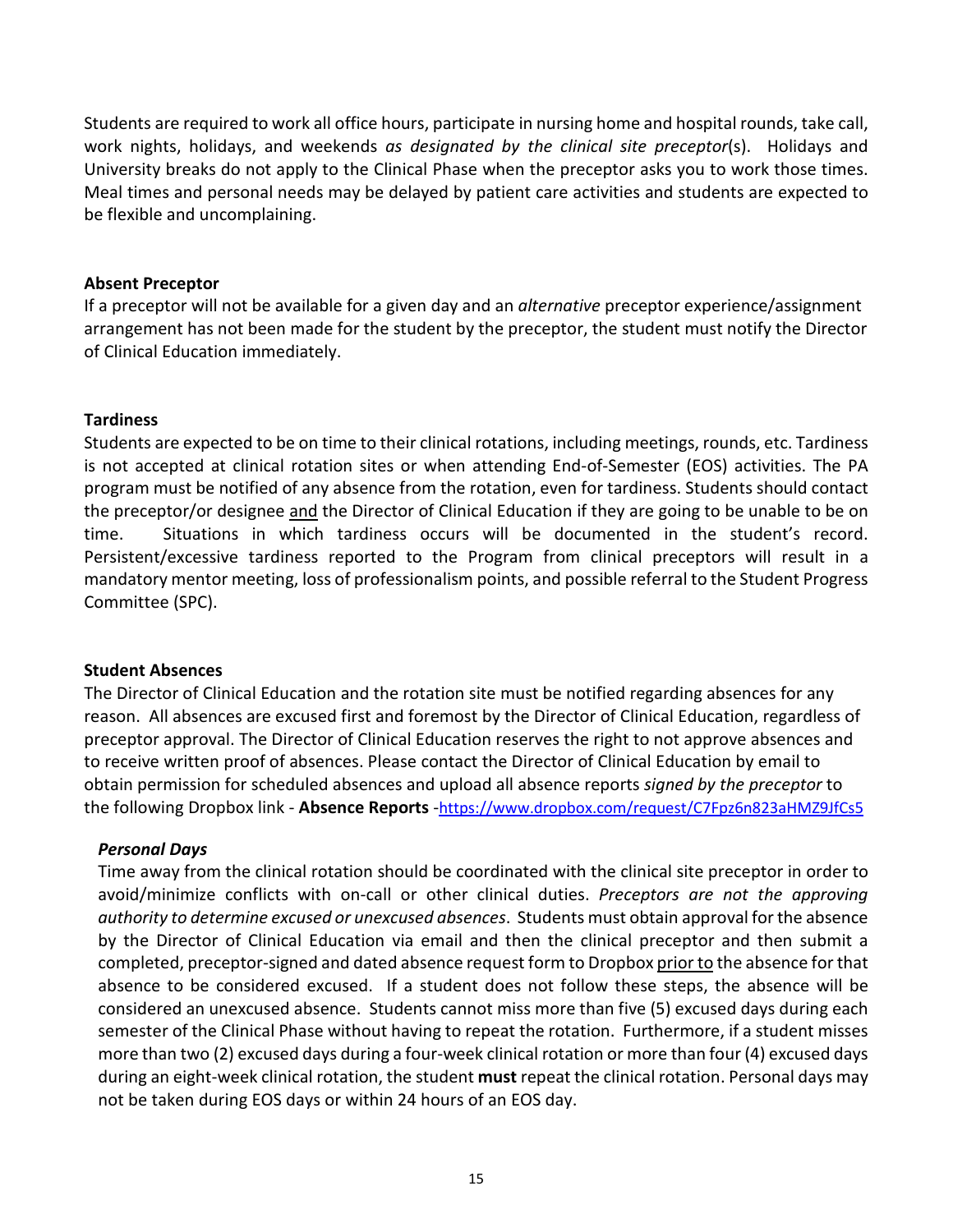Students are required to work all office hours, participate in nursing home and hospital rounds, take call, work nights, holidays, and weekends *as designated by the clinical site preceptor*(s). Holidays and University breaks do not apply to the Clinical Phase when the preceptor asks you to work those times. Meal times and personal needs may be delayed by patient care activities and students are expected to be flexible and uncomplaining.

**Absent Preceptor**

If a preceptor will not be available for a given day and an *alternative* preceptor experience/assignment arrangement has not been made for the student by the preceptor, the student must notify the Director of Clinical Education immediately.

**Tardiness**

Students are expected to be on time to their clinical rotations, including meetings, rounds, etc. Tardiness is not accepted at clinical rotation sites or when attending End-of-Semester (EOS) activities. The PA program must be notified of any absence from the rotation, even for tardiness. Students should contact the preceptor/or designee <u>and</u> the Director of Clinical Education if they are going to be unable to be on time. Situations in which tardiness occurs will be documented in the student's record. Persistent/excessive tardiness reported to the Program from clinical preceptors will result in a mandatory mentor meeting, loss of professionalism points, and possible referral to the Student Progress Committee (SPC).

**Student Absences**

The Director of Clinical Education and the rotation site must be notified regarding absences for any reason. All absences are excused first and foremost by the Director of Clinical Education, regardless of preceptor approval. The Director of Clinical Education reserves the right to not approve absences and to receive written proof of absences. Please contact the Director of Clinical Education by email to obtain permission for scheduled absences and upload all absence reports *signed by the preceptor* to the following Dropbox link - **Absence Reports** -https://www.dropbox.com/request/C7Fpz6n823aHMZ9JfCs5

***Personal Days***

Time away from the clinical rotation should be coordinated with the clinical site preceptor in order to avoid/minimize conflicts with on-call or other clinical duties. *Preceptors are not the approving authority to determine excused or unexcused absences*. Students must obtain approval for the absence by the Director of Clinical Education via email and then the clinical preceptor and then submit a completed, preceptor-signed and dated absence request form to Dropbox <u>prior to</u> the absence for that absence to be considered excused. If a student does not follow these steps, the absence will be considered an unexcused absence. Students cannot miss more than five (5) excused days during each semester of the Clinical Phase without having to repeat the rotation. Furthermore, if a student misses more than two (2) excused days during a four-week clinical rotation or more than four (4) excused days during an eight-week clinical rotation, the student **must** repeat the clinical rotation. Personal days may not be taken during EOS days or within 24 hours of an EOS day.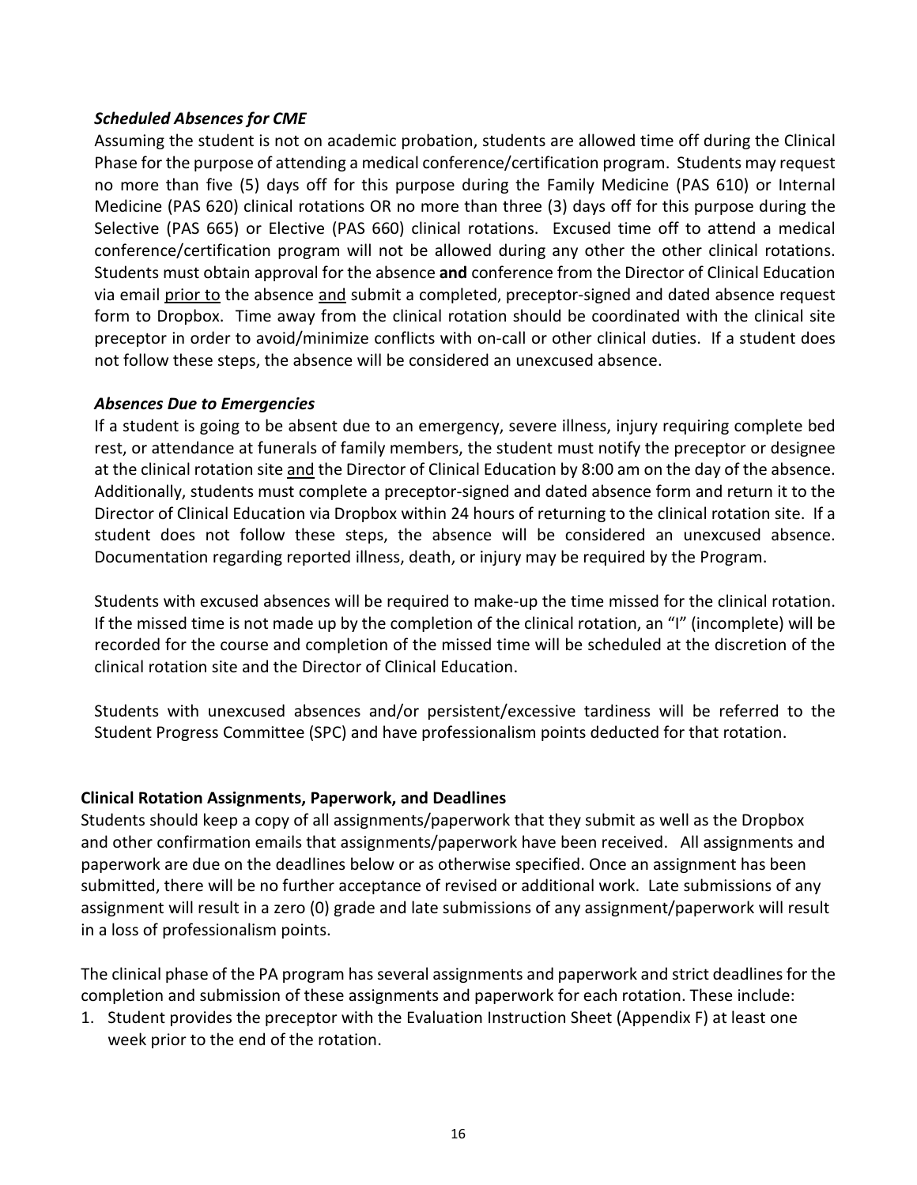***Scheduled Absences for CME***

Assuming the student is not on academic probation, students are allowed time off during the Clinical Phase for the purpose of attending a medical conference/certification program. Students may request no more than five (5) days off for this purpose during the Family Medicine (PAS 610) or Internal Medicine (PAS 620) clinical rotations OR no more than three (3) days off for this purpose during the Selective (PAS 665) or Elective (PAS 660) clinical rotations. Excused time off to attend a medical conference/certification program will not be allowed during any other the other clinical rotations. Students must obtain approval for the absence **and** conference from the Director of Clinical Education via email <u>prior to</u> the absence <u>and</u> submit a completed, preceptor-signed and dated absence request form to Dropbox. Time away from the clinical rotation should be coordinated with the clinical site preceptor in order to avoid/minimize conflicts with on-call or other clinical duties. If a student does not follow these steps, the absence will be considered an unexcused absence.

***Absences Due to Emergencies***

If a student is going to be absent due to an emergency, severe illness, injury requiring complete bed rest, or attendance at funerals of family members, the student must notify the preceptor or designee at the clinical rotation site <u>and</u> the Director of Clinical Education by 8:00 am on the day of the absence. Additionally, students must complete a preceptor-signed and dated absence form and return it to the Director of Clinical Education via Dropbox within 24 hours of returning to the clinical rotation site. If a student does not follow these steps, the absence will be considered an unexcused absence. Documentation regarding reported illness, death, or injury may be required by the Program.

Students with excused absences will be required to make-up the time missed for the clinical rotation. If the missed time is not made up by the completion of the clinical rotation, an "I" (incomplete) will be recorded for the course and completion of the missed time will be scheduled at the discretion of the clinical rotation site and the Director of Clinical Education.

Students with unexcused absences and/or persistent/excessive tardiness will be referred to the Student Progress Committee (SPC) and have professionalism points deducted for that rotation.

**Clinical Rotation Assignments, Paperwork, and Deadlines**

Students should keep a copy of all assignments/paperwork that they submit as well as the Dropbox and other confirmation emails that assignments/paperwork have been received. All assignments and paperwork are due on the deadlines below or as otherwise specified. Once an assignment has been submitted, there will be no further acceptance of revised or additional work. Late submissions of any assignment will result in a zero (0) grade and late submissions of any assignment/paperwork will result in a loss of professionalism points.

The clinical phase of the PA program has several assignments and paperwork and strict deadlines for the completion and submission of these assignments and paperwork for each rotation. These include:

1. Student provides the preceptor with the Evaluation Instruction Sheet (Appendix F) at least one week prior to the end of the rotation.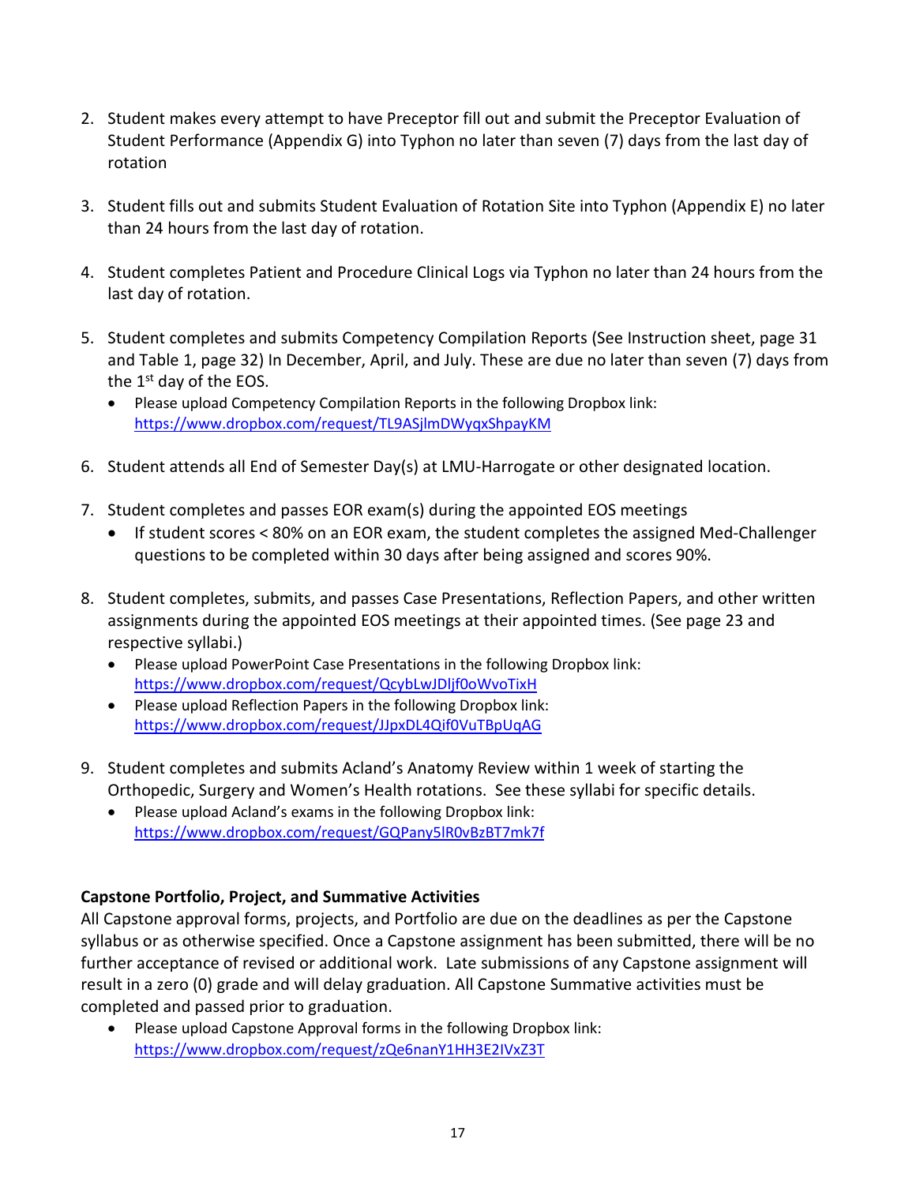2. Student makes every attempt to have Preceptor fill out and submit the Preceptor Evaluation of Student Performance (Appendix G) into Typhon no later than seven (7) days from the last day of rotation

3. Student fills out and submits Student Evaluation of Rotation Site into Typhon (Appendix E) no later than 24 hours from the last day of rotation.

4. Student completes Patient and Procedure Clinical Logs via Typhon no later than 24 hours from the last day of rotation.

5. Student completes and submits Competency Compilation Reports (See Instruction sheet, page 31 and Table 1, page 32) In December, April, and July. These are due no later than seven (7) days from the 1st day of the EOS.
   - Please upload Competency Compilation Reports in the following Dropbox link: https://www.dropbox.com/request/TL9ASjlmDWyqxShpayKM

6. Student attends all End of Semester Day(s) at LMU-Harrogate or other designated location.

7. Student completes and passes EOR exam(s) during the appointed EOS meetings
   - If student scores < 80% on an EOR exam, the student completes the assigned Med-Challenger questions to be completed within 30 days after being assigned and scores 90%.

8. Student completes, submits, and passes Case Presentations, Reflection Papers, and other written assignments during the appointed EOS meetings at their appointed times. (See page 23 and respective syllabi.)
   - Please upload PowerPoint Case Presentations in the following Dropbox link: https://www.dropbox.com/request/QcybLwJDljf0oWvoTixH
   - Please upload Reflection Papers in the following Dropbox link: https://www.dropbox.com/request/JJpxDL4Qif0VuTBpUqAG

9. Student completes and submits Acland's Anatomy Review within 1 week of starting the Orthopedic, Surgery and Women's Health rotations. See these syllabi for specific details.
   - Please upload Acland's exams in the following Dropbox link: https://www.dropbox.com/request/GQPany5lR0vBzBT7mk7f

**Capstone Portfolio, Project, and Summative Activities**

All Capstone approval forms, projects, and Portfolio are due on the deadlines as per the Capstone syllabus or as otherwise specified. Once a Capstone assignment has been submitted, there will be no further acceptance of revised or additional work. Late submissions of any Capstone assignment will result in a zero (0) grade and will delay graduation. All Capstone Summative activities must be completed and passed prior to graduation.

- Please upload Capstone Approval forms in the following Dropbox link: https://www.dropbox.com/request/zQe6nanY1HH3E2IVxZ3T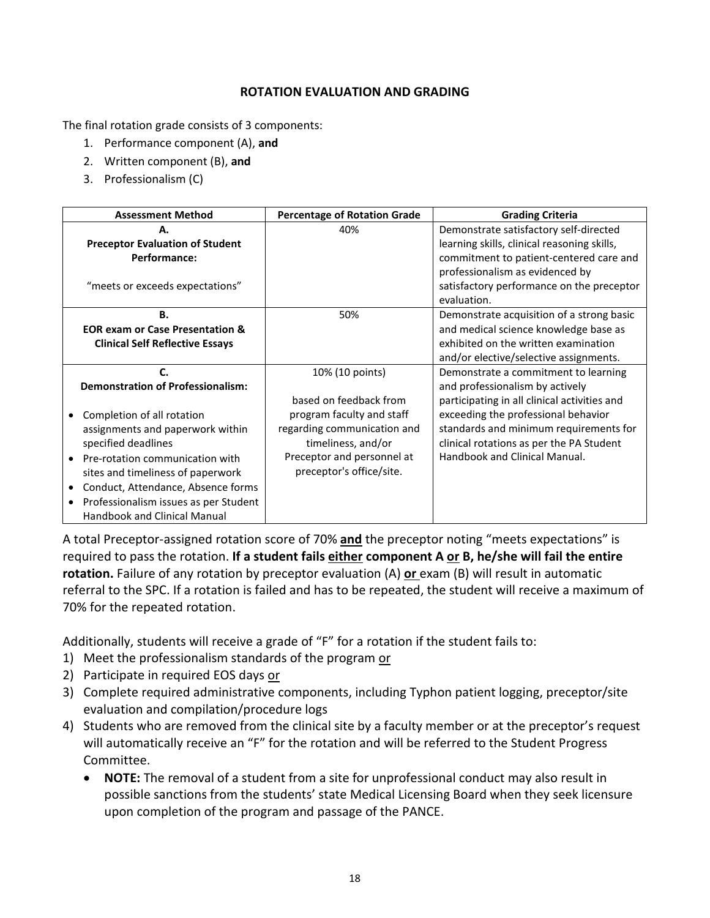## ROTATION EVALUATION AND GRADING

The final rotation grade consists of 3 components:

1. Performance component (A), **and**
2. Written component (B), **and**
3. Professionalism (C)

| Assessment Method | Percentage of Rotation Grade | Grading Criteria |
|---|---|---|
| **A.**<br>**Preceptor Evaluation of Student Performance:**<br><br>"meets or exceeds expectations" | 40% | Demonstrate satisfactory self-directed learning skills, clinical reasoning skills, commitment to patient-centered care and professionalism as evidenced by satisfactory performance on the preceptor evaluation. |
| **B.**<br>**EOR exam or Case Presentation & Clinical Self Reflective Essays** | 50% | Demonstrate acquisition of a strong basic and medical science knowledge base as exhibited on the written examination and/or elective/selective assignments. |
| **C.**<br>**Demonstration of Professionalism:**<br><br>• Completion of all rotation assignments and paperwork within specified deadlines<br>• Pre-rotation communication with sites and timeliness of paperwork<br>• Conduct, Attendance, Absence forms<br>• Professionalism issues as per Student Handbook and Clinical Manual | 10% (10 points)<br><br>based on feedback from program faculty and staff regarding communication and timeliness, and/or Preceptor and personnel at preceptor's office/site. | Demonstrate a commitment to learning and professionalism by actively participating in all clinical activities and exceeding the professional behavior standards and minimum requirements for clinical rotations as per the PA Student Handbook and Clinical Manual. |

A total Preceptor-assigned rotation score of 70% **and** the preceptor noting "meets expectations" is required to pass the rotation. **If a student fails either component A or B, he/she will fail the entire rotation.** Failure of any rotation by preceptor evaluation (A) **or** exam (B) will result in automatic referral to the SPC. If a rotation is failed and has to be repeated, the student will receive a maximum of 70% for the repeated rotation.

Additionally, students will receive a grade of "F" for a rotation if the student fails to:

1) Meet the professionalism standards of the program or
2) Participate in required EOS days or
3) Complete required administrative components, including Typhon patient logging, preceptor/site evaluation and compilation/procedure logs
4) Students who are removed from the clinical site by a faculty member or at the preceptor's request will automatically receive an "F" for the rotation and will be referred to the Student Progress Committee.
   - **NOTE:** The removal of a student from a site for unprofessional conduct may also result in possible sanctions from the students' state Medical Licensing Board when they seek licensure upon completion of the program and passage of the PANCE.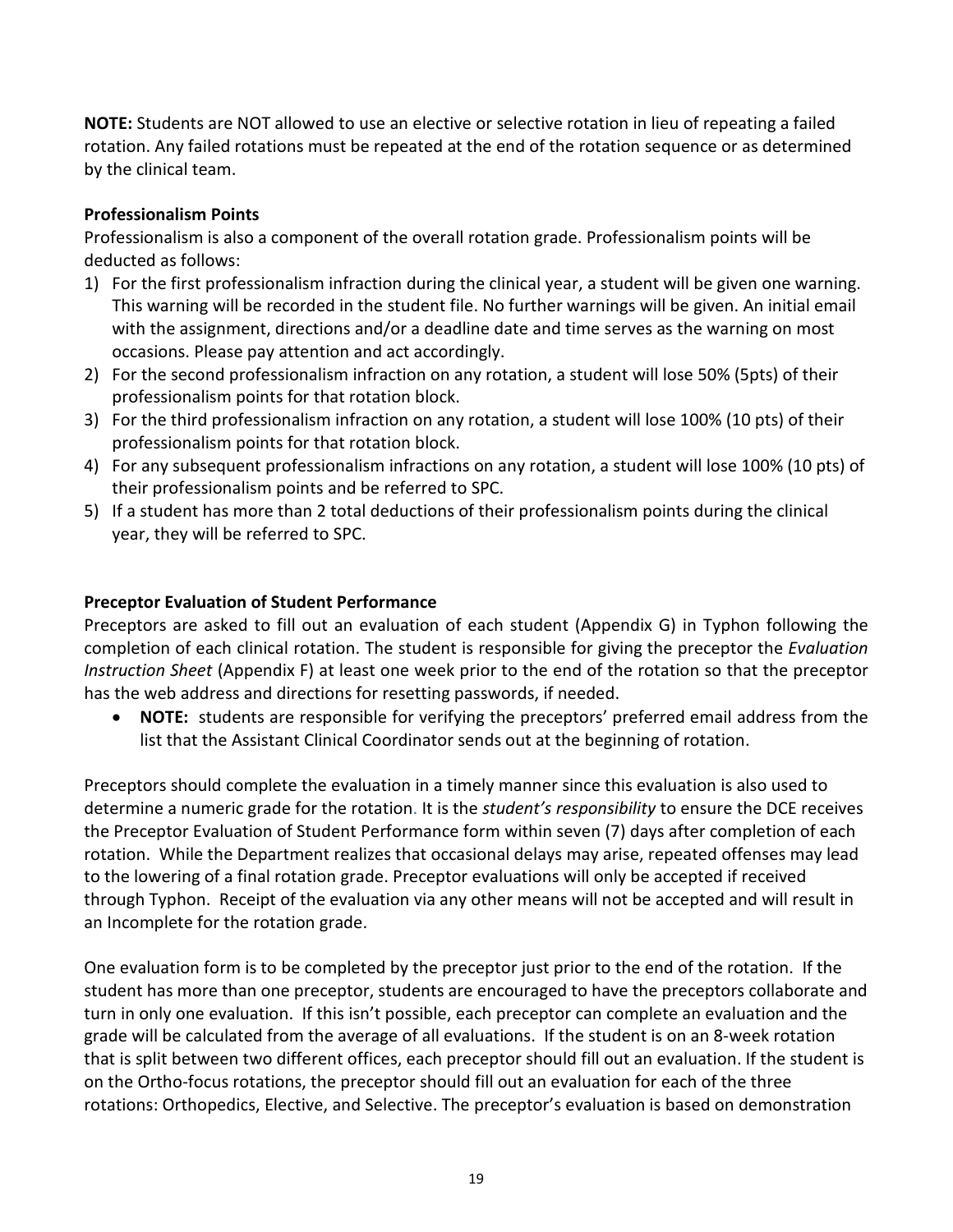**NOTE:** Students are NOT allowed to use an elective or selective rotation in lieu of repeating a failed rotation. Any failed rotations must be repeated at the end of the rotation sequence or as determined by the clinical team.

### Professionalism Points

Professionalism is also a component of the overall rotation grade. Professionalism points will be deducted as follows:

1) For the first professionalism infraction during the clinical year, a student will be given one warning. This warning will be recorded in the student file. No further warnings will be given. An initial email with the assignment, directions and/or a deadline date and time serves as the warning on most occasions. Please pay attention and act accordingly.
2) For the second professionalism infraction on any rotation, a student will lose 50% (5pts) of their professionalism points for that rotation block.
3) For the third professionalism infraction on any rotation, a student will lose 100% (10 pts) of their professionalism points for that rotation block.
4) For any subsequent professionalism infractions on any rotation, a student will lose 100% (10 pts) of their professionalism points and be referred to SPC.
5) If a student has more than 2 total deductions of their professionalism points during the clinical year, they will be referred to SPC.

### Preceptor Evaluation of Student Performance

Preceptors are asked to fill out an evaluation of each student (Appendix G) in Typhon following the completion of each clinical rotation. The student is responsible for giving the preceptor the *Evaluation Instruction Sheet* (Appendix F) at least one week prior to the end of the rotation so that the preceptor has the web address and directions for resetting passwords, if needed.

- **NOTE:** students are responsible for verifying the preceptors' preferred email address from the list that the Assistant Clinical Coordinator sends out at the beginning of rotation.

Preceptors should complete the evaluation in a timely manner since this evaluation is also used to determine a numeric grade for the rotation. It is the *student's responsibility* to ensure the DCE receives the Preceptor Evaluation of Student Performance form within seven (7) days after completion of each rotation. While the Department realizes that occasional delays may arise, repeated offenses may lead to the lowering of a final rotation grade. Preceptor evaluations will only be accepted if received through Typhon. Receipt of the evaluation via any other means will not be accepted and will result in an Incomplete for the rotation grade.

One evaluation form is to be completed by the preceptor just prior to the end of the rotation. If the student has more than one preceptor, students are encouraged to have the preceptors collaborate and turn in only one evaluation. If this isn't possible, each preceptor can complete an evaluation and the grade will be calculated from the average of all evaluations. If the student is on an 8-week rotation that is split between two different offices, each preceptor should fill out an evaluation. If the student is on the Ortho-focus rotations, the preceptor should fill out an evaluation for each of the three rotations: Orthopedics, Elective, and Selective. The preceptor's evaluation is based on demonstration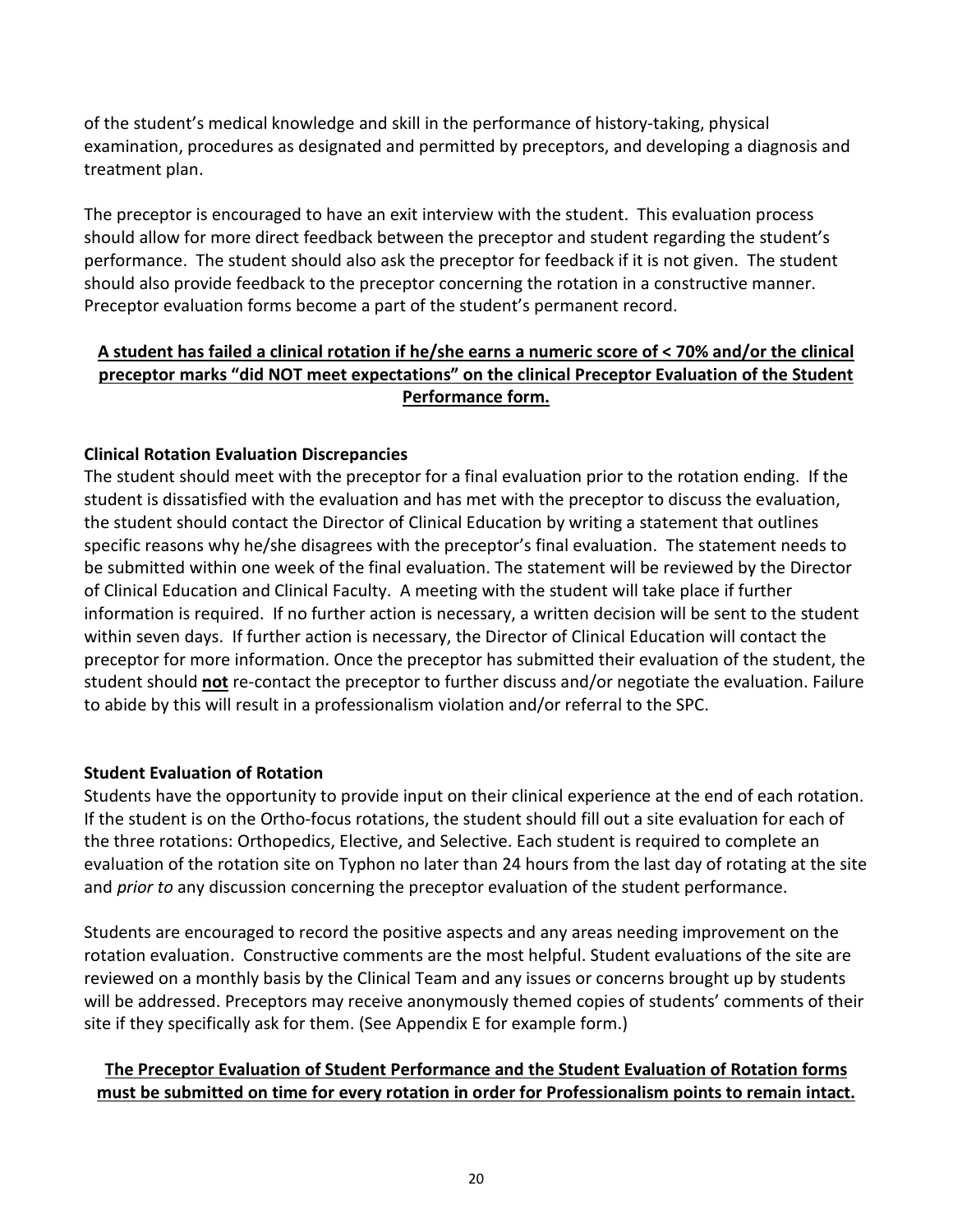of the student's medical knowledge and skill in the performance of history-taking, physical examination, procedures as designated and permitted by preceptors, and developing a diagnosis and treatment plan.

The preceptor is encouraged to have an exit interview with the student. This evaluation process should allow for more direct feedback between the preceptor and student regarding the student's performance. The student should also ask the preceptor for feedback if it is not given. The student should also provide feedback to the preceptor concerning the rotation in a constructive manner. Preceptor evaluation forms become a part of the student's permanent record.

<u>**A student has failed a clinical rotation if he/she earns a numeric score of < 70% and/or the clinical preceptor marks "did NOT meet expectations" on the clinical Preceptor Evaluation of the Student Performance form.**</u>

### Clinical Rotation Evaluation Discrepancies

The student should meet with the preceptor for a final evaluation prior to the rotation ending. If the student is dissatisfied with the evaluation and has met with the preceptor to discuss the evaluation, the student should contact the Director of Clinical Education by writing a statement that outlines specific reasons why he/she disagrees with the preceptor's final evaluation. The statement needs to be submitted within one week of the final evaluation. The statement will be reviewed by the Director of Clinical Education and Clinical Faculty. A meeting with the student will take place if further information is required. If no further action is necessary, a written decision will be sent to the student within seven days. If further action is necessary, the Director of Clinical Education will contact the preceptor for more information. Once the preceptor has submitted their evaluation of the student, the student should <u>**not**</u> re-contact the preceptor to further discuss and/or negotiate the evaluation. Failure to abide by this will result in a professionalism violation and/or referral to the SPC.

### Student Evaluation of Rotation

Students have the opportunity to provide input on their clinical experience at the end of each rotation. If the student is on the Ortho-focus rotations, the student should fill out a site evaluation for each of the three rotations: Orthopedics, Elective, and Selective. Each student is required to complete an evaluation of the rotation site on Typhon no later than 24 hours from the last day of rotating at the site and *prior to* any discussion concerning the preceptor evaluation of the student performance.

Students are encouraged to record the positive aspects and any areas needing improvement on the rotation evaluation. Constructive comments are the most helpful. Student evaluations of the site are reviewed on a monthly basis by the Clinical Team and any issues or concerns brought up by students will be addressed. Preceptors may receive anonymously themed copies of students' comments of their site if they specifically ask for them. (See Appendix E for example form.)

<u>**The Preceptor Evaluation of Student Performance and the Student Evaluation of Rotation forms must be submitted on time for every rotation in order for Professionalism points to remain intact.**</u>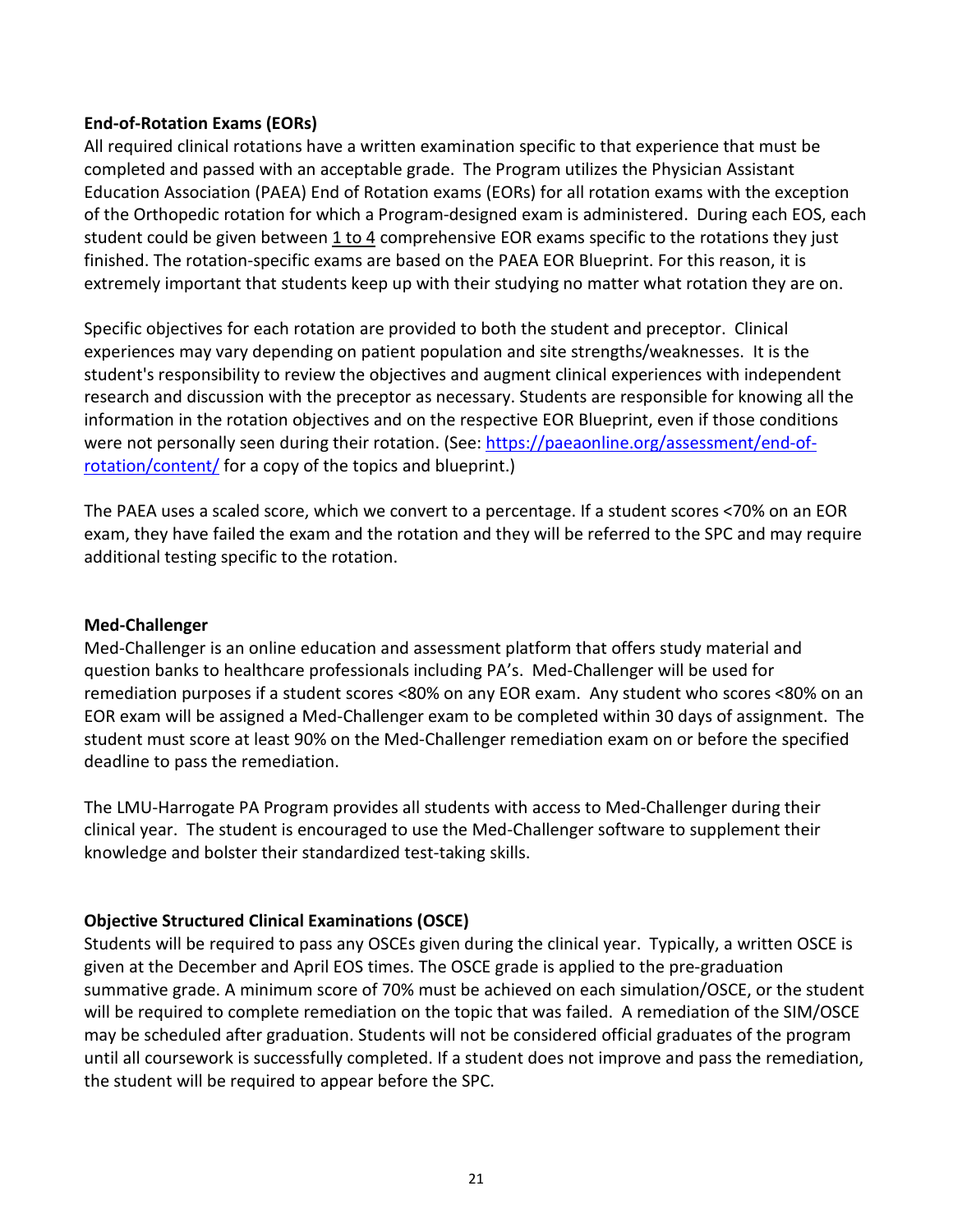**End-of-Rotation Exams (EORs)**

All required clinical rotations have a written examination specific to that experience that must be completed and passed with an acceptable grade. The Program utilizes the Physician Assistant Education Association (PAEA) End of Rotation exams (EORs) for all rotation exams with the exception of the Orthopedic rotation for which a Program-designed exam is administered. During each EOS, each student could be given between 1 to 4 comprehensive EOR exams specific to the rotations they just finished. The rotation-specific exams are based on the PAEA EOR Blueprint. For this reason, it is extremely important that students keep up with their studying no matter what rotation they are on.

Specific objectives for each rotation are provided to both the student and preceptor. Clinical experiences may vary depending on patient population and site strengths/weaknesses. It is the student's responsibility to review the objectives and augment clinical experiences with independent research and discussion with the preceptor as necessary. Students are responsible for knowing all the information in the rotation objectives and on the respective EOR Blueprint, even if those conditions were not personally seen during their rotation. (See: [https://paeaonline.org/assessment/end-of-rotation/content/](https://paeaonline.org/assessment/end-of-rotation/content/) for a copy of the topics and blueprint.)

The PAEA uses a scaled score, which we convert to a percentage. If a student scores <70% on an EOR exam, they have failed the exam and the rotation and they will be referred to the SPC and may require additional testing specific to the rotation.

**Med-Challenger**

Med-Challenger is an online education and assessment platform that offers study material and question banks to healthcare professionals including PA's. Med-Challenger will be used for remediation purposes if a student scores <80% on any EOR exam. Any student who scores <80% on an EOR exam will be assigned a Med-Challenger exam to be completed within 30 days of assignment. The student must score at least 90% on the Med-Challenger remediation exam on or before the specified deadline to pass the remediation.

The LMU-Harrogate PA Program provides all students with access to Med-Challenger during their clinical year. The student is encouraged to use the Med-Challenger software to supplement their knowledge and bolster their standardized test-taking skills.

**Objective Structured Clinical Examinations (OSCE)**

Students will be required to pass any OSCEs given during the clinical year. Typically, a written OSCE is given at the December and April EOS times. The OSCE grade is applied to the pre-graduation summative grade. A minimum score of 70% must be achieved on each simulation/OSCE, or the student will be required to complete remediation on the topic that was failed. A remediation of the SIM/OSCE may be scheduled after graduation. Students will not be considered official graduates of the program until all coursework is successfully completed. If a student does not improve and pass the remediation, the student will be required to appear before the SPC.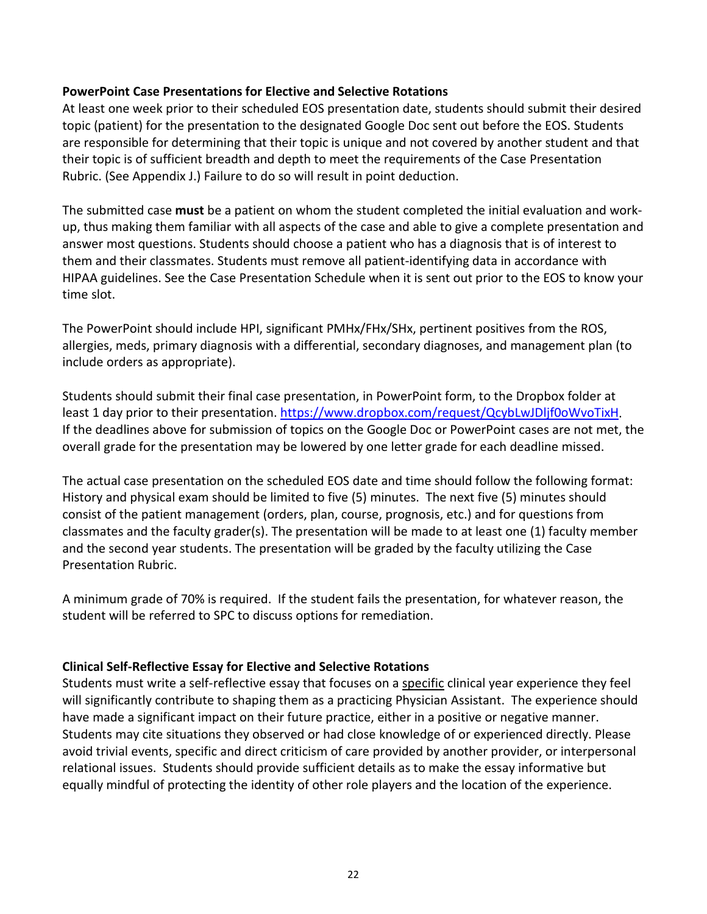**PowerPoint Case Presentations for Elective and Selective Rotations**

At least one week prior to their scheduled EOS presentation date, students should submit their desired topic (patient) for the presentation to the designated Google Doc sent out before the EOS. Students are responsible for determining that their topic is unique and not covered by another student and that their topic is of sufficient breadth and depth to meet the requirements of the Case Presentation Rubric. (See Appendix J.) Failure to do so will result in point deduction.

The submitted case **must** be a patient on whom the student completed the initial evaluation and work-up, thus making them familiar with all aspects of the case and able to give a complete presentation and answer most questions. Students should choose a patient who has a diagnosis that is of interest to them and their classmates. Students must remove all patient-identifying data in accordance with HIPAA guidelines. See the Case Presentation Schedule when it is sent out prior to the EOS to know your time slot.

The PowerPoint should include HPI, significant PMHx/FHx/SHx, pertinent positives from the ROS, allergies, meds, primary diagnosis with a differential, secondary diagnoses, and management plan (to include orders as appropriate).

Students should submit their final case presentation, in PowerPoint form, to the Dropbox folder at least 1 day prior to their presentation. [https://www.dropbox.com/request/QcybLwJDljf0oWvoTixH](https://www.dropbox.com/request/QcybLwJDljf0oWvoTixH). If the deadlines above for submission of topics on the Google Doc or PowerPoint cases are not met, the overall grade for the presentation may be lowered by one letter grade for each deadline missed.

The actual case presentation on the scheduled EOS date and time should follow the following format: History and physical exam should be limited to five (5) minutes. The next five (5) minutes should consist of the patient management (orders, plan, course, prognosis, etc.) and for questions from classmates and the faculty grader(s). The presentation will be made to at least one (1) faculty member and the second year students. The presentation will be graded by the faculty utilizing the Case Presentation Rubric.

A minimum grade of 70% is required. If the student fails the presentation, for whatever reason, the student will be referred to SPC to discuss options for remediation.

**Clinical Self-Reflective Essay for Elective and Selective Rotations**

Students must write a self-reflective essay that focuses on a specific clinical year experience they feel will significantly contribute to shaping them as a practicing Physician Assistant. The experience should have made a significant impact on their future practice, either in a positive or negative manner. Students may cite situations they observed or had close knowledge of or experienced directly. Please avoid trivial events, specific and direct criticism of care provided by another provider, or interpersonal relational issues. Students should provide sufficient details as to make the essay informative but equally mindful of protecting the identity of other role players and the location of the experience.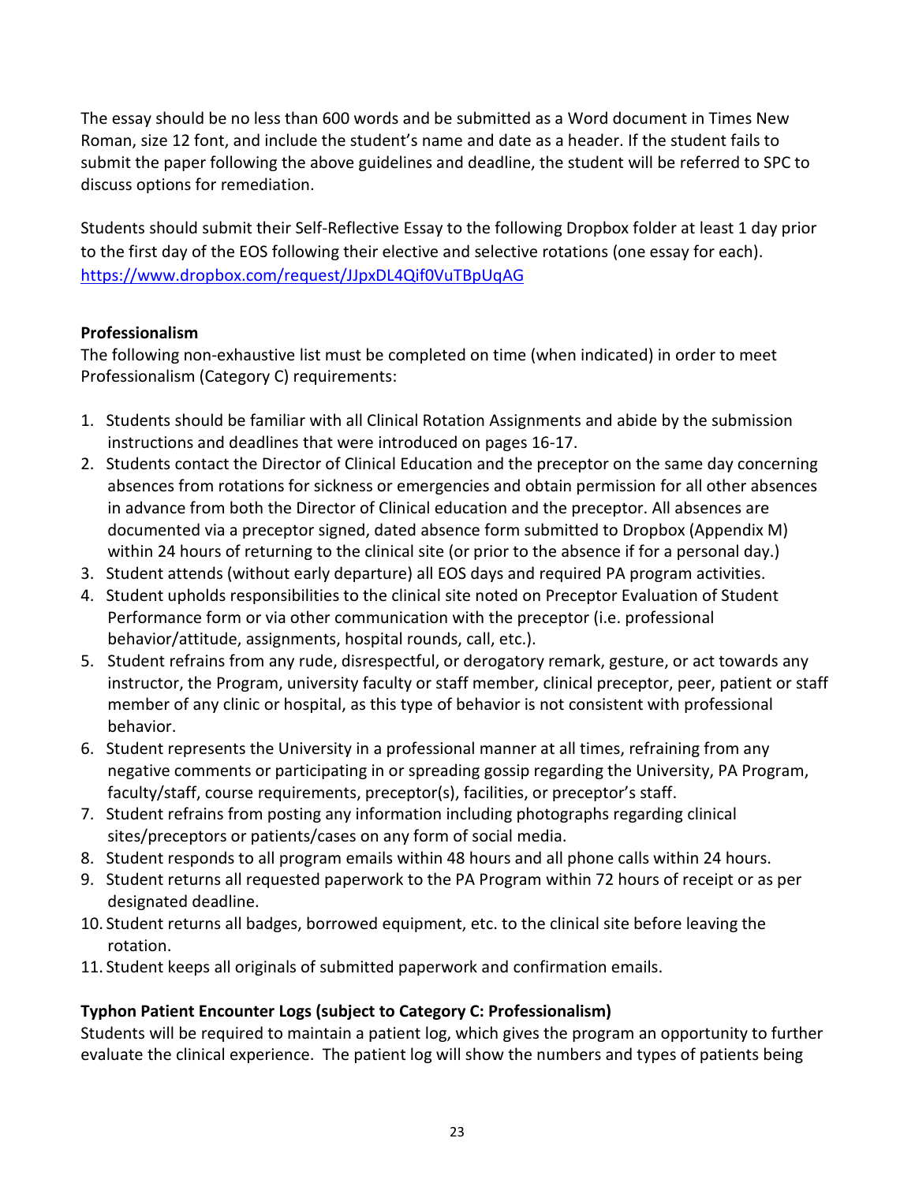The essay should be no less than 600 words and be submitted as a Word document in Times New Roman, size 12 font, and include the student's name and date as a header. If the student fails to submit the paper following the above guidelines and deadline, the student will be referred to SPC to discuss options for remediation.

Students should submit their Self-Reflective Essay to the following Dropbox folder at least 1 day prior to the first day of the EOS following their elective and selective rotations (one essay for each). https://www.dropbox.com/request/JJpxDL4Qif0VuTBpUqAG

**Professionalism**

The following non-exhaustive list must be completed on time (when indicated) in order to meet Professionalism (Category C) requirements:

1. Students should be familiar with all Clinical Rotation Assignments and abide by the submission instructions and deadlines that were introduced on pages 16-17.
2. Students contact the Director of Clinical Education and the preceptor on the same day concerning absences from rotations for sickness or emergencies and obtain permission for all other absences in advance from both the Director of Clinical education and the preceptor. All absences are documented via a preceptor signed, dated absence form submitted to Dropbox (Appendix M) within 24 hours of returning to the clinical site (or prior to the absence if for a personal day.)
3. Student attends (without early departure) all EOS days and required PA program activities.
4. Student upholds responsibilities to the clinical site noted on Preceptor Evaluation of Student Performance form or via other communication with the preceptor (i.e. professional behavior/attitude, assignments, hospital rounds, call, etc.).
5. Student refrains from any rude, disrespectful, or derogatory remark, gesture, or act towards any instructor, the Program, university faculty or staff member, clinical preceptor, peer, patient or staff member of any clinic or hospital, as this type of behavior is not consistent with professional behavior.
6. Student represents the University in a professional manner at all times, refraining from any negative comments or participating in or spreading gossip regarding the University, PA Program, faculty/staff, course requirements, preceptor(s), facilities, or preceptor's staff.
7. Student refrains from posting any information including photographs regarding clinical sites/preceptors or patients/cases on any form of social media.
8. Student responds to all program emails within 48 hours and all phone calls within 24 hours.
9. Student returns all requested paperwork to the PA Program within 72 hours of receipt or as per designated deadline.
10. Student returns all badges, borrowed equipment, etc. to the clinical site before leaving the rotation.
11. Student keeps all originals of submitted paperwork and confirmation emails.

**Typhon Patient Encounter Logs (subject to Category C: Professionalism)**

Students will be required to maintain a patient log, which gives the program an opportunity to further evaluate the clinical experience. The patient log will show the numbers and types of patients being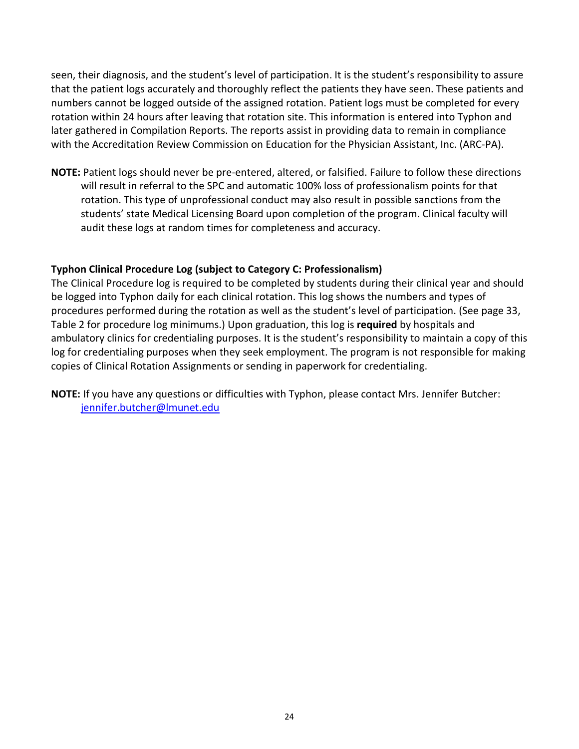seen, their diagnosis, and the student's level of participation. It is the student's responsibility to assure that the patient logs accurately and thoroughly reflect the patients they have seen. These patients and numbers cannot be logged outside of the assigned rotation. Patient logs must be completed for every rotation within 24 hours after leaving that rotation site. This information is entered into Typhon and later gathered in Compilation Reports. The reports assist in providing data to remain in compliance with the Accreditation Review Commission on Education for the Physician Assistant, Inc. (ARC-PA).

**NOTE:** Patient logs should never be pre-entered, altered, or falsified. Failure to follow these directions will result in referral to the SPC and automatic 100% loss of professionalism points for that rotation. This type of unprofessional conduct may also result in possible sanctions from the students' state Medical Licensing Board upon completion of the program. Clinical faculty will audit these logs at random times for completeness and accuracy.

**Typhon Clinical Procedure Log (subject to Category C: Professionalism)**

The Clinical Procedure log is required to be completed by students during their clinical year and should be logged into Typhon daily for each clinical rotation. This log shows the numbers and types of procedures performed during the rotation as well as the student's level of participation. (See page 33, Table 2 for procedure log minimums.) Upon graduation, this log is **required** by hospitals and ambulatory clinics for credentialing purposes. It is the student's responsibility to maintain a copy of this log for credentialing purposes when they seek employment. The program is not responsible for making copies of Clinical Rotation Assignments or sending in paperwork for credentialing.

**NOTE:** If you have any questions or difficulties with Typhon, please contact Mrs. Jennifer Butcher: jennifer.butcher@lmunet.edu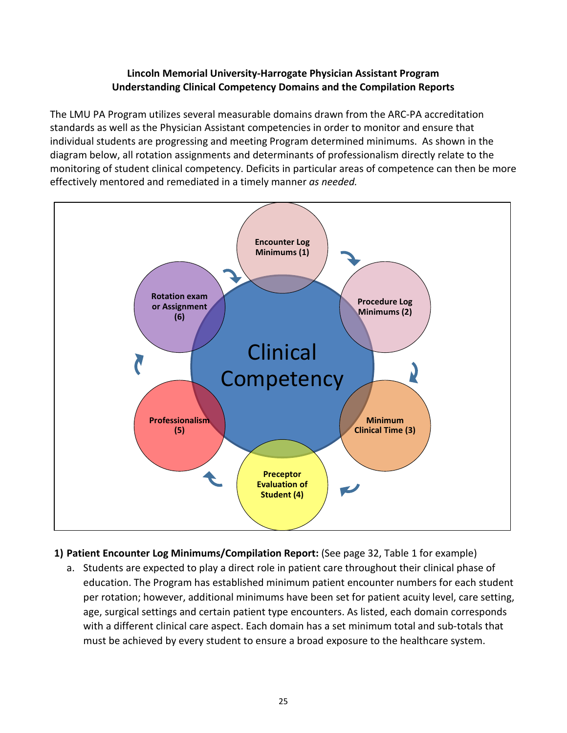**Lincoln Memorial University-Harrogate Physician Assistant Program**
**Understanding Clinical Competency Domains and the Compilation Reports**

The LMU PA Program utilizes several measurable domains drawn from the ARC-PA accreditation standards as well as the Physician Assistant competencies in order to monitor and ensure that individual students are progressing and meeting Program determined minimums. As shown in the diagram below, all rotation assignments and determinants of professionalism directly relate to the monitoring of student clinical competency. Deficits in particular areas of competence can then be more effectively mentored and remediated in a timely manner *as needed.*

Clinical Competency

Encounter Log Minimums (1)

Procedure Log Minimums (2)

Minimum Clinical Time (3)

Preceptor Evaluation of Student (4)

Professionalism (5)

Rotation exam or Assignment (6)

1) **Patient Encounter Log Minimums/Compilation Report:** (See page 32, Table 1 for example)
   a. Students are expected to play a direct role in patient care throughout their clinical phase of education. The Program has established minimum patient encounter numbers for each student per rotation; however, additional minimums have been set for patient acuity level, care setting, age, surgical settings and certain patient type encounters. As listed, each domain corresponds with a different clinical care aspect. Each domain has a set minimum total and sub-totals that must be achieved by every student to ensure a broad exposure to the healthcare system.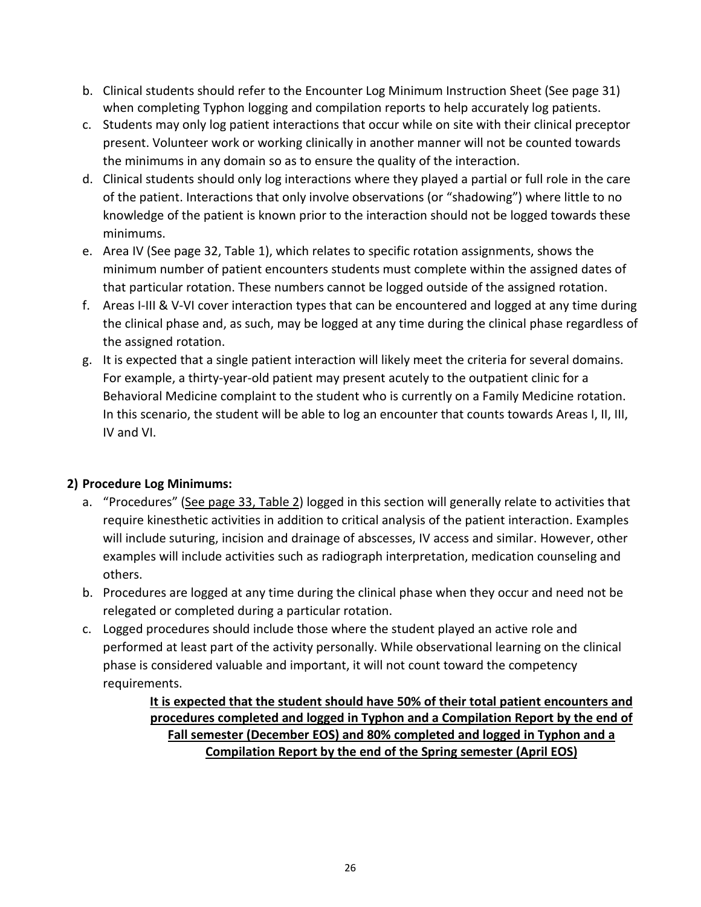b. Clinical students should refer to the Encounter Log Minimum Instruction Sheet (See page 31) when completing Typhon logging and compilation reports to help accurately log patients.
c. Students may only log patient interactions that occur while on site with their clinical preceptor present. Volunteer work or working clinically in another manner will not be counted towards the minimums in any domain so as to ensure the quality of the interaction.
d. Clinical students should only log interactions where they played a partial or full role in the care of the patient. Interactions that only involve observations (or "shadowing") where little to no knowledge of the patient is known prior to the interaction should not be logged towards these minimums.
e. Area IV (See page 32, Table 1), which relates to specific rotation assignments, shows the minimum number of patient encounters students must complete within the assigned dates of that particular rotation. These numbers cannot be logged outside of the assigned rotation.
f. Areas I-III & V-VI cover interaction types that can be encountered and logged at any time during the clinical phase and, as such, may be logged at any time during the clinical phase regardless of the assigned rotation.
g. It is expected that a single patient interaction will likely meet the criteria for several domains. For example, a thirty-year-old patient may present acutely to the outpatient clinic for a Behavioral Medicine complaint to the student who is currently on a Family Medicine rotation. In this scenario, the student will be able to log an encounter that counts towards Areas I, II, III, IV and VI.

**2) Procedure Log Minimums:**

a. "Procedures" (See page 33, Table 2) logged in this section will generally relate to activities that require kinesthetic activities in addition to critical analysis of the patient interaction. Examples will include suturing, incision and drainage of abscesses, IV access and similar. However, other examples will include activities such as radiograph interpretation, medication counseling and others.
b. Procedures are logged at any time during the clinical phase when they occur and need not be relegated or completed during a particular rotation.
c. Logged procedures should include those where the student played an active role and performed at least part of the activity personally. While observational learning on the clinical phase is considered valuable and important, it will not count toward the competency requirements.

**It is expected that the student should have 50% of their total patient encounters and procedures completed and logged in Typhon and a Compilation Report by the end of Fall semester (December EOS) and 80% completed and logged in Typhon and a Compilation Report by the end of the Spring semester (April EOS)**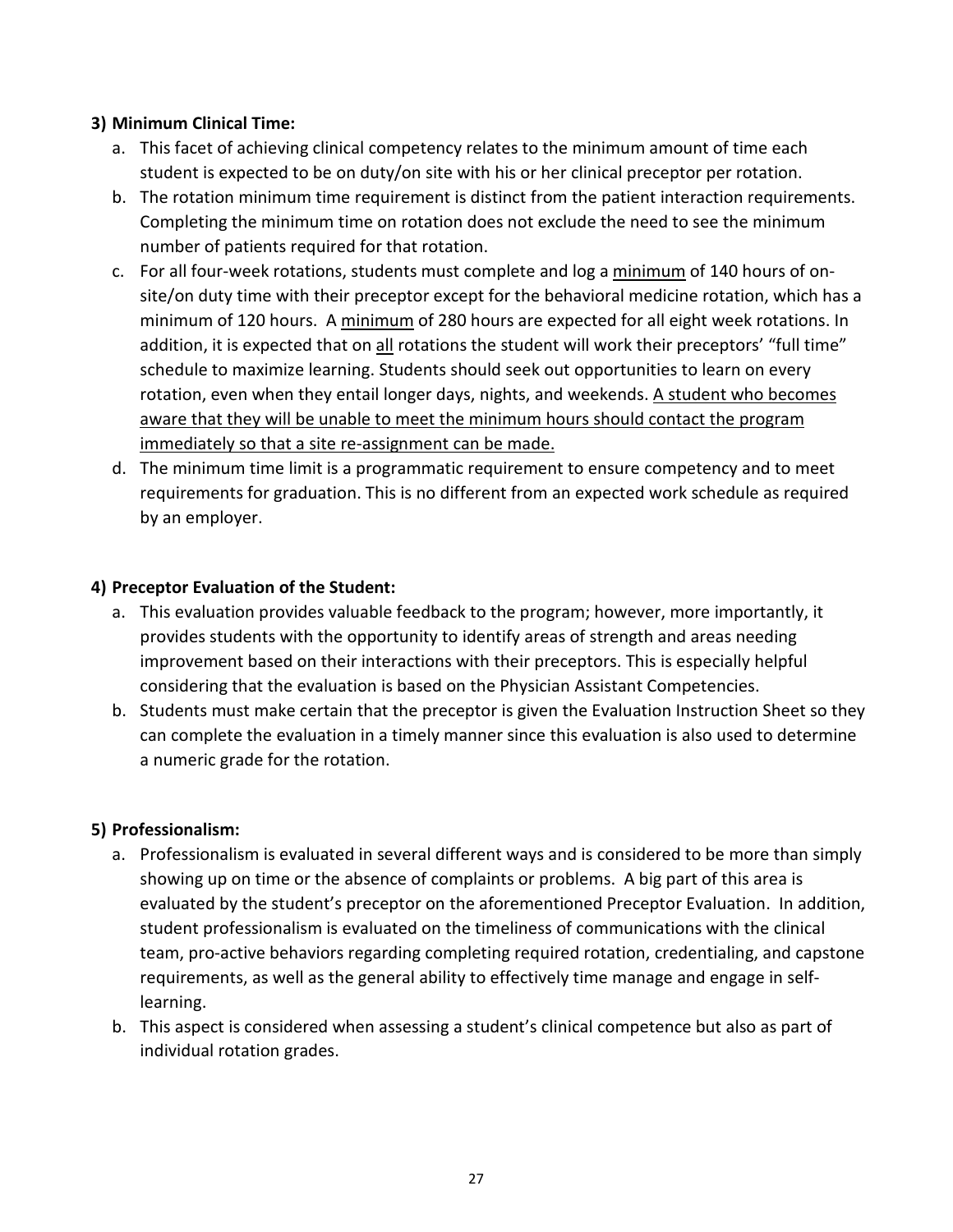**3) Minimum Clinical Time:**

a. This facet of achieving clinical competency relates to the minimum amount of time each student is expected to be on duty/on site with his or her clinical preceptor per rotation.

b. The rotation minimum time requirement is distinct from the patient interaction requirements. Completing the minimum time on rotation does not exclude the need to see the minimum number of patients required for that rotation.

c. For all four-week rotations, students must complete and log a <u>minimum</u> of 140 hours of on-site/on duty time with their preceptor except for the behavioral medicine rotation, which has a minimum of 120 hours. A <u>minimum</u> of 280 hours are expected for all eight week rotations. In addition, it is expected that on <u>all</u> rotations the student will work their preceptors' "full time" schedule to maximize learning. Students should seek out opportunities to learn on every rotation, even when they entail longer days, nights, and weekends. <u>A student who becomes aware that they will be unable to meet the minimum hours should contact the program immediately so that a site re-assignment can be made.</u>

d. The minimum time limit is a programmatic requirement to ensure competency and to meet requirements for graduation. This is no different from an expected work schedule as required by an employer.

**4) Preceptor Evaluation of the Student:**

a. This evaluation provides valuable feedback to the program; however, more importantly, it provides students with the opportunity to identify areas of strength and areas needing improvement based on their interactions with their preceptors. This is especially helpful considering that the evaluation is based on the Physician Assistant Competencies.

b. Students must make certain that the preceptor is given the Evaluation Instruction Sheet so they can complete the evaluation in a timely manner since this evaluation is also used to determine a numeric grade for the rotation.

**5) Professionalism:**

a. Professionalism is evaluated in several different ways and is considered to be more than simply showing up on time or the absence of complaints or problems. A big part of this area is evaluated by the student's preceptor on the aforementioned Preceptor Evaluation. In addition, student professionalism is evaluated on the timeliness of communications with the clinical team, pro-active behaviors regarding completing required rotation, credentialing, and capstone requirements, as well as the general ability to effectively time manage and engage in self-learning.

b. This aspect is considered when assessing a student's clinical competence but also as part of individual rotation grades.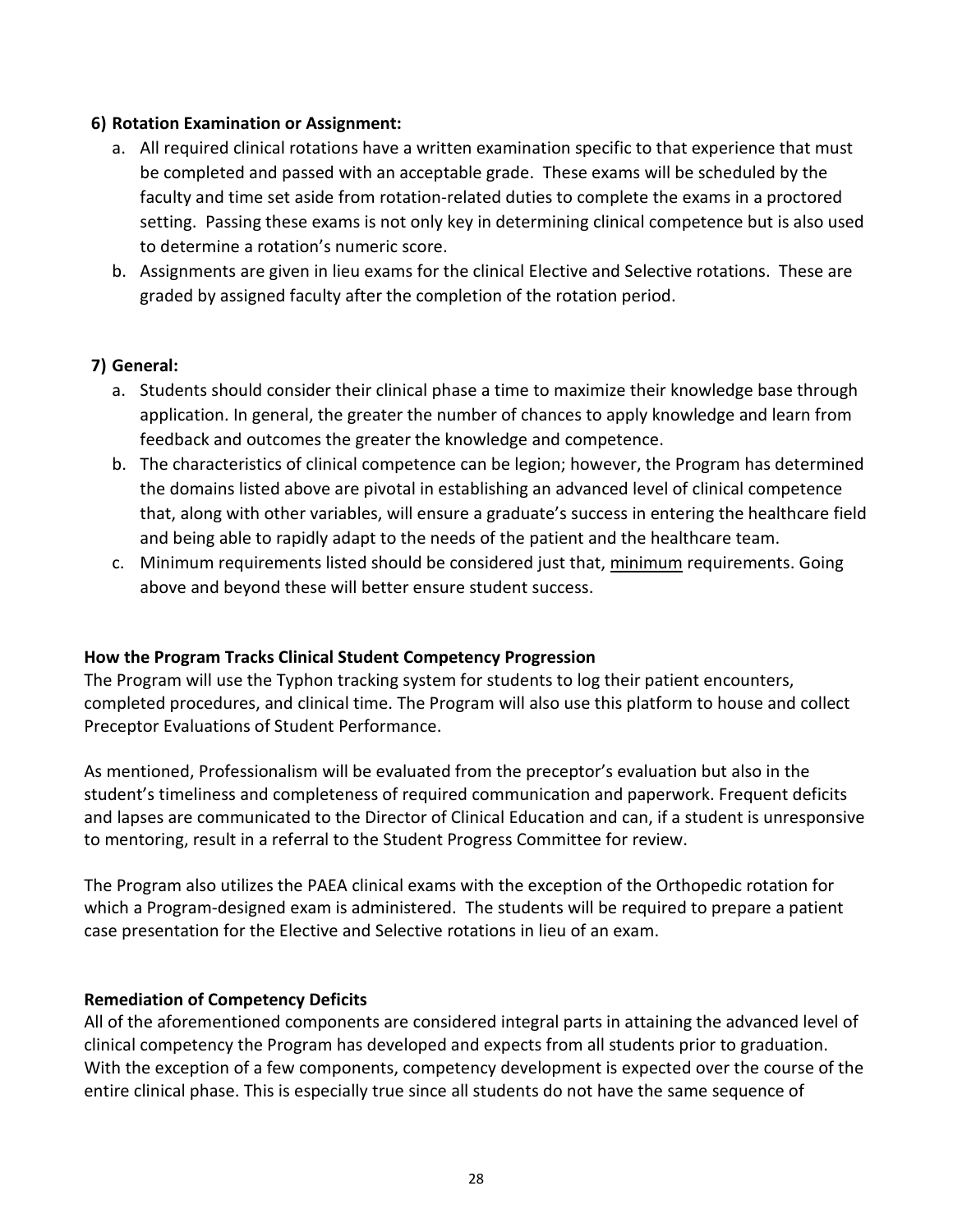**6) Rotation Examination or Assignment:**

a. All required clinical rotations have a written examination specific to that experience that must be completed and passed with an acceptable grade. These exams will be scheduled by the faculty and time set aside from rotation-related duties to complete the exams in a proctored setting. Passing these exams is not only key in determining clinical competence but is also used to determine a rotation's numeric score.

b. Assignments are given in lieu exams for the clinical Elective and Selective rotations. These are graded by assigned faculty after the completion of the rotation period.

**7) General:**

a. Students should consider their clinical phase a time to maximize their knowledge base through application. In general, the greater the number of chances to apply knowledge and learn from feedback and outcomes the greater the knowledge and competence.

b. The characteristics of clinical competence can be legion; however, the Program has determined the domains listed above are pivotal in establishing an advanced level of clinical competence that, along with other variables, will ensure a graduate's success in entering the healthcare field and being able to rapidly adapt to the needs of the patient and the healthcare team.

c. Minimum requirements listed should be considered just that, <u>minimum</u> requirements. Going above and beyond these will better ensure student success.

**How the Program Tracks Clinical Student Competency Progression**

The Program will use the Typhon tracking system for students to log their patient encounters, completed procedures, and clinical time. The Program will also use this platform to house and collect Preceptor Evaluations of Student Performance.

As mentioned, Professionalism will be evaluated from the preceptor's evaluation but also in the student's timeliness and completeness of required communication and paperwork. Frequent deficits and lapses are communicated to the Director of Clinical Education and can, if a student is unresponsive to mentoring, result in a referral to the Student Progress Committee for review.

The Program also utilizes the PAEA clinical exams with the exception of the Orthopedic rotation for which a Program-designed exam is administered. The students will be required to prepare a patient case presentation for the Elective and Selective rotations in lieu of an exam.

**Remediation of Competency Deficits**

All of the aforementioned components are considered integral parts in attaining the advanced level of clinical competency the Program has developed and expects from all students prior to graduation. With the exception of a few components, competency development is expected over the course of the entire clinical phase. This is especially true since all students do not have the same sequence of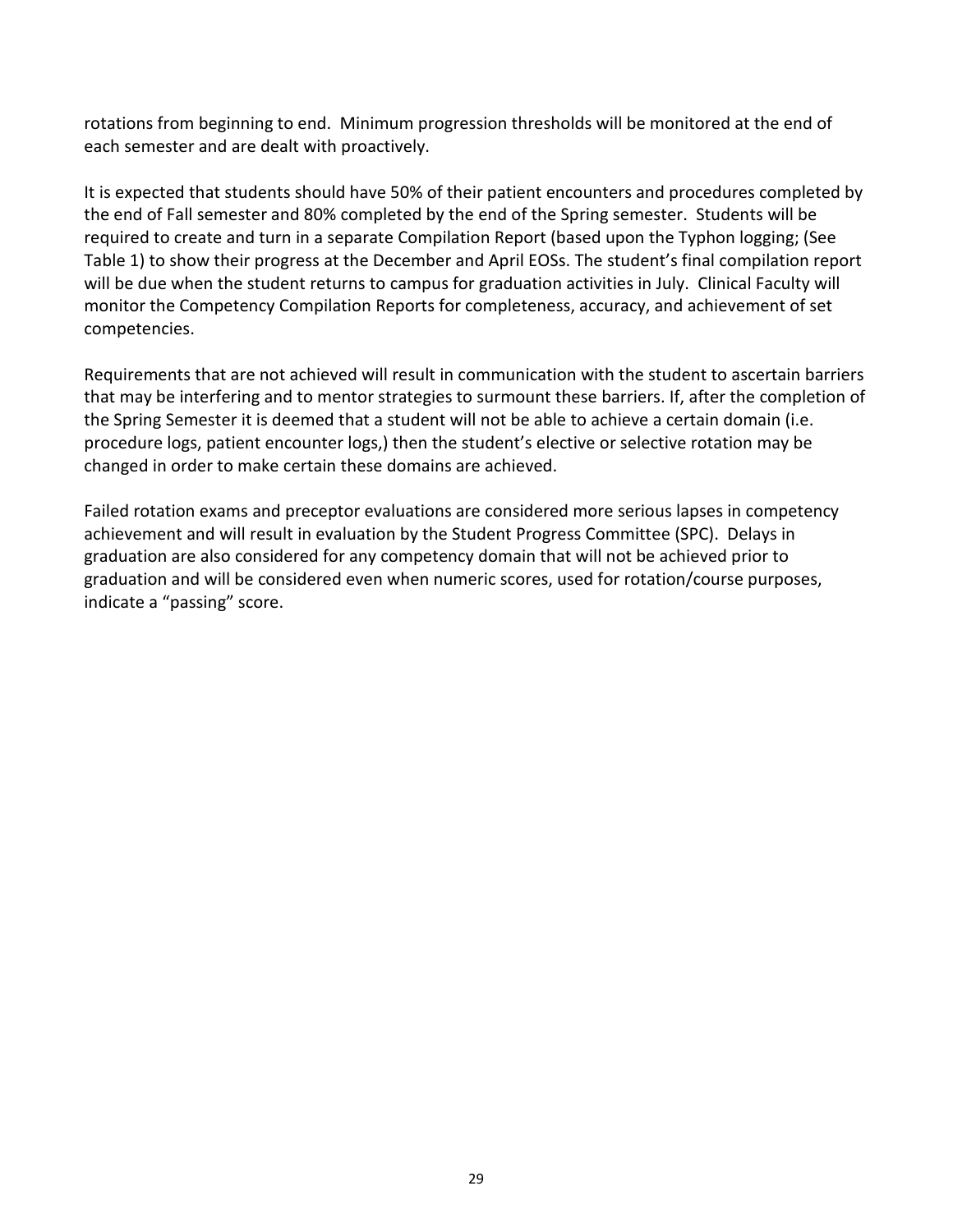rotations from beginning to end. Minimum progression thresholds will be monitored at the end of each semester and are dealt with proactively.

It is expected that students should have 50% of their patient encounters and procedures completed by the end of Fall semester and 80% completed by the end of the Spring semester. Students will be required to create and turn in a separate Compilation Report (based upon the Typhon logging; (See Table 1) to show their progress at the December and April EOSs. The student's final compilation report will be due when the student returns to campus for graduation activities in July. Clinical Faculty will monitor the Competency Compilation Reports for completeness, accuracy, and achievement of set competencies.

Requirements that are not achieved will result in communication with the student to ascertain barriers that may be interfering and to mentor strategies to surmount these barriers. If, after the completion of the Spring Semester it is deemed that a student will not be able to achieve a certain domain (i.e. procedure logs, patient encounter logs,) then the student's elective or selective rotation may be changed in order to make certain these domains are achieved.

Failed rotation exams and preceptor evaluations are considered more serious lapses in competency achievement and will result in evaluation by the Student Progress Committee (SPC). Delays in graduation are also considered for any competency domain that will not be achieved prior to graduation and will be considered even when numeric scores, used for rotation/course purposes, indicate a "passing" score.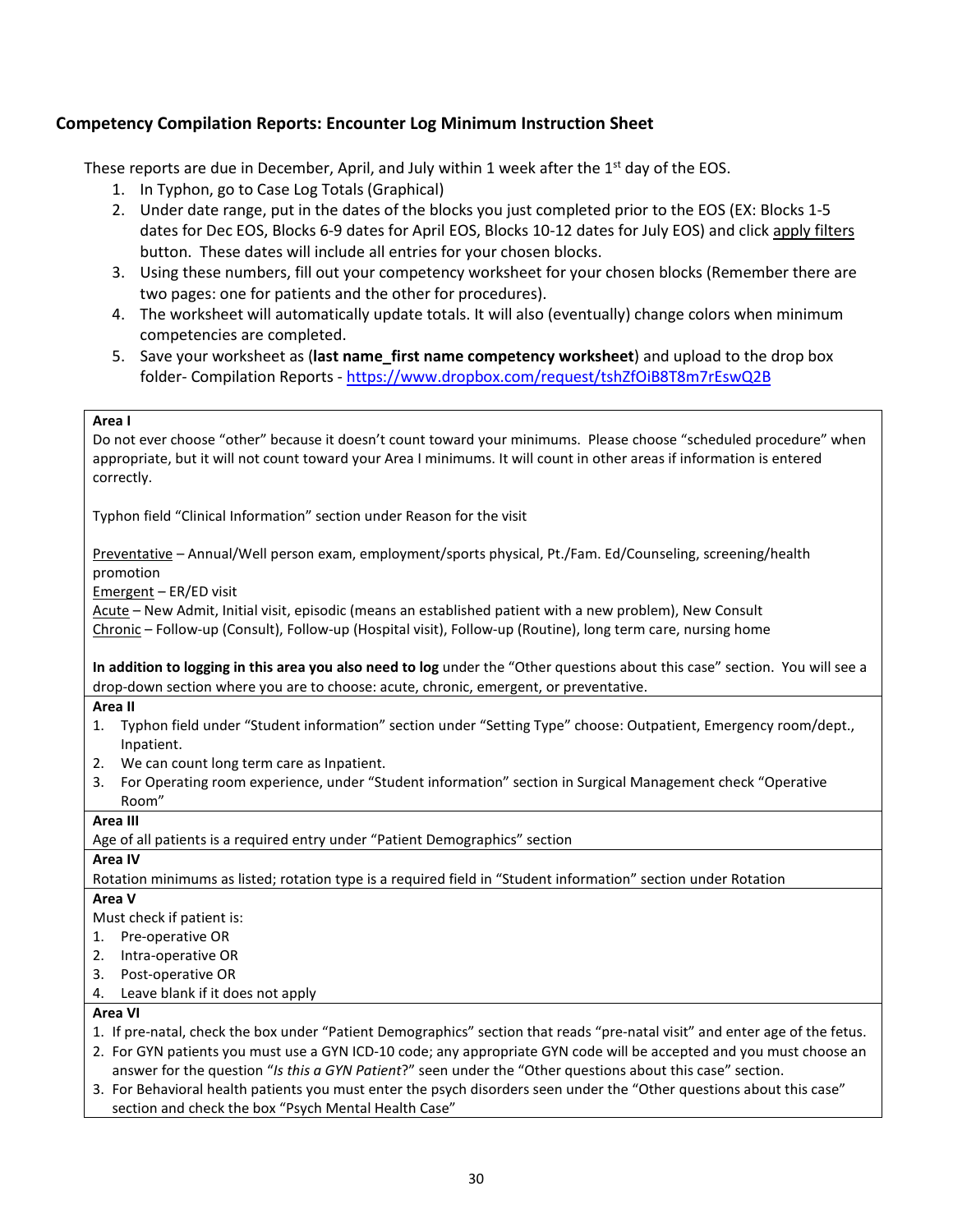## Competency Compilation Reports: Encounter Log Minimum Instruction Sheet

These reports are due in December, April, and July within 1 week after the 1st day of the EOS.

1. In Typhon, go to Case Log Totals (Graphical)
2. Under date range, put in the dates of the blocks you just completed prior to the EOS (EX: Blocks 1-5 dates for Dec EOS, Blocks 6-9 dates for April EOS, Blocks 10-12 dates for July EOS) and click <u>apply filters</u> button. These dates will include all entries for your chosen blocks.
3. Using these numbers, fill out your competency worksheet for your chosen blocks (Remember there are two pages: one for patients and the other for procedures).
4. The worksheet will automatically update totals. It will also (eventually) change colors when minimum competencies are completed.
5. Save your worksheet as (**last name_first name competency worksheet**) and upload to the drop box folder- Compilation Reports - https://www.dropbox.com/request/tshZfOiB8T8m7rEswQ2B

**Area I**

Do not ever choose "other" because it doesn't count toward your minimums. Please choose "scheduled procedure" when appropriate, but it will not count toward your Area I minimums. It will count in other areas if information is entered correctly.

Typhon field "Clinical Information" section under Reason for the visit

<u>Preventative</u> – Annual/Well person exam, employment/sports physical, Pt./Fam. Ed/Counseling, screening/health promotion
<u>Emergent</u> – ER/ED visit
<u>Acute</u> – New Admit, Initial visit, episodic (means an established patient with a new problem), New Consult
<u>Chronic</u> – Follow-up (Consult), Follow-up (Hospital visit), Follow-up (Routine), long term care, nursing home

**In addition to logging in this area you also need to log** under the "Other questions about this case" section. You will see a drop-down section where you are to choose: acute, chronic, emergent, or preventative.

**Area II**

1. Typhon field under "Student information" section under "Setting Type" choose: Outpatient, Emergency room/dept., Inpatient.
2. We can count long term care as Inpatient.
3. For Operating room experience, under "Student information" section in Surgical Management check "Operative Room"

**Area III**

Age of all patients is a required entry under "Patient Demographics" section

**Area IV**

Rotation minimums as listed; rotation type is a required field in "Student information" section under Rotation

**Area V**

Must check if patient is:

1. Pre-operative OR
2. Intra-operative OR
3. Post-operative OR
4. Leave blank if it does not apply

**Area VI**

1. If pre-natal, check the box under "Patient Demographics" section that reads "pre-natal visit" and enter age of the fetus.
2. For GYN patients you must use a GYN ICD-10 code; any appropriate GYN code will be accepted and you must choose an answer for the question "*Is this a GYN Patient*?" seen under the "Other questions about this case" section.
3. For Behavioral health patients you must enter the psych disorders seen under the "Other questions about this case" section and check the box "Psych Mental Health Case"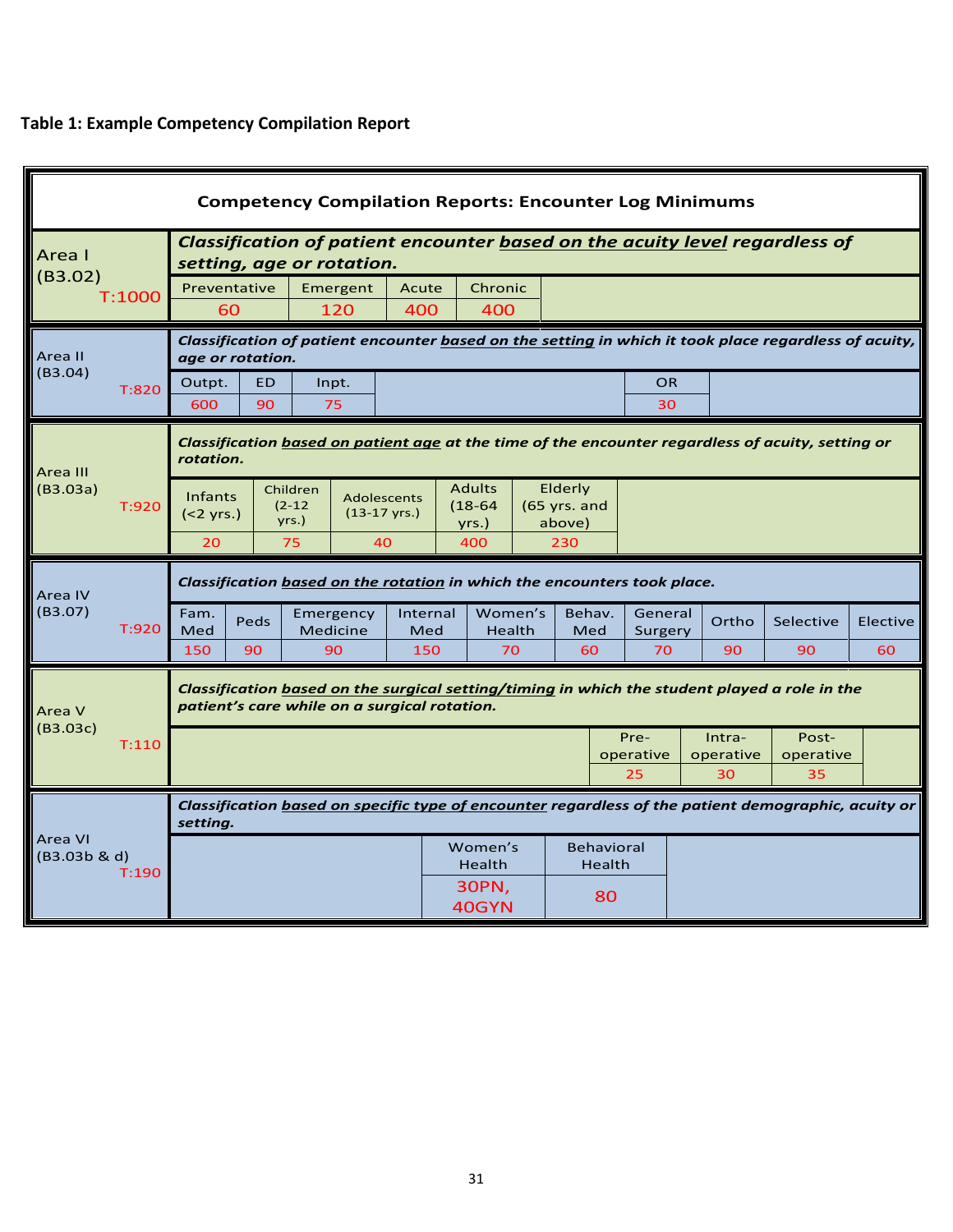**Table 1: Example Competency Compilation Report**

**Competency Compilation Reports: Encounter Log Minimums**

| Area | Description | | | | | | | | | | |
|---|---|---|---|---|---|---|---|---|---|---|---|
| Area I (B3.02) T:1000 | ***Classification of patient encounter based on the acuity level regardless of setting, age or rotation.*** | | | | | | | | | | |
| | Preventative | Emergent | Acute | Chronic | | | | | | | |
| | 60 | 120 | 400 | 400 | | | | | | | |

| Area | Description | | | | |
|---|---|---|---|---|---|
| Area II (B3.04) T:820 | ***Classification of patient encounter based on the setting in which it took place regardless of acuity, age or rotation.*** | | | | |
| | Outpt. | ED | Inpt. | | OR |
| | 600 | 90 | 75 | | 30 |

| Area | Description | | | | |
|---|---|---|---|---|---|
| Area III (B3.03a) T:920 | ***Classification based on patient age at the time of the encounter regardless of acuity, setting or rotation.*** | | | | |
| | Infants (<2 yrs.) | Children (2-12 yrs.) | Adolescents (13-17 yrs.) | Adults (18-64 yrs.) | Elderly (65 yrs. and above) |
| | 20 | 75 | 40 | 400 | 230 |

| Area | Description | | | | | | | | | |
|---|---|---|---|---|---|---|---|---|---|---|
| Area IV (B3.07) T:920 | ***Classification based on the rotation in which the encounters took place.*** | | | | | | | | | |
| | Fam. Med | Peds | Emergency Medicine | Internal Med | Women's Health | Behav. Med | General Surgery | Ortho | Selective | Elective |
| | 150 | 90 | 90 | 150 | 70 | 60 | 70 | 90 | 90 | 60 |

| Area | Description | | |
|---|---|---|---|
| Area V (B3.03c) T:110 | ***Classification based on the surgical setting/timing in which the student played a role in the patient's care while on a surgical rotation.*** | | |
| | Pre-operative | Intra-operative | Post-operative |
| | 25 | 30 | 35 |

| Area | Description | |
|---|---|---|
| Area VI (B3.03b & d) T:190 | ***Classification based on specific type of encounter regardless of the patient demographic, acuity or setting.*** | |
| | Women's Health | Behavioral Health |
| | 30PN, 40GYN | 80 |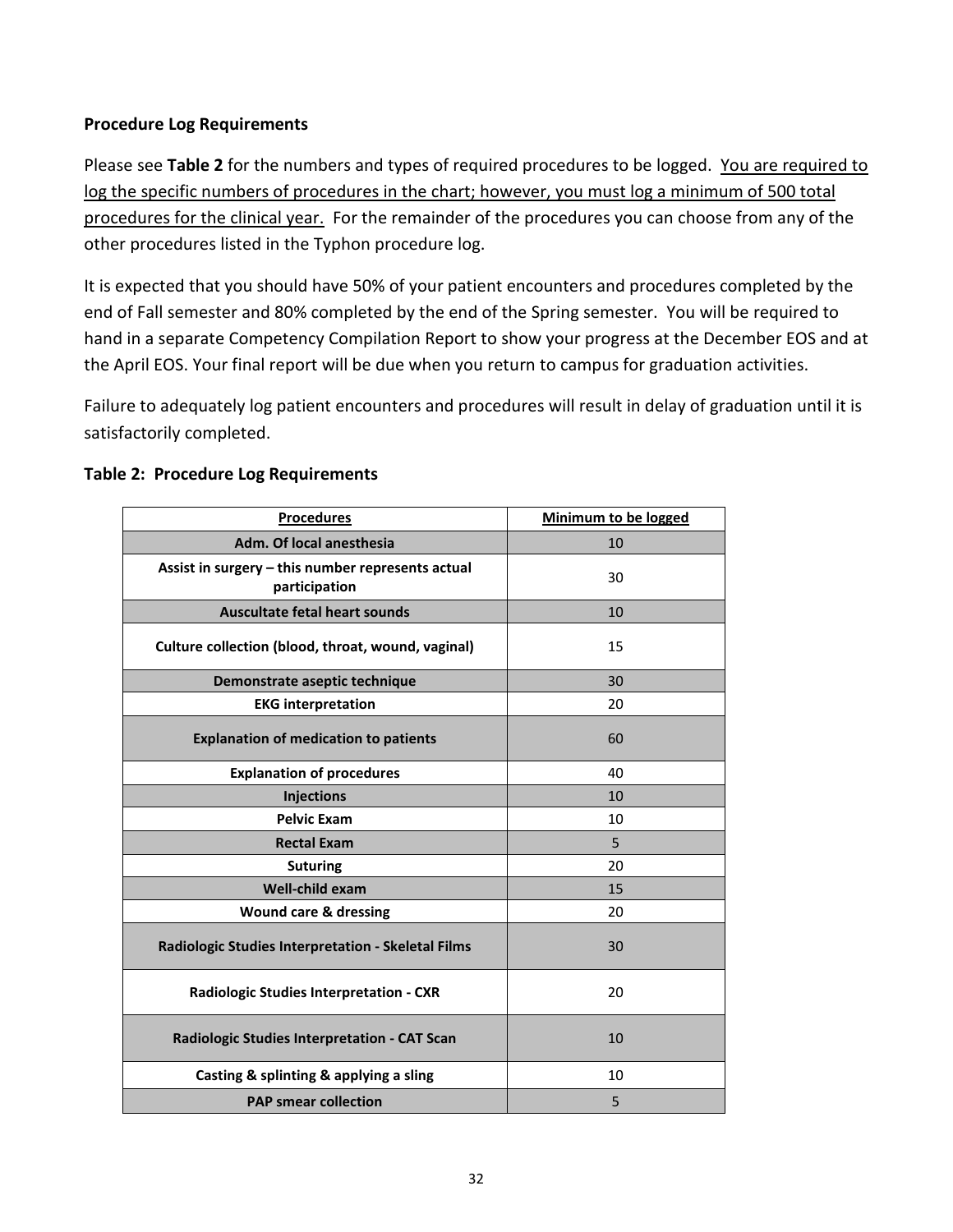### Procedure Log Requirements

Please see **Table 2** for the numbers and types of required procedures to be logged. <u>You are required to log the specific numbers of procedures in the chart; however, you must log a minimum of 500 total procedures for the clinical year.</u> For the remainder of the procedures you can choose from any of the other procedures listed in the Typhon procedure log.

It is expected that you should have 50% of your patient encounters and procedures completed by the end of Fall semester and 80% completed by the end of the Spring semester. You will be required to hand in a separate Competency Compilation Report to show your progress at the December EOS and at the April EOS. Your final report will be due when you return to campus for graduation activities.

Failure to adequately log patient encounters and procedures will result in delay of graduation until it is satisfactorily completed.

**Table 2: Procedure Log Requirements**

| Procedures | Minimum to be logged |
|---|---|
| **Adm. Of local anesthesia** | 10 |
| **Assist in surgery – this number represents actual participation** | 30 |
| **Auscultate fetal heart sounds** | 10 |
| **Culture collection (blood, throat, wound, vaginal)** | 15 |
| **Demonstrate aseptic technique** | 30 |
| **EKG interpretation** | 20 |
| **Explanation of medication to patients** | 60 |
| **Explanation of procedures** | 40 |
| **Injections** | 10 |
| **Pelvic Exam** | 10 |
| **Rectal Exam** | 5 |
| **Suturing** | 20 |
| **Well-child exam** | 15 |
| **Wound care & dressing** | 20 |
| **Radiologic Studies Interpretation - Skeletal Films** | 30 |
| **Radiologic Studies Interpretation - CXR** | 20 |
| **Radiologic Studies Interpretation - CAT Scan** | 10 |
| **Casting & splinting & applying a sling** | 10 |
| **PAP smear collection** | 5 |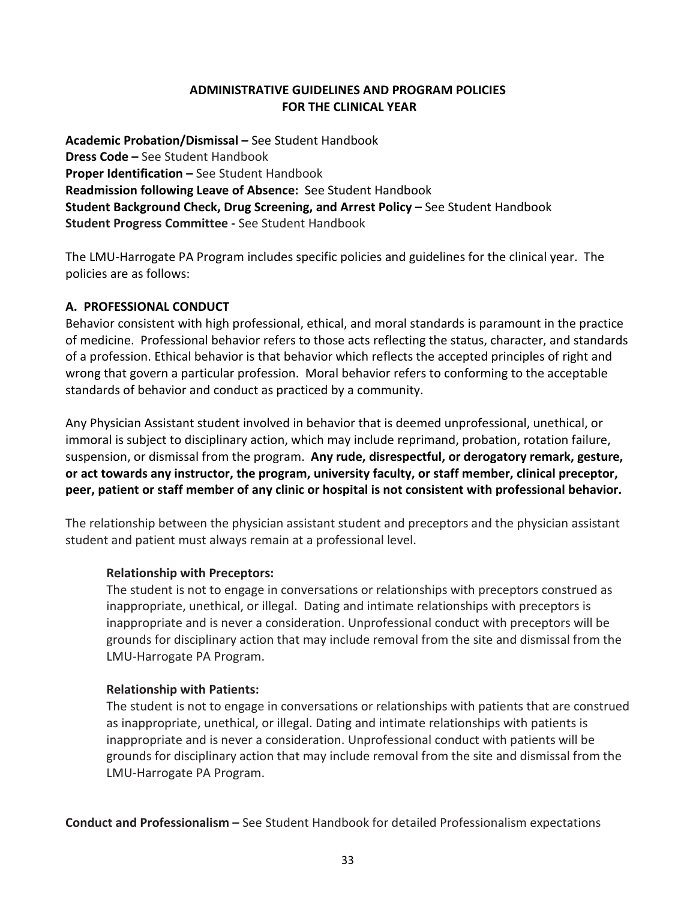## ADMINISTRATIVE GUIDELINES AND PROGRAM POLICIES FOR THE CLINICAL YEAR

**Academic Probation/Dismissal –** See Student Handbook
**Dress Code –** See Student Handbook
**Proper Identification –** See Student Handbook
**Readmission following Leave of Absence:** See Student Handbook
**Student Background Check, Drug Screening, and Arrest Policy –** See Student Handbook
**Student Progress Committee -** See Student Handbook

The LMU-Harrogate PA Program includes specific policies and guidelines for the clinical year. The policies are as follows:

### A. PROFESSIONAL CONDUCT

Behavior consistent with high professional, ethical, and moral standards is paramount in the practice of medicine. Professional behavior refers to those acts reflecting the status, character, and standards of a profession. Ethical behavior is that behavior which reflects the accepted principles of right and wrong that govern a particular profession. Moral behavior refers to conforming to the acceptable standards of behavior and conduct as practiced by a community.

Any Physician Assistant student involved in behavior that is deemed unprofessional, unethical, or immoral is subject to disciplinary action, which may include reprimand, probation, rotation failure, suspension, or dismissal from the program. **Any rude, disrespectful, or derogatory remark, gesture, or act towards any instructor, the program, university faculty, or staff member, clinical preceptor, peer, patient or staff member of any clinic or hospital is not consistent with professional behavior.**

The relationship between the physician assistant student and preceptors and the physician assistant student and patient must always remain at a professional level.

**Relationship with Preceptors:**
The student is not to engage in conversations or relationships with preceptors construed as inappropriate, unethical, or illegal. Dating and intimate relationships with preceptors is inappropriate and is never a consideration. Unprofessional conduct with preceptors will be grounds for disciplinary action that may include removal from the site and dismissal from the LMU-Harrogate PA Program.

**Relationship with Patients:**
The student is not to engage in conversations or relationships with patients that are construed as inappropriate, unethical, or illegal. Dating and intimate relationships with patients is inappropriate and is never a consideration. Unprofessional conduct with patients will be grounds for disciplinary action that may include removal from the site and dismissal from the LMU-Harrogate PA Program.

**Conduct and Professionalism –** See Student Handbook for detailed Professionalism expectations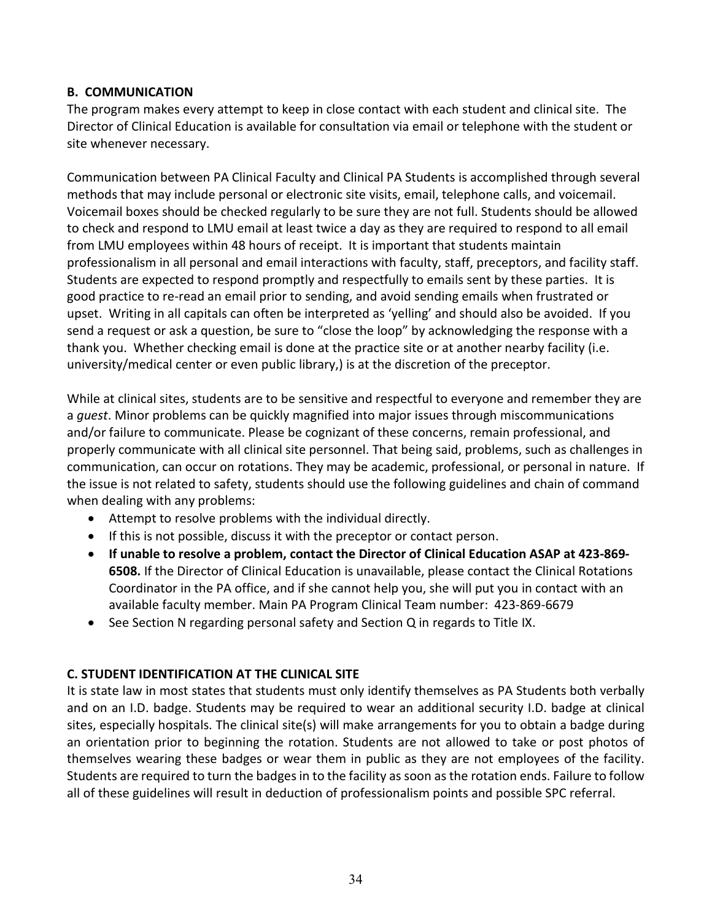**B. COMMUNICATION**

The program makes every attempt to keep in close contact with each student and clinical site. The Director of Clinical Education is available for consultation via email or telephone with the student or site whenever necessary.

Communication between PA Clinical Faculty and Clinical PA Students is accomplished through several methods that may include personal or electronic site visits, email, telephone calls, and voicemail. Voicemail boxes should be checked regularly to be sure they are not full. Students should be allowed to check and respond to LMU email at least twice a day as they are required to respond to all email from LMU employees within 48 hours of receipt. It is important that students maintain professionalism in all personal and email interactions with faculty, staff, preceptors, and facility staff. Students are expected to respond promptly and respectfully to emails sent by these parties. It is good practice to re-read an email prior to sending, and avoid sending emails when frustrated or upset. Writing in all capitals can often be interpreted as 'yelling' and should also be avoided. If you send a request or ask a question, be sure to "close the loop" by acknowledging the response with a thank you. Whether checking email is done at the practice site or at another nearby facility (i.e. university/medical center or even public library,) is at the discretion of the preceptor.

While at clinical sites, students are to be sensitive and respectful to everyone and remember they are a *guest*. Minor problems can be quickly magnified into major issues through miscommunications and/or failure to communicate. Please be cognizant of these concerns, remain professional, and properly communicate with all clinical site personnel. That being said, problems, such as challenges in communication, can occur on rotations. They may be academic, professional, or personal in nature. If the issue is not related to safety, students should use the following guidelines and chain of command when dealing with any problems:

- Attempt to resolve problems with the individual directly.
- If this is not possible, discuss it with the preceptor or contact person.
- **If unable to resolve a problem, contact the Director of Clinical Education ASAP at 423-869-6508.** If the Director of Clinical Education is unavailable, please contact the Clinical Rotations Coordinator in the PA office, and if she cannot help you, she will put you in contact with an available faculty member. Main PA Program Clinical Team number: 423-869-6679
- See Section N regarding personal safety and Section Q in regards to Title IX.

**C. STUDENT IDENTIFICATION AT THE CLINICAL SITE**

It is state law in most states that students must only identify themselves as PA Students both verbally and on an I.D. badge. Students may be required to wear an additional security I.D. badge at clinical sites, especially hospitals. The clinical site(s) will make arrangements for you to obtain a badge during an orientation prior to beginning the rotation. Students are not allowed to take or post photos of themselves wearing these badges or wear them in public as they are not employees of the facility. Students are required to turn the badges in to the facility as soon as the rotation ends. Failure to follow all of these guidelines will result in deduction of professionalism points and possible SPC referral.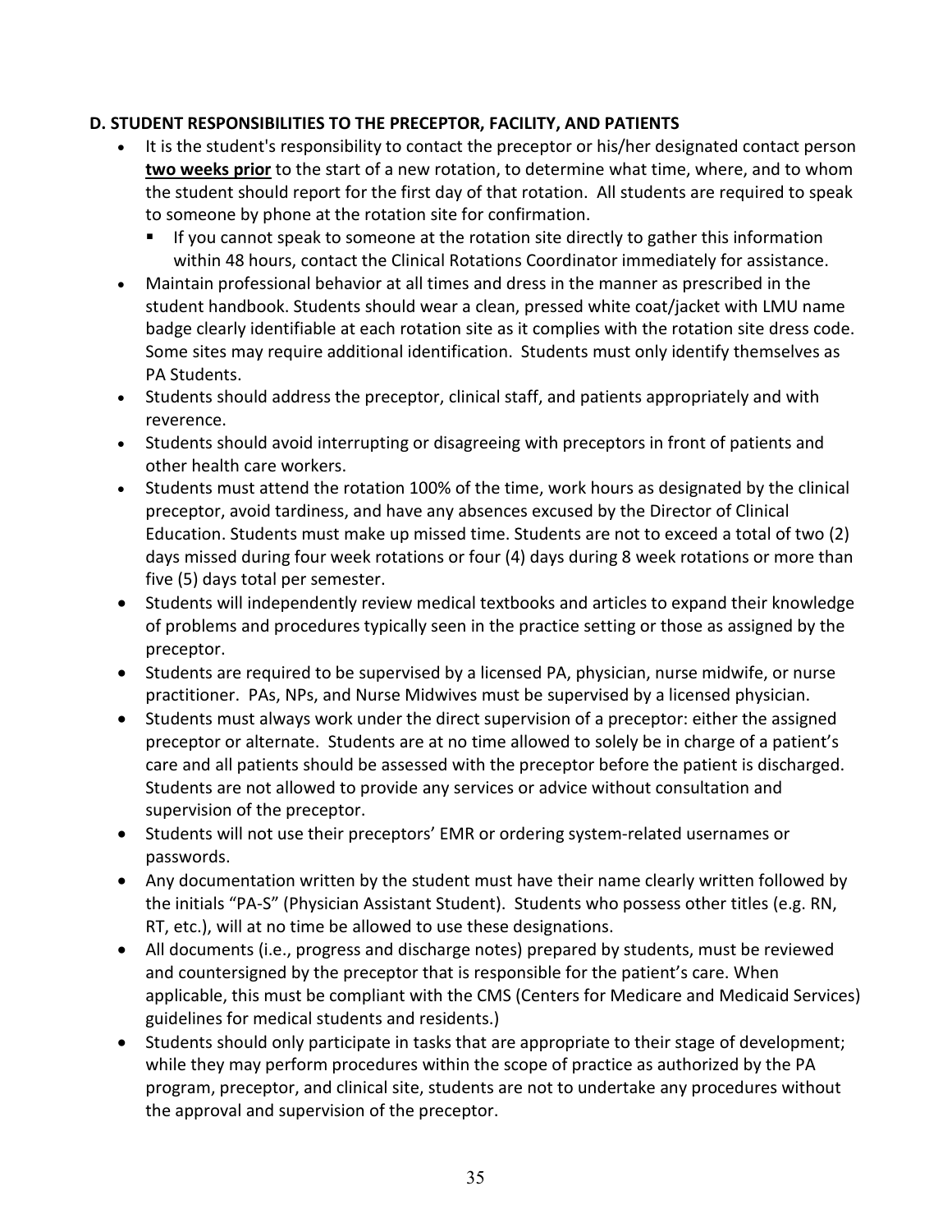### D. STUDENT RESPONSIBILITIES TO THE PRECEPTOR, FACILITY, AND PATIENTS

- It is the student's responsibility to contact the preceptor or his/her designated contact person **two weeks prior** to the start of a new rotation, to determine what time, where, and to whom the student should report for the first day of that rotation. All students are required to speak to someone by phone at the rotation site for confirmation.
  - If you cannot speak to someone at the rotation site directly to gather this information within 48 hours, contact the Clinical Rotations Coordinator immediately for assistance.
- Maintain professional behavior at all times and dress in the manner as prescribed in the student handbook. Students should wear a clean, pressed white coat/jacket with LMU name badge clearly identifiable at each rotation site as it complies with the rotation site dress code. Some sites may require additional identification. Students must only identify themselves as PA Students.
- Students should address the preceptor, clinical staff, and patients appropriately and with reverence.
- Students should avoid interrupting or disagreeing with preceptors in front of patients and other health care workers.
- Students must attend the rotation 100% of the time, work hours as designated by the clinical preceptor, avoid tardiness, and have any absences excused by the Director of Clinical Education. Students must make up missed time. Students are not to exceed a total of two (2) days missed during four week rotations or four (4) days during 8 week rotations or more than five (5) days total per semester.
- Students will independently review medical textbooks and articles to expand their knowledge of problems and procedures typically seen in the practice setting or those as assigned by the preceptor.
- Students are required to be supervised by a licensed PA, physician, nurse midwife, or nurse practitioner. PAs, NPs, and Nurse Midwives must be supervised by a licensed physician.
- Students must always work under the direct supervision of a preceptor: either the assigned preceptor or alternate. Students are at no time allowed to solely be in charge of a patient's care and all patients should be assessed with the preceptor before the patient is discharged. Students are not allowed to provide any services or advice without consultation and supervision of the preceptor.
- Students will not use their preceptors' EMR or ordering system-related usernames or passwords.
- Any documentation written by the student must have their name clearly written followed by the initials "PA-S" (Physician Assistant Student). Students who possess other titles (e.g. RN, RT, etc.), will at no time be allowed to use these designations.
- All documents (i.e., progress and discharge notes) prepared by students, must be reviewed and countersigned by the preceptor that is responsible for the patient's care. When applicable, this must be compliant with the CMS (Centers for Medicare and Medicaid Services) guidelines for medical students and residents.)
- Students should only participate in tasks that are appropriate to their stage of development; while they may perform procedures within the scope of practice as authorized by the PA program, preceptor, and clinical site, students are not to undertake any procedures without the approval and supervision of the preceptor.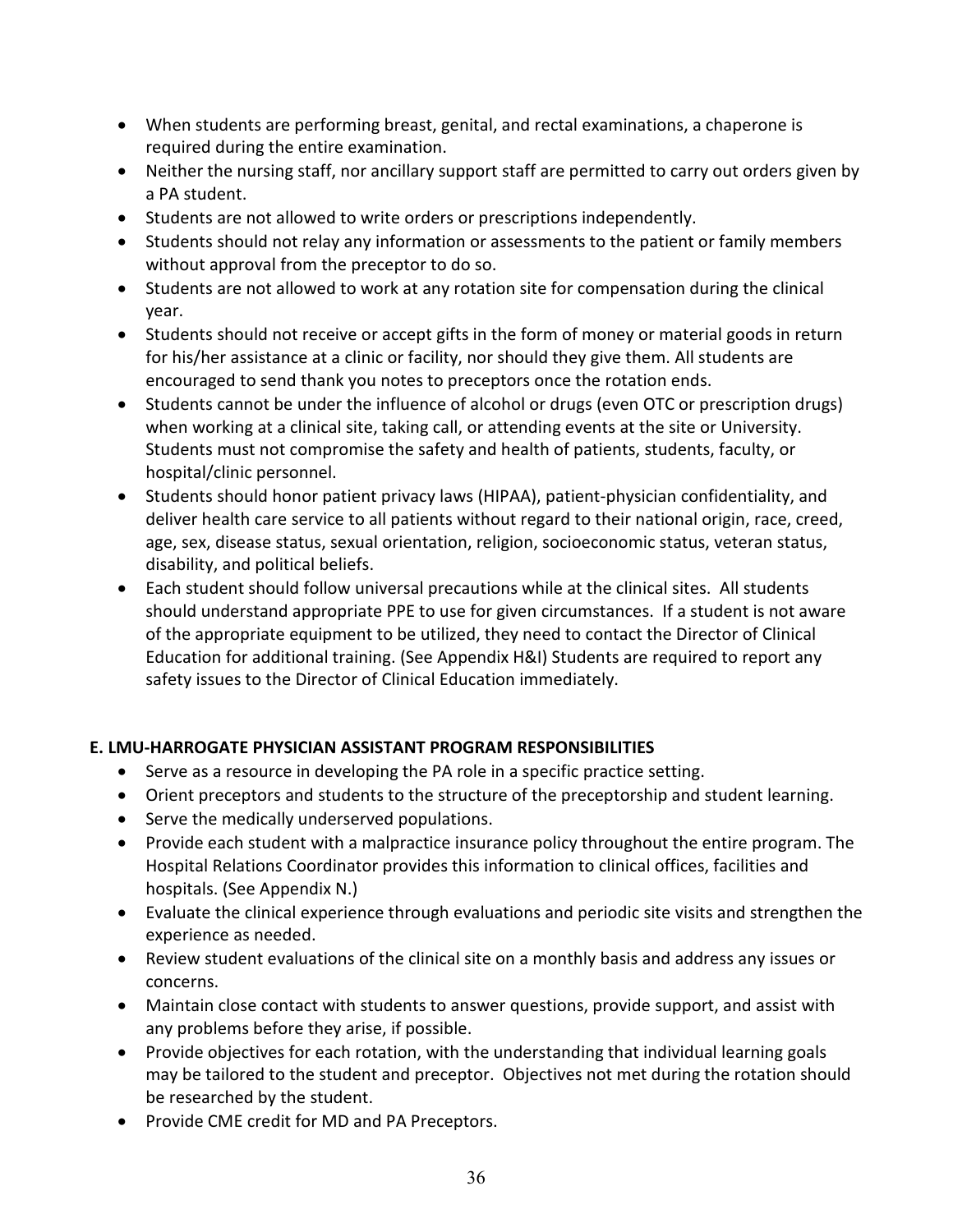- When students are performing breast, genital, and rectal examinations, a chaperone is required during the entire examination.
- Neither the nursing staff, nor ancillary support staff are permitted to carry out orders given by a PA student.
- Students are not allowed to write orders or prescriptions independently.
- Students should not relay any information or assessments to the patient or family members without approval from the preceptor to do so.
- Students are not allowed to work at any rotation site for compensation during the clinical year.
- Students should not receive or accept gifts in the form of money or material goods in return for his/her assistance at a clinic or facility, nor should they give them. All students are encouraged to send thank you notes to preceptors once the rotation ends.
- Students cannot be under the influence of alcohol or drugs (even OTC or prescription drugs) when working at a clinical site, taking call, or attending events at the site or University. Students must not compromise the safety and health of patients, students, faculty, or hospital/clinic personnel.
- Students should honor patient privacy laws (HIPAA), patient-physician confidentiality, and deliver health care service to all patients without regard to their national origin, race, creed, age, sex, disease status, sexual orientation, religion, socioeconomic status, veteran status, disability, and political beliefs.
- Each student should follow universal precautions while at the clinical sites. All students should understand appropriate PPE to use for given circumstances. If a student is not aware of the appropriate equipment to be utilized, they need to contact the Director of Clinical Education for additional training. (See Appendix H&I) Students are required to report any safety issues to the Director of Clinical Education immediately.

**E. LMU-HARROGATE PHYSICIAN ASSISTANT PROGRAM RESPONSIBILITIES**

- Serve as a resource in developing the PA role in a specific practice setting.
- Orient preceptors and students to the structure of the preceptorship and student learning.
- Serve the medically underserved populations.
- Provide each student with a malpractice insurance policy throughout the entire program. The Hospital Relations Coordinator provides this information to clinical offices, facilities and hospitals. (See Appendix N.)
- Evaluate the clinical experience through evaluations and periodic site visits and strengthen the experience as needed.
- Review student evaluations of the clinical site on a monthly basis and address any issues or concerns.
- Maintain close contact with students to answer questions, provide support, and assist with any problems before they arise, if possible.
- Provide objectives for each rotation, with the understanding that individual learning goals may be tailored to the student and preceptor. Objectives not met during the rotation should be researched by the student.
- Provide CME credit for MD and PA Preceptors.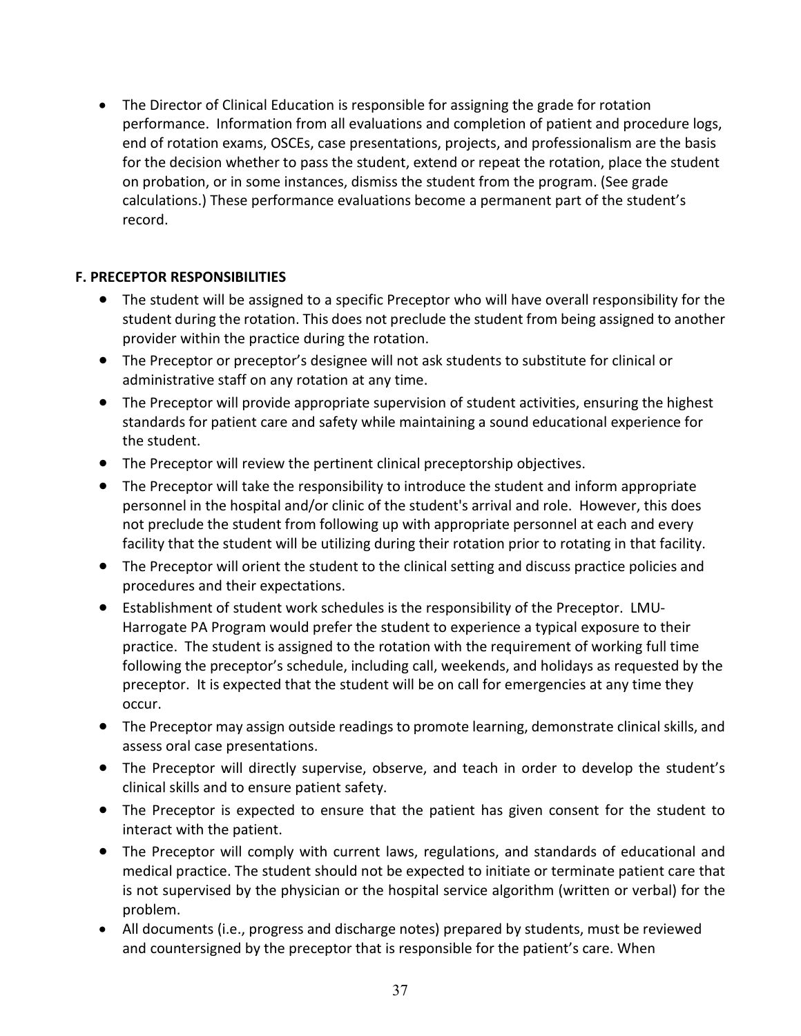- The Director of Clinical Education is responsible for assigning the grade for rotation performance. Information from all evaluations and completion of patient and procedure logs, end of rotation exams, OSCEs, case presentations, projects, and professionalism are the basis for the decision whether to pass the student, extend or repeat the rotation, place the student on probation, or in some instances, dismiss the student from the program. (See grade calculations.) These performance evaluations become a permanent part of the student's record.

**F. PRECEPTOR RESPONSIBILITIES**

- The student will be assigned to a specific Preceptor who will have overall responsibility for the student during the rotation. This does not preclude the student from being assigned to another provider within the practice during the rotation.
- The Preceptor or preceptor's designee will not ask students to substitute for clinical or administrative staff on any rotation at any time.
- The Preceptor will provide appropriate supervision of student activities, ensuring the highest standards for patient care and safety while maintaining a sound educational experience for the student.
- The Preceptor will review the pertinent clinical preceptorship objectives.
- The Preceptor will take the responsibility to introduce the student and inform appropriate personnel in the hospital and/or clinic of the student's arrival and role. However, this does not preclude the student from following up with appropriate personnel at each and every facility that the student will be utilizing during their rotation prior to rotating in that facility.
- The Preceptor will orient the student to the clinical setting and discuss practice policies and procedures and their expectations.
- Establishment of student work schedules is the responsibility of the Preceptor. LMU-Harrogate PA Program would prefer the student to experience a typical exposure to their practice. The student is assigned to the rotation with the requirement of working full time following the preceptor's schedule, including call, weekends, and holidays as requested by the preceptor. It is expected that the student will be on call for emergencies at any time they occur.
- The Preceptor may assign outside readings to promote learning, demonstrate clinical skills, and assess oral case presentations.
- The Preceptor will directly supervise, observe, and teach in order to develop the student's clinical skills and to ensure patient safety.
- The Preceptor is expected to ensure that the patient has given consent for the student to interact with the patient.
- The Preceptor will comply with current laws, regulations, and standards of educational and medical practice. The student should not be expected to initiate or terminate patient care that is not supervised by the physician or the hospital service algorithm (written or verbal) for the problem.
- All documents (i.e., progress and discharge notes) prepared by students, must be reviewed and countersigned by the preceptor that is responsible for the patient's care. When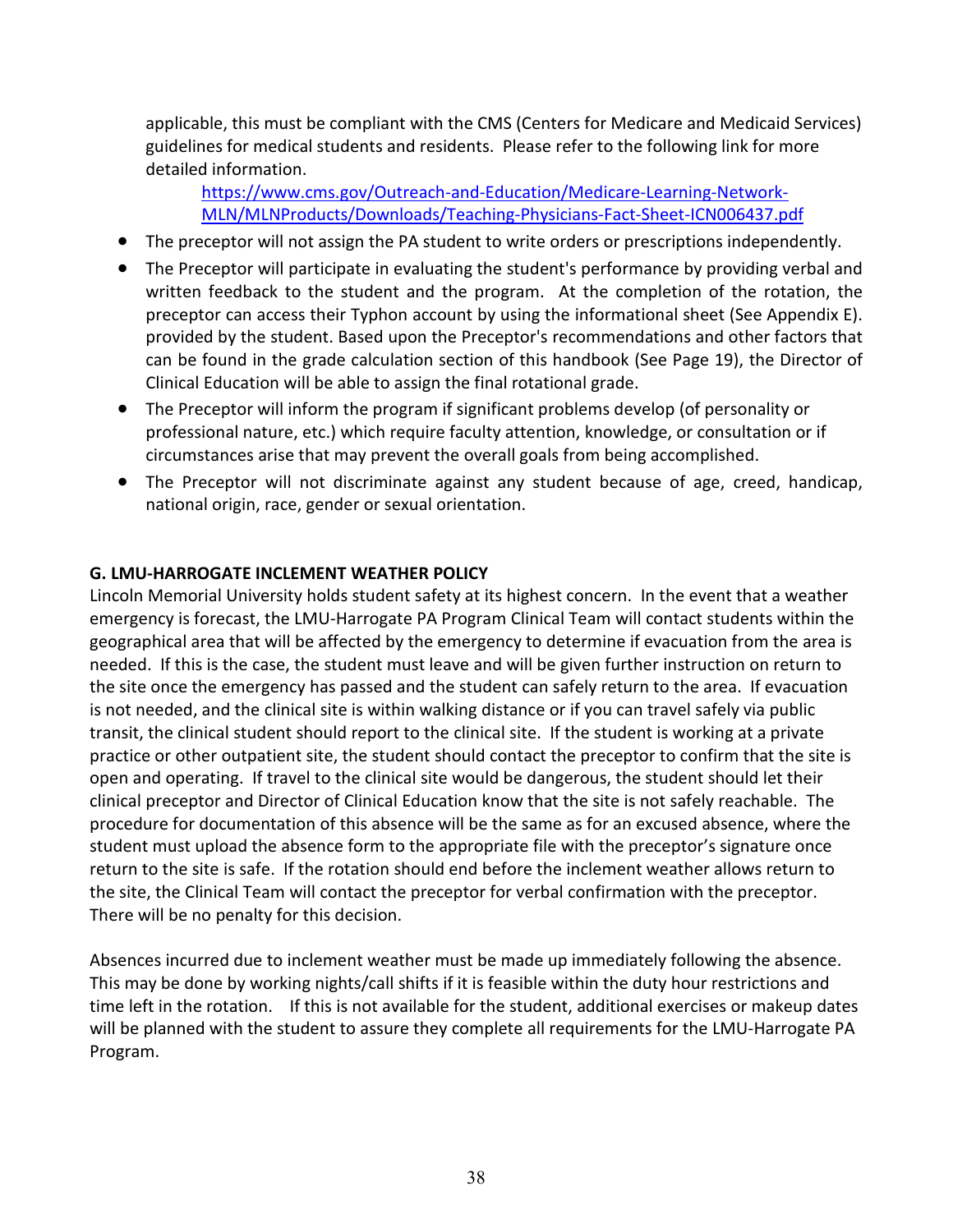applicable, this must be compliant with the CMS (Centers for Medicare and Medicaid Services) guidelines for medical students and residents. Please refer to the following link for more detailed information.

https://www.cms.gov/Outreach-and-Education/Medicare-Learning-Network-MLN/MLNProducts/Downloads/Teaching-Physicians-Fact-Sheet-ICN006437.pdf

- The preceptor will not assign the PA student to write orders or prescriptions independently.
- The Preceptor will participate in evaluating the student's performance by providing verbal and written feedback to the student and the program. At the completion of the rotation, the preceptor can access their Typhon account by using the informational sheet (See Appendix E). provided by the student. Based upon the Preceptor's recommendations and other factors that can be found in the grade calculation section of this handbook (See Page 19), the Director of Clinical Education will be able to assign the final rotational grade.
- The Preceptor will inform the program if significant problems develop (of personality or professional nature, etc.) which require faculty attention, knowledge, or consultation or if circumstances arise that may prevent the overall goals from being accomplished.
- The Preceptor will not discriminate against any student because of age, creed, handicap, national origin, race, gender or sexual orientation.

**G. LMU-HARROGATE INCLEMENT WEATHER POLICY**

Lincoln Memorial University holds student safety at its highest concern. In the event that a weather emergency is forecast, the LMU-Harrogate PA Program Clinical Team will contact students within the geographical area that will be affected by the emergency to determine if evacuation from the area is needed. If this is the case, the student must leave and will be given further instruction on return to the site once the emergency has passed and the student can safely return to the area. If evacuation is not needed, and the clinical site is within walking distance or if you can travel safely via public transit, the clinical student should report to the clinical site. If the student is working at a private practice or other outpatient site, the student should contact the preceptor to confirm that the site is open and operating. If travel to the clinical site would be dangerous, the student should let their clinical preceptor and Director of Clinical Education know that the site is not safely reachable. The procedure for documentation of this absence will be the same as for an excused absence, where the student must upload the absence form to the appropriate file with the preceptor's signature once return to the site is safe. If the rotation should end before the inclement weather allows return to the site, the Clinical Team will contact the preceptor for verbal confirmation with the preceptor. There will be no penalty for this decision.

Absences incurred due to inclement weather must be made up immediately following the absence. This may be done by working nights/call shifts if it is feasible within the duty hour restrictions and time left in the rotation. If this is not available for the student, additional exercises or makeup dates will be planned with the student to assure they complete all requirements for the LMU-Harrogate PA Program.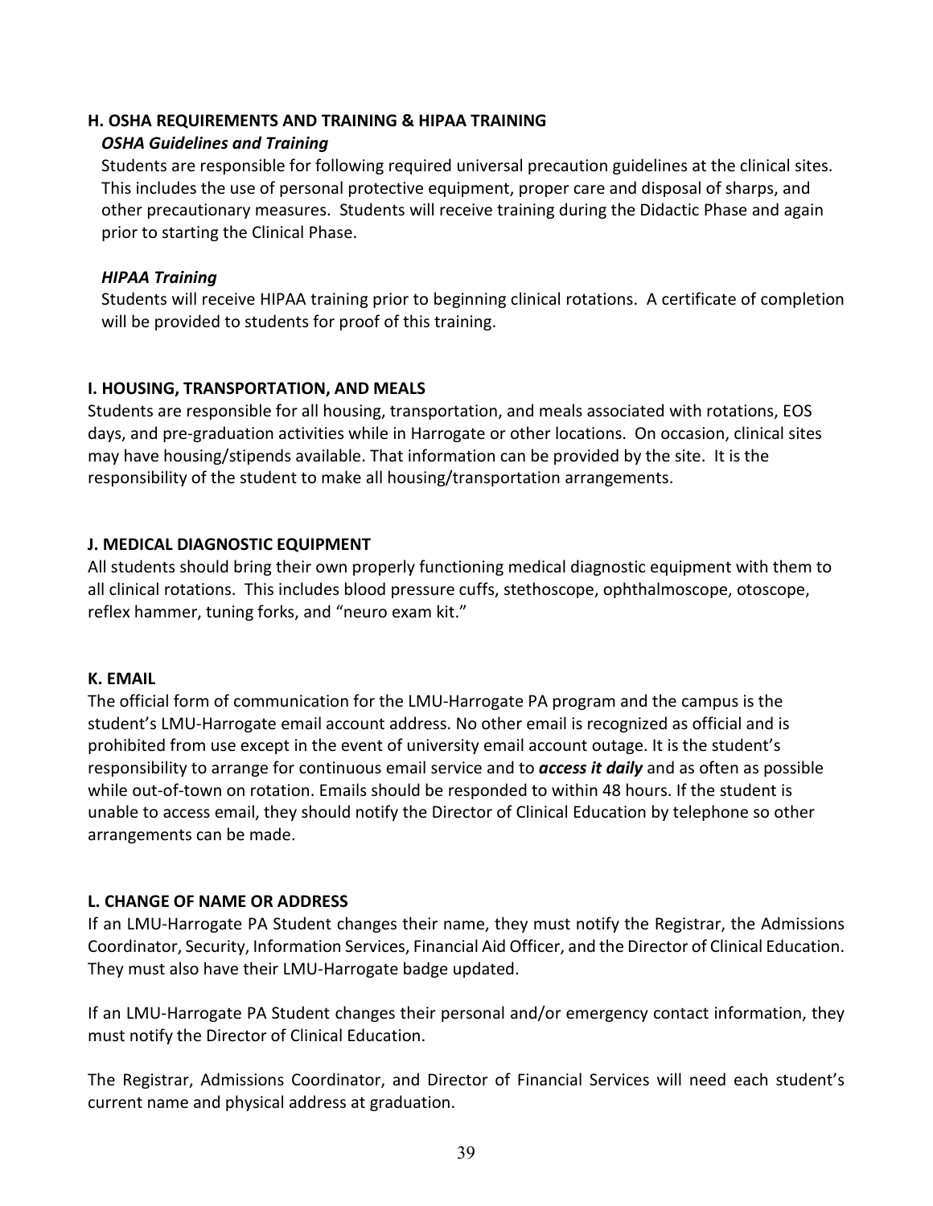## H. OSHA REQUIREMENTS AND TRAINING & HIPAA TRAINING

### *OSHA Guidelines and Training*

Students are responsible for following required universal precaution guidelines at the clinical sites. This includes the use of personal protective equipment, proper care and disposal of sharps, and other precautionary measures. Students will receive training during the Didactic Phase and again prior to starting the Clinical Phase.

### *HIPAA Training*

Students will receive HIPAA training prior to beginning clinical rotations. A certificate of completion will be provided to students for proof of this training.

## I. HOUSING, TRANSPORTATION, AND MEALS

Students are responsible for all housing, transportation, and meals associated with rotations, EOS days, and pre-graduation activities while in Harrogate or other locations. On occasion, clinical sites may have housing/stipends available. That information can be provided by the site. It is the responsibility of the student to make all housing/transportation arrangements.

## J. MEDICAL DIAGNOSTIC EQUIPMENT

All students should bring their own properly functioning medical diagnostic equipment with them to all clinical rotations. This includes blood pressure cuffs, stethoscope, ophthalmoscope, otoscope, reflex hammer, tuning forks, and "neuro exam kit."

## K. EMAIL

The official form of communication for the LMU-Harrogate PA program and the campus is the student's LMU-Harrogate email account address. No other email is recognized as official and is prohibited from use except in the event of university email account outage. It is the student's responsibility to arrange for continuous email service and to ***access it daily*** and as often as possible while out-of-town on rotation. Emails should be responded to within 48 hours. If the student is unable to access email, they should notify the Director of Clinical Education by telephone so other arrangements can be made.

## L. CHANGE OF NAME OR ADDRESS

If an LMU-Harrogate PA Student changes their name, they must notify the Registrar, the Admissions Coordinator, Security, Information Services, Financial Aid Officer, and the Director of Clinical Education. They must also have their LMU-Harrogate badge updated.

If an LMU-Harrogate PA Student changes their personal and/or emergency contact information, they must notify the Director of Clinical Education.

The Registrar, Admissions Coordinator, and Director of Financial Services will need each student's current name and physical address at graduation.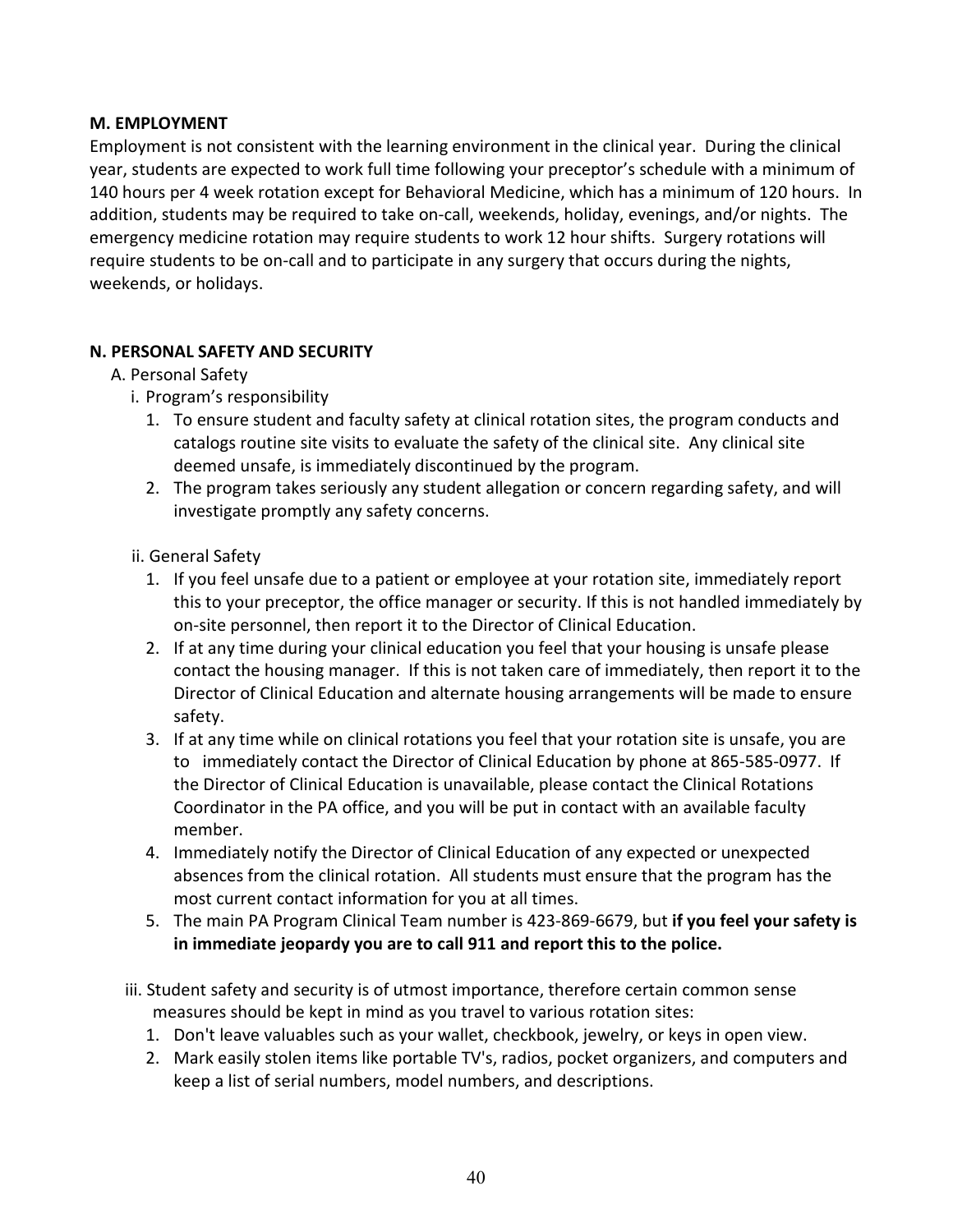**M. EMPLOYMENT**

Employment is not consistent with the learning environment in the clinical year. During the clinical year, students are expected to work full time following your preceptor's schedule with a minimum of 140 hours per 4 week rotation except for Behavioral Medicine, which has a minimum of 120 hours. In addition, students may be required to take on-call, weekends, holiday, evenings, and/or nights. The emergency medicine rotation may require students to work 12 hour shifts. Surgery rotations will require students to be on-call and to participate in any surgery that occurs during the nights, weekends, or holidays.

**N. PERSONAL SAFETY AND SECURITY**

A. Personal Safety

i. Program's responsibility

1. To ensure student and faculty safety at clinical rotation sites, the program conducts and catalogs routine site visits to evaluate the safety of the clinical site. Any clinical site deemed unsafe, is immediately discontinued by the program.
2. The program takes seriously any student allegation or concern regarding safety, and will investigate promptly any safety concerns.

ii. General Safety

1. If you feel unsafe due to a patient or employee at your rotation site, immediately report this to your preceptor, the office manager or security. If this is not handled immediately by on-site personnel, then report it to the Director of Clinical Education.
2. If at any time during your clinical education you feel that your housing is unsafe please contact the housing manager. If this is not taken care of immediately, then report it to the Director of Clinical Education and alternate housing arrangements will be made to ensure safety.
3. If at any time while on clinical rotations you feel that your rotation site is unsafe, you are to immediately contact the Director of Clinical Education by phone at 865-585-0977. If the Director of Clinical Education is unavailable, please contact the Clinical Rotations Coordinator in the PA office, and you will be put in contact with an available faculty member.
4. Immediately notify the Director of Clinical Education of any expected or unexpected absences from the clinical rotation. All students must ensure that the program has the most current contact information for you at all times.
5. The main PA Program Clinical Team number is 423-869-6679, but **if you feel your safety is in immediate jeopardy you are to call 911 and report this to the police.**

iii. Student safety and security is of utmost importance, therefore certain common sense measures should be kept in mind as you travel to various rotation sites:

1. Don't leave valuables such as your wallet, checkbook, jewelry, or keys in open view.
2. Mark easily stolen items like portable TV's, radios, pocket organizers, and computers and keep a list of serial numbers, model numbers, and descriptions.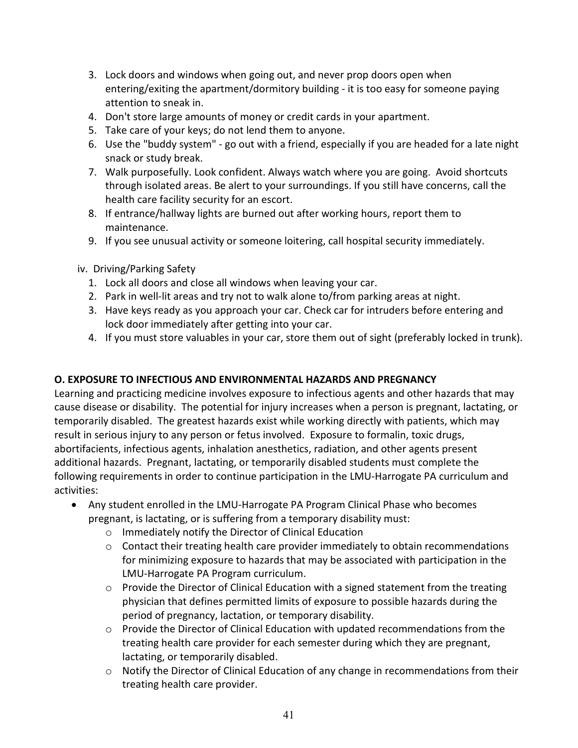3. Lock doors and windows when going out, and never prop doors open when entering/exiting the apartment/dormitory building - it is too easy for someone paying attention to sneak in.
4. Don't store large amounts of money or credit cards in your apartment.
5. Take care of your keys; do not lend them to anyone.
6. Use the "buddy system" - go out with a friend, especially if you are headed for a late night snack or study break.
7. Walk purposefully. Look confident. Always watch where you are going. Avoid shortcuts through isolated areas. Be alert to your surroundings. If you still have concerns, call the health care facility security for an escort.
8. If entrance/hallway lights are burned out after working hours, report them to maintenance.
9. If you see unusual activity or someone loitering, call hospital security immediately.

iv. Driving/Parking Safety

1. Lock all doors and close all windows when leaving your car.
2. Park in well-lit areas and try not to walk alone to/from parking areas at night.
3. Have keys ready as you approach your car. Check car for intruders before entering and lock door immediately after getting into your car.
4. If you must store valuables in your car, store them out of sight (preferably locked in trunk).

**O. EXPOSURE TO INFECTIOUS AND ENVIRONMENTAL HAZARDS AND PREGNANCY**

Learning and practicing medicine involves exposure to infectious agents and other hazards that may cause disease or disability. The potential for injury increases when a person is pregnant, lactating, or temporarily disabled. The greatest hazards exist while working directly with patients, which may result in serious injury to any person or fetus involved. Exposure to formalin, toxic drugs, abortifacients, infectious agents, inhalation anesthetics, radiation, and other agents present additional hazards. Pregnant, lactating, or temporarily disabled students must complete the following requirements in order to continue participation in the LMU-Harrogate PA curriculum and activities:

- Any student enrolled in the LMU-Harrogate PA Program Clinical Phase who becomes pregnant, is lactating, or is suffering from a temporary disability must:
  - Immediately notify the Director of Clinical Education
  - Contact their treating health care provider immediately to obtain recommendations for minimizing exposure to hazards that may be associated with participation in the LMU-Harrogate PA Program curriculum.
  - Provide the Director of Clinical Education with a signed statement from the treating physician that defines permitted limits of exposure to possible hazards during the period of pregnancy, lactation, or temporary disability.
  - Provide the Director of Clinical Education with updated recommendations from the treating health care provider for each semester during which they are pregnant, lactating, or temporarily disabled.
  - Notify the Director of Clinical Education of any change in recommendations from their treating health care provider.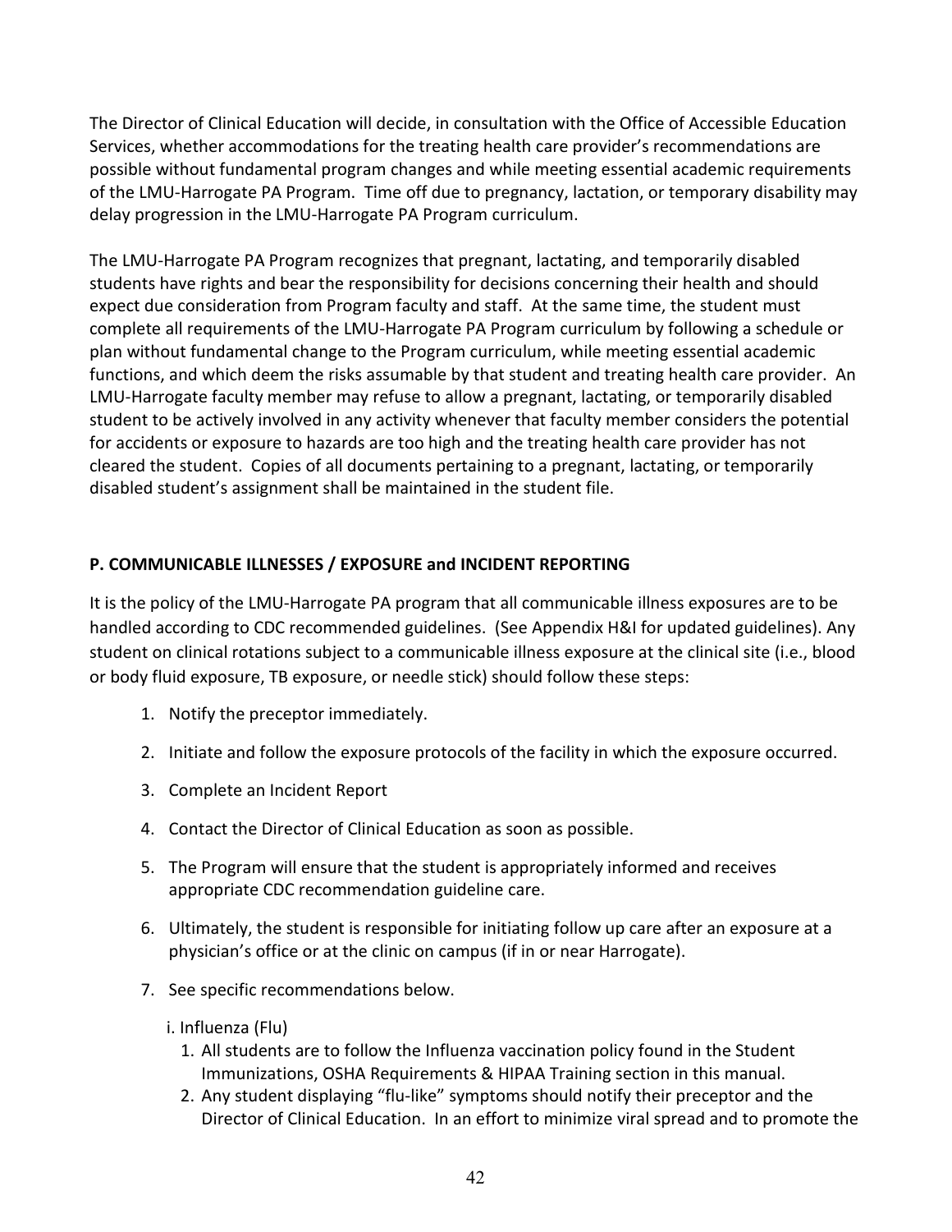The Director of Clinical Education will decide, in consultation with the Office of Accessible Education Services, whether accommodations for the treating health care provider's recommendations are possible without fundamental program changes and while meeting essential academic requirements of the LMU-Harrogate PA Program. Time off due to pregnancy, lactation, or temporary disability may delay progression in the LMU-Harrogate PA Program curriculum.

The LMU-Harrogate PA Program recognizes that pregnant, lactating, and temporarily disabled students have rights and bear the responsibility for decisions concerning their health and should expect due consideration from Program faculty and staff. At the same time, the student must complete all requirements of the LMU-Harrogate PA Program curriculum by following a schedule or plan without fundamental change to the Program curriculum, while meeting essential academic functions, and which deem the risks assumable by that student and treating health care provider. An LMU-Harrogate faculty member may refuse to allow a pregnant, lactating, or temporarily disabled student to be actively involved in any activity whenever that faculty member considers the potential for accidents or exposure to hazards are too high and the treating health care provider has not cleared the student. Copies of all documents pertaining to a pregnant, lactating, or temporarily disabled student's assignment shall be maintained in the student file.

## P. COMMUNICABLE ILLNESSES / EXPOSURE and INCIDENT REPORTING

It is the policy of the LMU-Harrogate PA program that all communicable illness exposures are to be handled according to CDC recommended guidelines. (See Appendix H&I for updated guidelines). Any student on clinical rotations subject to a communicable illness exposure at the clinical site (i.e., blood or body fluid exposure, TB exposure, or needle stick) should follow these steps:

1. Notify the preceptor immediately.
2. Initiate and follow the exposure protocols of the facility in which the exposure occurred.
3. Complete an Incident Report
4. Contact the Director of Clinical Education as soon as possible.
5. The Program will ensure that the student is appropriately informed and receives appropriate CDC recommendation guideline care.
6. Ultimately, the student is responsible for initiating follow up care after an exposure at a physician's office or at the clinic on campus (if in or near Harrogate).
7. See specific recommendations below.

   i. Influenza (Flu)
   1. All students are to follow the Influenza vaccination policy found in the Student Immunizations, OSHA Requirements & HIPAA Training section in this manual.
   2. Any student displaying "flu-like" symptoms should notify their preceptor and the Director of Clinical Education. In an effort to minimize viral spread and to promote the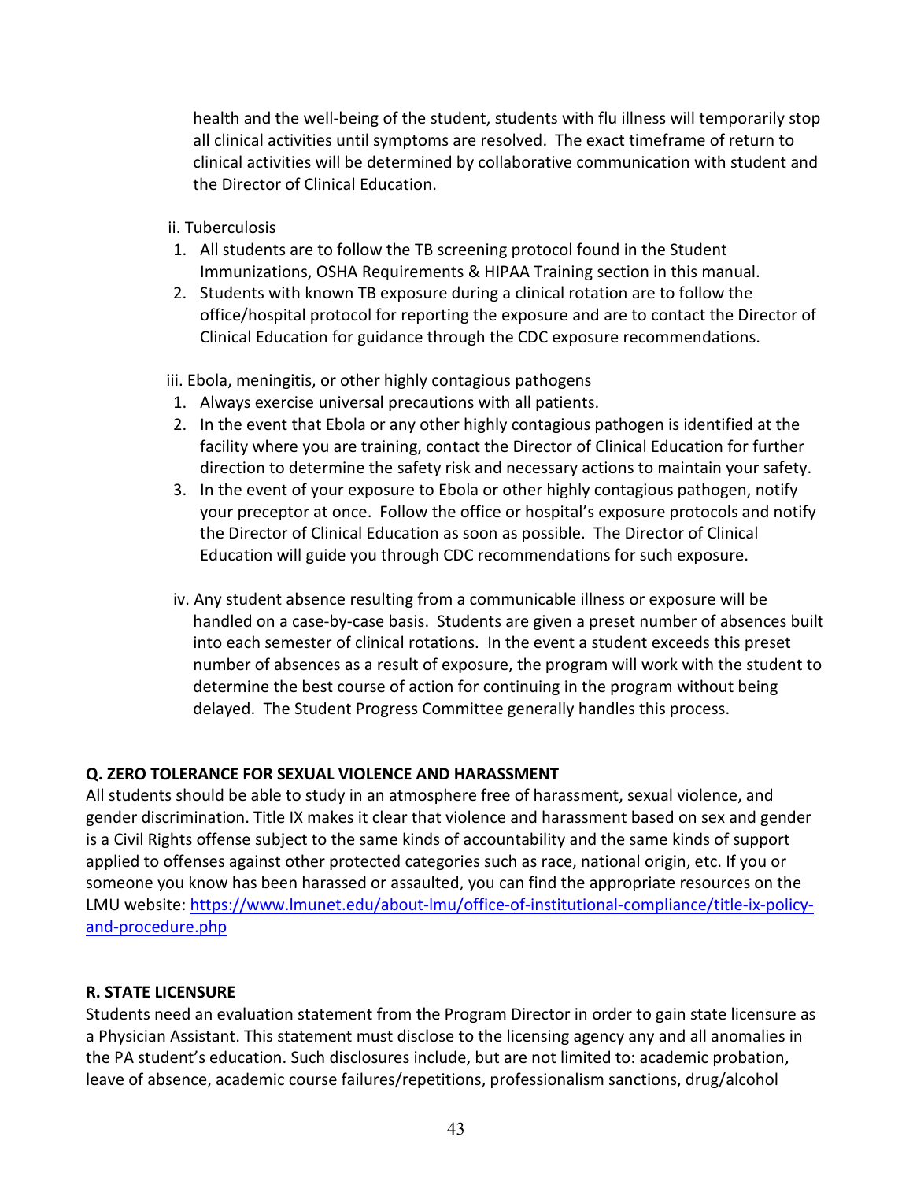health and the well-being of the student, students with flu illness will temporarily stop all clinical activities until symptoms are resolved. The exact timeframe of return to clinical activities will be determined by collaborative communication with student and the Director of Clinical Education.

ii. Tuberculosis

1. All students are to follow the TB screening protocol found in the Student Immunizations, OSHA Requirements & HIPAA Training section in this manual.
2. Students with known TB exposure during a clinical rotation are to follow the office/hospital protocol for reporting the exposure and are to contact the Director of Clinical Education for guidance through the CDC exposure recommendations.

iii. Ebola, meningitis, or other highly contagious pathogens

1. Always exercise universal precautions with all patients.
2. In the event that Ebola or any other highly contagious pathogen is identified at the facility where you are training, contact the Director of Clinical Education for further direction to determine the safety risk and necessary actions to maintain your safety.
3. In the event of your exposure to Ebola or other highly contagious pathogen, notify your preceptor at once. Follow the office or hospital's exposure protocols and notify the Director of Clinical Education as soon as possible. The Director of Clinical Education will guide you through CDC recommendations for such exposure.

iv. Any student absence resulting from a communicable illness or exposure will be handled on a case-by-case basis. Students are given a preset number of absences built into each semester of clinical rotations. In the event a student exceeds this preset number of absences as a result of exposure, the program will work with the student to determine the best course of action for continuing in the program without being delayed. The Student Progress Committee generally handles this process.

**Q. ZERO TOLERANCE FOR SEXUAL VIOLENCE AND HARASSMENT**

All students should be able to study in an atmosphere free of harassment, sexual violence, and gender discrimination. Title IX makes it clear that violence and harassment based on sex and gender is a Civil Rights offense subject to the same kinds of accountability and the same kinds of support applied to offenses against other protected categories such as race, national origin, etc. If you or someone you know has been harassed or assaulted, you can find the appropriate resources on the LMU website: [https://www.lmunet.edu/about-lmu/office-of-institutional-compliance/title-ix-policy-and-procedure.php](https://www.lmunet.edu/about-lmu/office-of-institutional-compliance/title-ix-policy-and-procedure.php)

**R. STATE LICENSURE**

Students need an evaluation statement from the Program Director in order to gain state licensure as a Physician Assistant. This statement must disclose to the licensing agency any and all anomalies in the PA student's education. Such disclosures include, but are not limited to: academic probation, leave of absence, academic course failures/repetitions, professionalism sanctions, drug/alcohol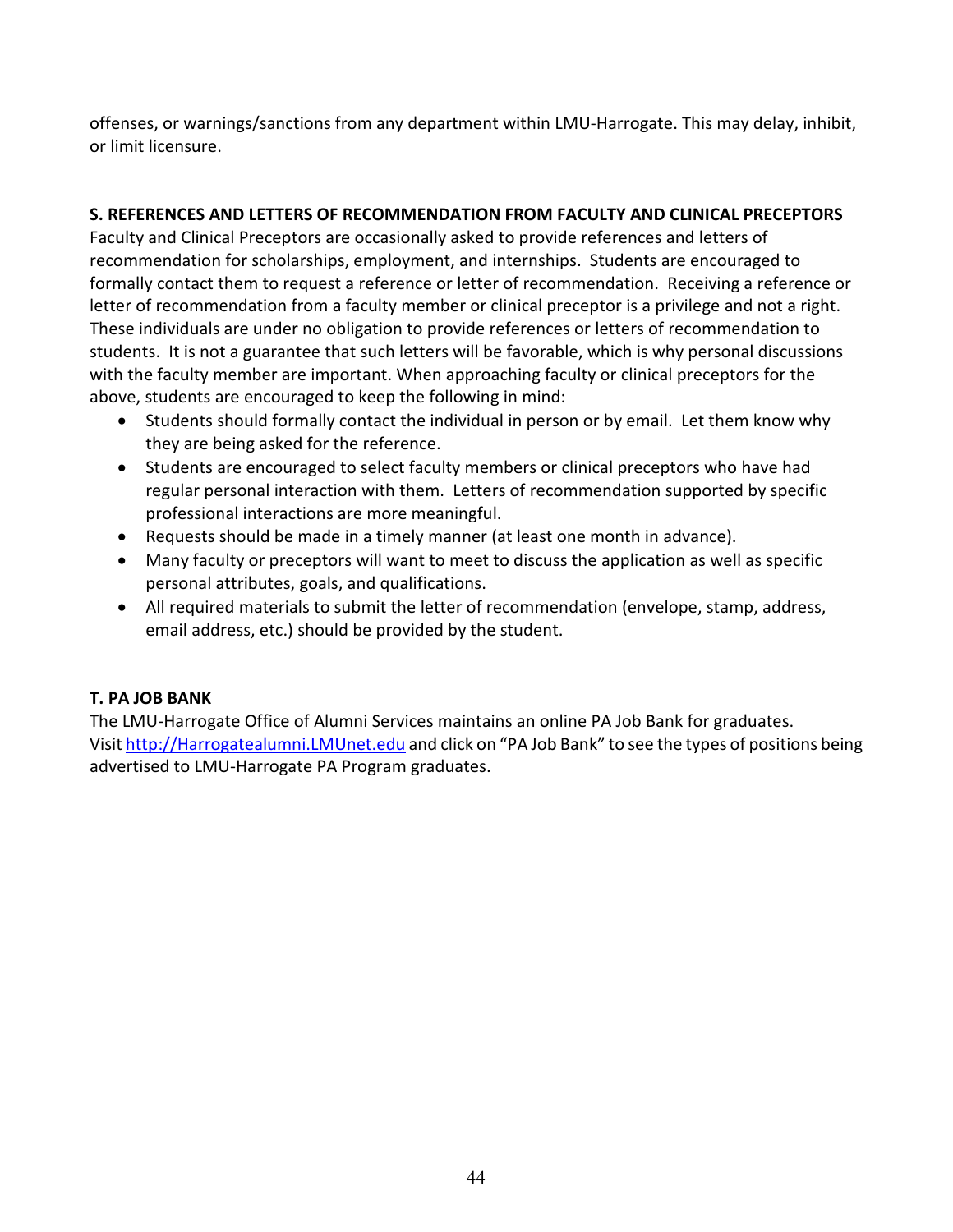offenses, or warnings/sanctions from any department within LMU-Harrogate. This may delay, inhibit, or limit licensure.

**S. REFERENCES AND LETTERS OF RECOMMENDATION FROM FACULTY AND CLINICAL PRECEPTORS**

Faculty and Clinical Preceptors are occasionally asked to provide references and letters of recommendation for scholarships, employment, and internships. Students are encouraged to formally contact them to request a reference or letter of recommendation. Receiving a reference or letter of recommendation from a faculty member or clinical preceptor is a privilege and not a right. These individuals are under no obligation to provide references or letters of recommendation to students. It is not a guarantee that such letters will be favorable, which is why personal discussions with the faculty member are important. When approaching faculty or clinical preceptors for the above, students are encouraged to keep the following in mind:

- Students should formally contact the individual in person or by email. Let them know why they are being asked for the reference.
- Students are encouraged to select faculty members or clinical preceptors who have had regular personal interaction with them. Letters of recommendation supported by specific professional interactions are more meaningful.
- Requests should be made in a timely manner (at least one month in advance).
- Many faculty or preceptors will want to meet to discuss the application as well as specific personal attributes, goals, and qualifications.
- All required materials to submit the letter of recommendation (envelope, stamp, address, email address, etc.) should be provided by the student.

**T. PA JOB BANK**

The LMU-Harrogate Office of Alumni Services maintains an online PA Job Bank for graduates. Visit [http://Harrogatealumni.LMUnet.edu](http://Harrogatealumni.LMUnet.edu) and click on "PA Job Bank" to see the types of positions being advertised to LMU-Harrogate PA Program graduates.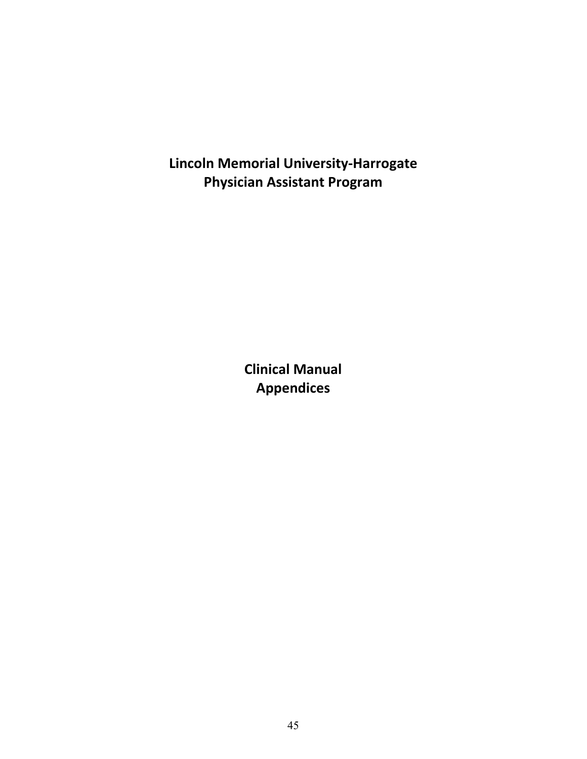# Lincoln Memorial University-Harrogate
# Physician Assistant Program

## Clinical Manual
## Appendices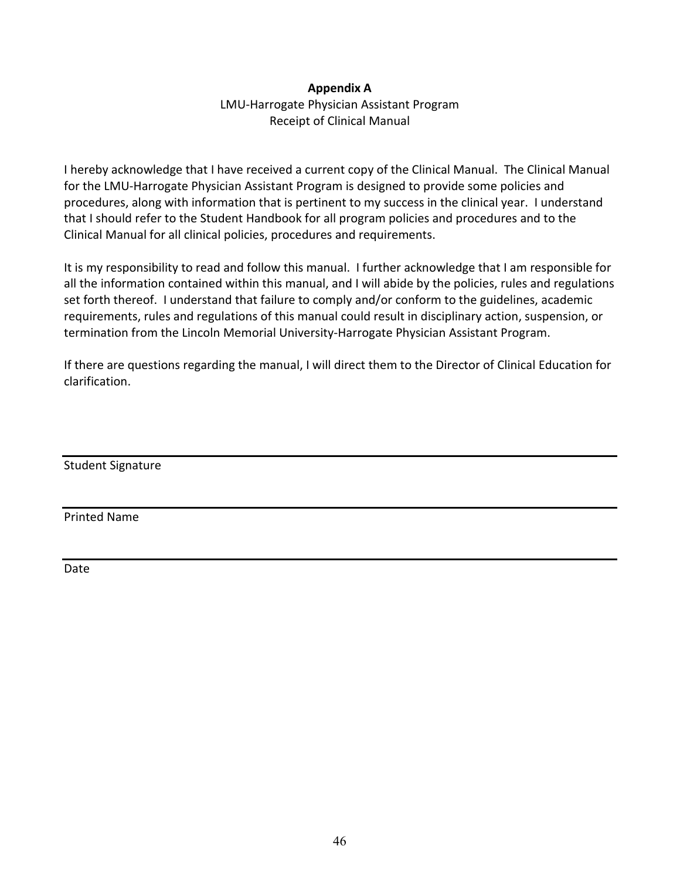**Appendix A**

LMU-Harrogate Physician Assistant Program
Receipt of Clinical Manual

I hereby acknowledge that I have received a current copy of the Clinical Manual. The Clinical Manual for the LMU-Harrogate Physician Assistant Program is designed to provide some policies and procedures, along with information that is pertinent to my success in the clinical year. I understand that I should refer to the Student Handbook for all program policies and procedures and to the Clinical Manual for all clinical policies, procedures and requirements.

It is my responsibility to read and follow this manual. I further acknowledge that I am responsible for all the information contained within this manual, and I will abide by the policies, rules and regulations set forth thereof. I understand that failure to comply and/or conform to the guidelines, academic requirements, rules and regulations of this manual could result in disciplinary action, suspension, or termination from the Lincoln Memorial University-Harrogate Physician Assistant Program.

If there are questions regarding the manual, I will direct them to the Director of Clinical Education for clarification.

\_\_\_\_\_\_\_\_\_\_\_\_\_\_\_\_\_\_\_\_\_\_\_\_\_\_\_\_\_\_\_\_\_\_\_\_\_\_\_\_
Student Signature

\_\_\_\_\_\_\_\_\_\_\_\_\_\_\_\_\_\_\_\_\_\_\_\_\_\_\_\_\_\_\_\_\_\_\_\_\_\_\_\_
Printed Name

\_\_\_\_\_\_\_\_\_\_\_\_\_\_\_\_\_\_\_\_\_\_\_\_\_\_\_\_\_\_\_\_\_\_\_\_\_\_\_\_
Date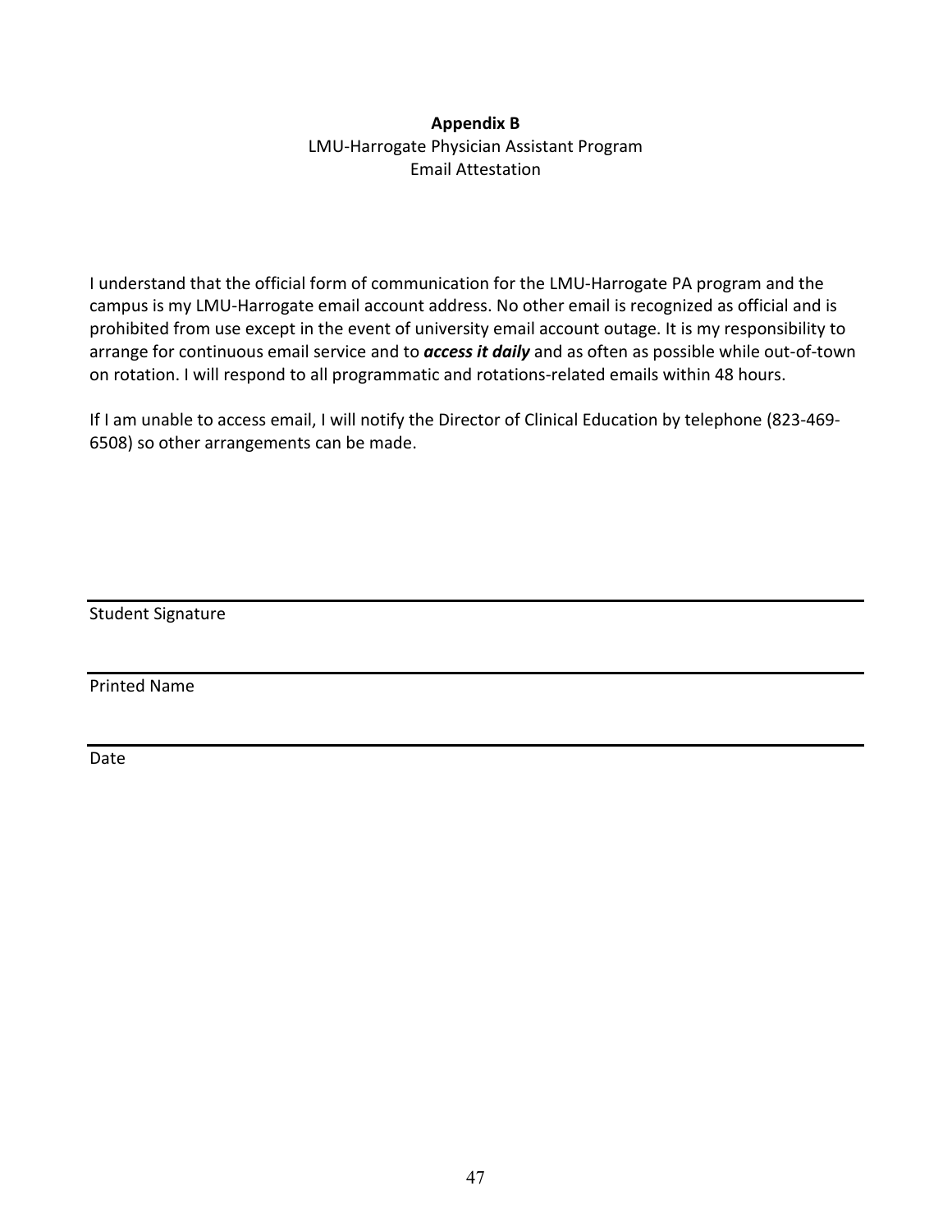**Appendix B**

LMU-Harrogate Physician Assistant Program

Email Attestation

I understand that the official form of communication for the LMU-Harrogate PA program and the campus is my LMU-Harrogate email account address. No other email is recognized as official and is prohibited from use except in the event of university email account outage. It is my responsibility to arrange for continuous email service and to ***access it daily*** and as often as possible while out-of-town on rotation. I will respond to all programmatic and rotations-related emails within 48 hours.

If I am unable to access email, I will notify the Director of Clinical Education by telephone (823-469-6508) so other arrangements can be made.

\_\_\_\_\_\_\_\_\_\_\_\_\_\_\_\_\_\_\_\_\_\_\_\_\_\_\_\_\_\_\_\_\_\_\_\_\_\_\_\_

Student Signature

\_\_\_\_\_\_\_\_\_\_\_\_\_\_\_\_\_\_\_\_\_\_\_\_\_\_\_\_\_\_\_\_\_\_\_\_\_\_\_\_

Printed Name

\_\_\_\_\_\_\_\_\_\_\_\_\_\_\_\_\_\_\_\_\_\_\_\_\_\_\_\_\_\_\_\_\_\_\_\_\_\_\_\_

Date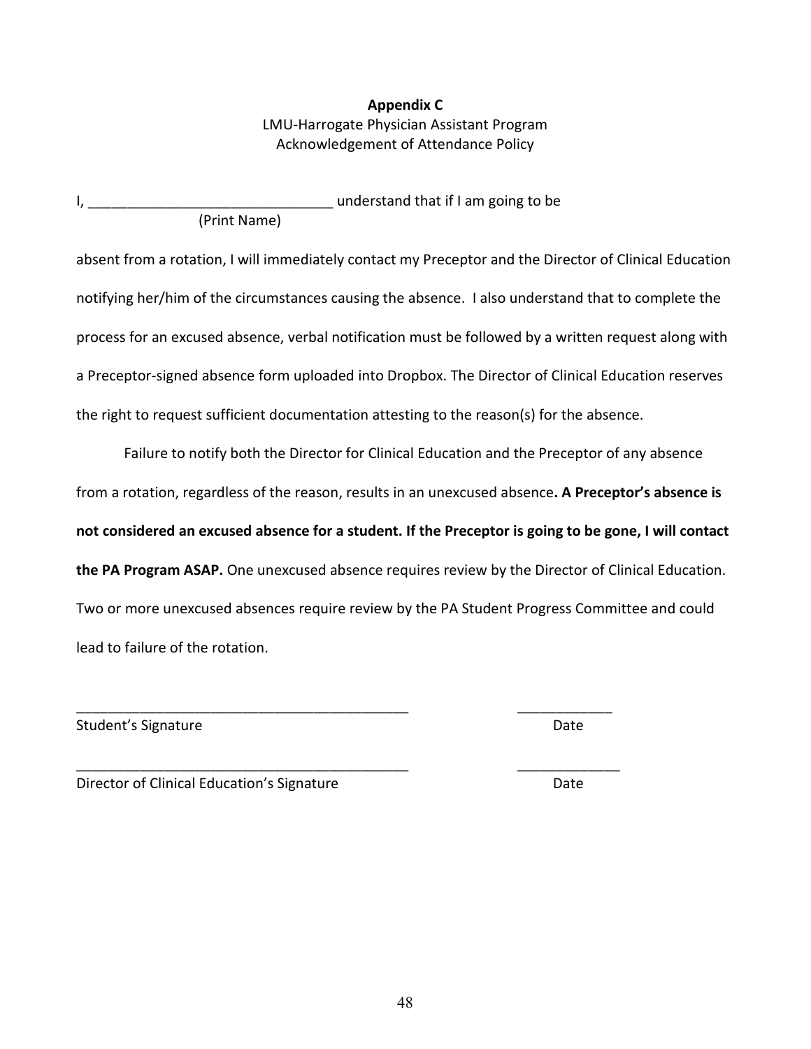**Appendix C**

LMU-Harrogate Physician Assistant Program
Acknowledgement of Attendance Policy

I, _______________________________ understand that if I am going to be
(Print Name)

absent from a rotation, I will immediately contact my Preceptor and the Director of Clinical Education notifying her/him of the circumstances causing the absence. I also understand that to complete the process for an excused absence, verbal notification must be followed by a written request along with a Preceptor-signed absence form uploaded into Dropbox. The Director of Clinical Education reserves the right to request sufficient documentation attesting to the reason(s) for the absence.

Failure to notify both the Director for Clinical Education and the Preceptor of any absence from a rotation, regardless of the reason, results in an unexcused absence**. A Preceptor's absence is not considered an excused absence for a student. If the Preceptor is going to be gone, I will contact the PA Program ASAP.** One unexcused absence requires review by the Director of Clinical Education. Two or more unexcused absences require review by the PA Student Progress Committee and could lead to failure of the rotation.

___________________________________________ ____________
Student's Signature Date

___________________________________________ _____________
Director of Clinical Education's Signature Date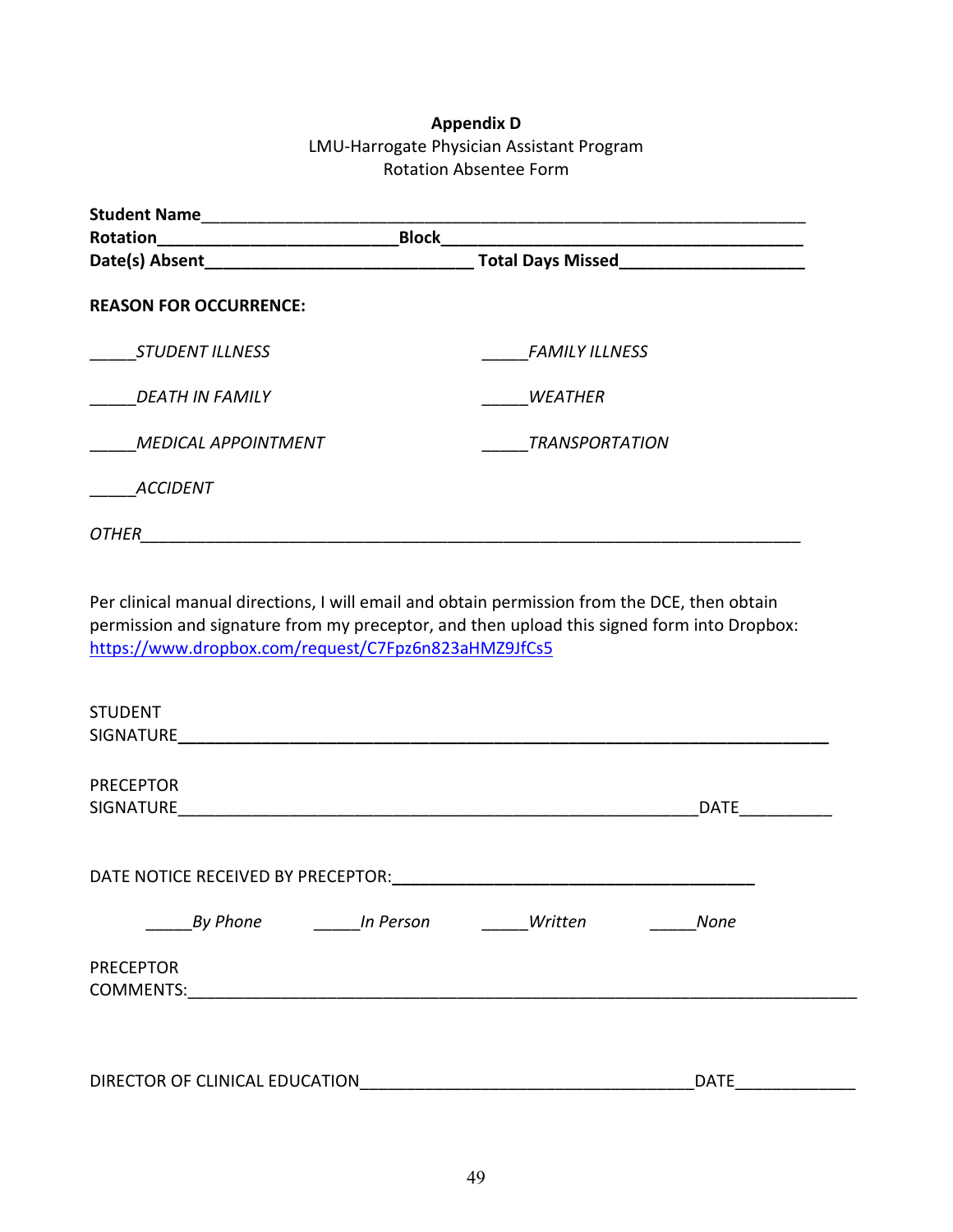**Appendix D**

LMU-Harrogate Physician Assistant Program

Rotation Absentee Form

**Student Name**_________________________________________________________________

**Rotation**__________________________**Block**________________________________________

**Date(s) Absent**____________________________ **Total Days Missed**____________________

**REASON FOR OCCURRENCE:**

_____*STUDENT ILLNESS* _____*FAMILY ILLNESS*

_____*DEATH IN FAMILY* _____*WEATHER*

_____*MEDICAL APPOINTMENT* _____*TRANSPORTATION*

_____*ACCIDENT*

*OTHER*_________________________________________________________________________

Per clinical manual directions, I will email and obtain permission from the DCE, then obtain permission and signature from my preceptor, and then upload this signed form into Dropbox: https://www.dropbox.com/request/C7Fpz6n823aHMZ9JfCs5

STUDENT SIGNATURE________________________________________________________________________

PRECEPTOR SIGNATURE_____________________________________________________________DATE__________

DATE NOTICE RECEIVED BY PRECEPTOR:_________________________________________

_____*By Phone* _____*In Person* _____*Written* _____*None*

PRECEPTOR COMMENTS:_____________________________________________________________________________

DIRECTOR OF CLINICAL EDUCATION_____________________________________DATE_____________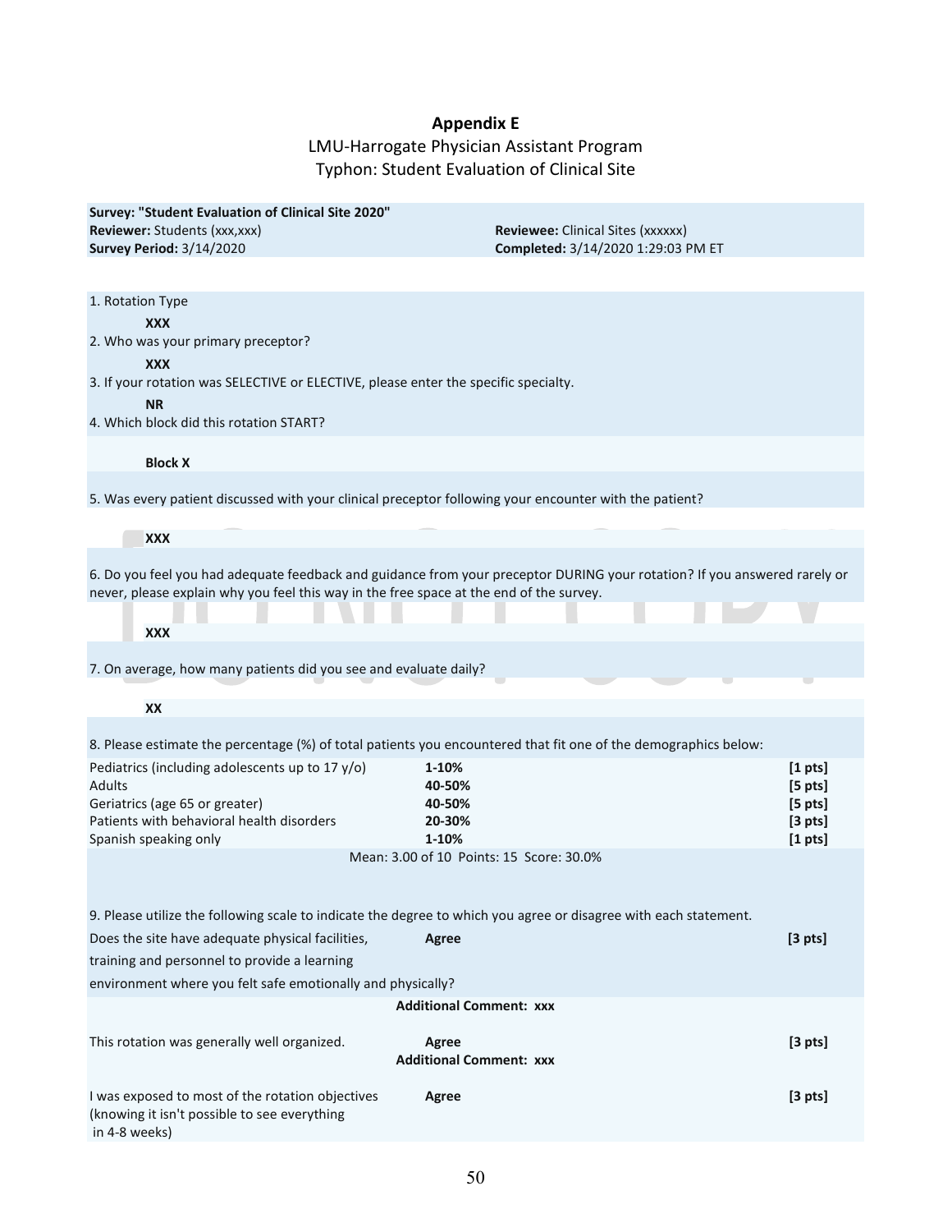## Appendix E

LMU-Harrogate Physician Assistant Program

Typhon: Student Evaluation of Clinical Site

**Survey: "Student Evaluation of Clinical Site 2020"**
**Reviewer:** Students (xxx,xxx) **Reviewee:** Clinical Sites (xxxxxx)
**Survey Period:** 3/14/2020 **Completed:** 3/14/2020 1:29:03 PM ET

1. Rotation Type

   **XXX**

2. Who was your primary preceptor?

   **XXX**

3. If your rotation was SELECTIVE or ELECTIVE, please enter the specific specialty.

   **NR**

4. Which block did this rotation START?

   **Block X**

5. Was every patient discussed with your clinical preceptor following your encounter with the patient?

   **XXX**

6. Do you feel you had adequate feedback and guidance from your preceptor DURING your rotation? If you answered rarely or never, please explain why you feel this way in the free space at the end of the survey.

   **XXX**

7. On average, how many patients did you see and evaluate daily?

   **XX**

8. Please estimate the percentage (%) of total patients you encountered that fit one of the demographics below:

| | | |
|---|---|---|
| Pediatrics (including adolescents up to 17 y/o) | **1-10%** | **[1 pts]** |
| Adults | **40-50%** | **[5 pts]** |
| Geriatrics (age 65 or greater) | **40-50%** | **[5 pts]** |
| Patients with behavioral health disorders | **20-30%** | **[3 pts]** |
| Spanish speaking only | **1-10%** | **[1 pts]** |

Mean: 3.00 of 10 Points: 15 Score: 30.0%

9. Please utilize the following scale to indicate the degree to which you agree or disagree with each statement.

| | | |
|---|---|---|
| Does the site have adequate physical facilities, training and personnel to provide a learning environment where you felt safe emotionally and physically? | **Agree** | **[3 pts]** |

**Additional Comment: xxx**

| | | |
|---|---|---|
| This rotation was generally well organized. | **Agree** | **[3 pts]** |

**Additional Comment: xxx**

| | | |
|---|---|---|
| I was exposed to most of the rotation objectives (knowing it isn't possible to see everything in 4-8 weeks) | **Agree** | **[3 pts]** |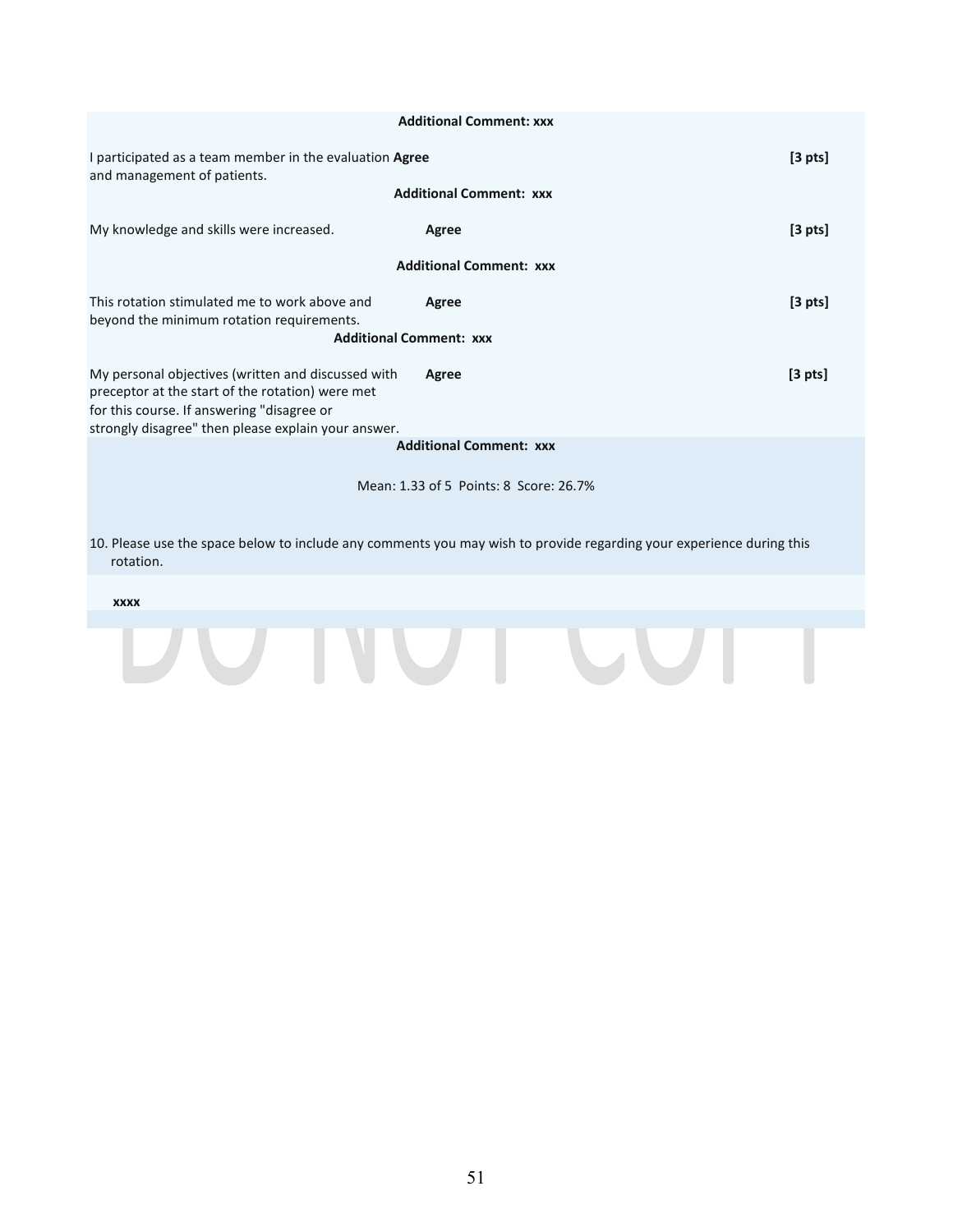**Additional Comment: xxx**

| | | |
|---|---|---|
| I participated as a team member in the evaluation and management of patients. | **Agree** | **[3 pts]** |
| | **Additional Comment: xxx** | |
| My knowledge and skills were increased. | **Agree** | **[3 pts]** |
| | **Additional Comment: xxx** | |
| This rotation stimulated me to work above and beyond the minimum rotation requirements. | **Agree** | **[3 pts]** |
| | **Additional Comment: xxx** | |
| My personal objectives (written and discussed with preceptor at the start of the rotation) were met for this course. If answering "disagree or strongly disagree" then please explain your answer. | **Agree** | **[3 pts]** |
| | **Additional Comment: xxx** | |

Mean: 1.33 of 5 Points: 8 Score: 26.7%

10. Please use the space below to include any comments you may wish to provide regarding your experience during this rotation.

**xxxx**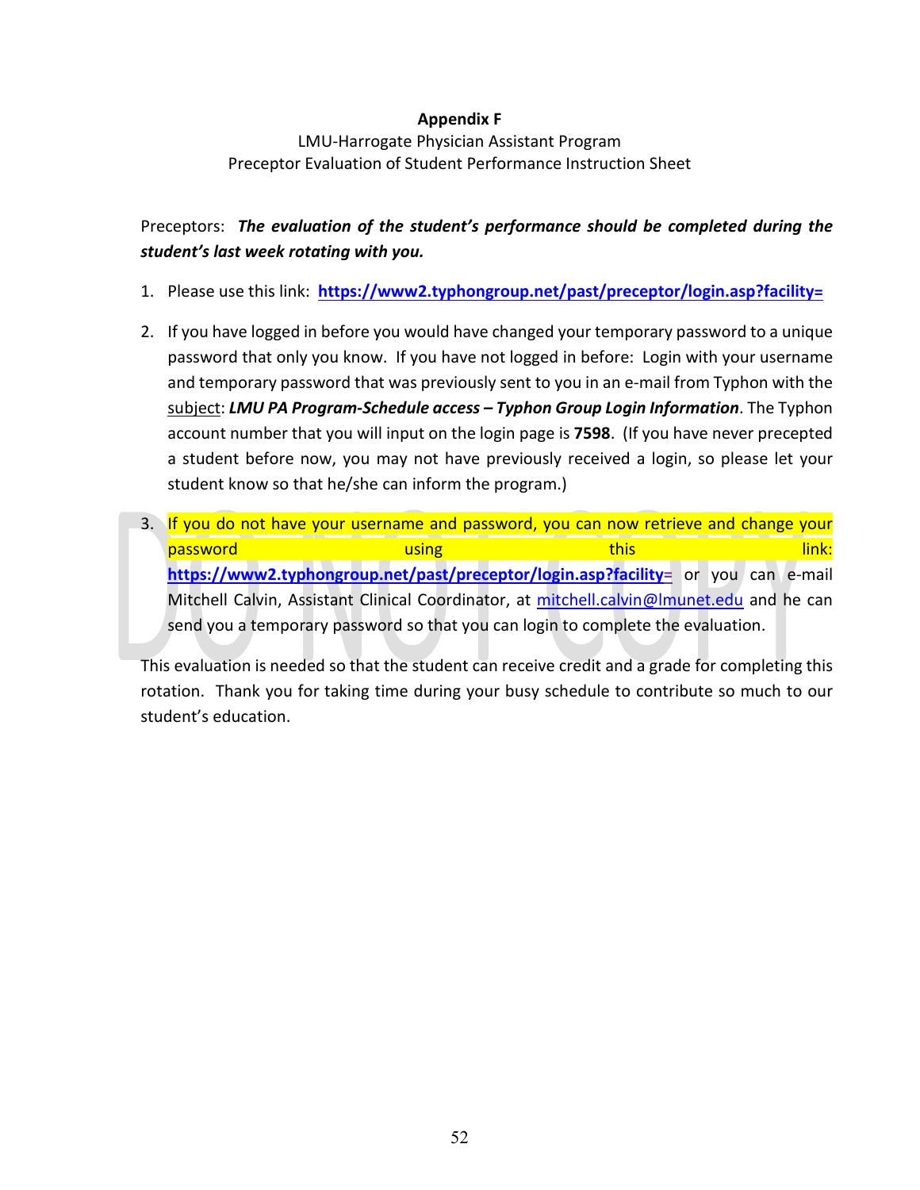**Appendix F**

LMU-Harrogate Physician Assistant Program
Preceptor Evaluation of Student Performance Instruction Sheet

Preceptors: ***The evaluation of the student's performance should be completed during the student's last week rotating with you.***

1. Please use this link: **https://www2.typhongroup.net/past/preceptor/login.asp?facility=**

2. If you have logged in before you would have changed your temporary password to a unique password that only you know. If you have not logged in before: Login with your username and temporary password that was previously sent to you in an e-mail from Typhon with the subject: ***LMU PA Program-Schedule access – Typhon Group Login Information***. The Typhon account number that you will input on the login page is **7598**. (If you have never precepted a student before now, you may not have previously received a login, so please let your student know so that he/she can inform the program.)

3. If you do not have your username and password, you can now retrieve and change your password using this link: **https://www2.typhongroup.net/past/preceptor/login.asp?facility=** or you can e-mail Mitchell Calvin, Assistant Clinical Coordinator, at mitchell.calvin@lmunet.edu and he can send you a temporary password so that you can login to complete the evaluation.

This evaluation is needed so that the student can receive credit and a grade for completing this rotation. Thank you for taking time during your busy schedule to contribute so much to our student's education.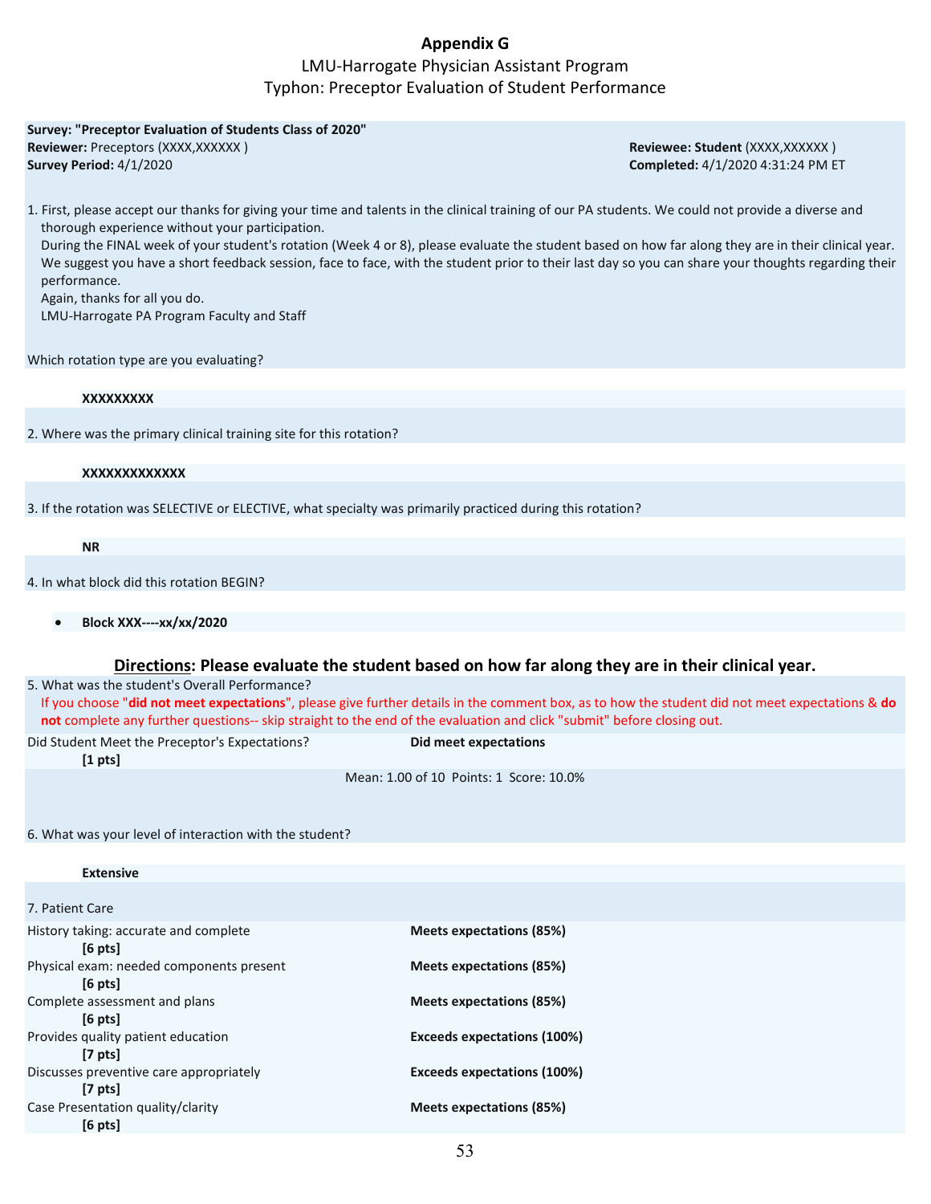## Appendix G

LMU-Harrogate Physician Assistant Program
Typhon: Preceptor Evaluation of Student Performance

**Survey: "Preceptor Evaluation of Students Class of 2020"**
**Reviewer:** Preceptors (XXXX,XXXXXX ) **Reviewee: Student** (XXXX,XXXXXX )
**Survey Period:** 4/1/2020 **Completed:** 4/1/2020 4:31:24 PM ET

1. First, please accept our thanks for giving your time and talents in the clinical training of our PA students. We could not provide a diverse and thorough experience without your participation.
   During the FINAL week of your student's rotation (Week 4 or 8), please evaluate the student based on how far along they are in their clinical year. We suggest you have a short feedback session, face to face, with the student prior to their last day so you can share your thoughts regarding their performance.
   Again, thanks for all you do.
   LMU-Harrogate PA Program Faculty and Staff

Which rotation type are you evaluating?

**XXXXXXXXX**

2. Where was the primary clinical training site for this rotation?

**XXXXXXXXXXXXX**

3. If the rotation was SELECTIVE or ELECTIVE, what specialty was primarily practiced during this rotation?

**NR**

4. In what block did this rotation BEGIN?

- **Block XXX----xx/xx/2020**

### Directions: Please evaluate the student based on how far along they are in their clinical year.

5. What was the student's Overall Performance?
   If you choose "**did not meet expectations**", please give further details in the comment box, as to how the student did not meet expectations & **do not** complete any further questions-- skip straight to the end of the evaluation and click "submit" before closing out.

| | |
|---|---|
| Did Student Meet the Preceptor's Expectations? **[1 pts]** | **Did meet expectations** |

Mean: 1.00 of 10 Points: 1 Score: 10.0%

6. What was your level of interaction with the student?

**Extensive**

7. Patient Care

| | |
|---|---|
| History taking: accurate and complete **[6 pts]** | **Meets expectations (85%)** |
| Physical exam: needed components present **[6 pts]** | **Meets expectations (85%)** |
| Complete assessment and plans **[6 pts]** | **Meets expectations (85%)** |
| Provides quality patient education **[7 pts]** | **Exceeds expectations (100%)** |
| Discusses preventive care appropriately **[7 pts]** | **Exceeds expectations (100%)** |
| Case Presentation quality/clarity **[6 pts]** | **Meets expectations (85%)** |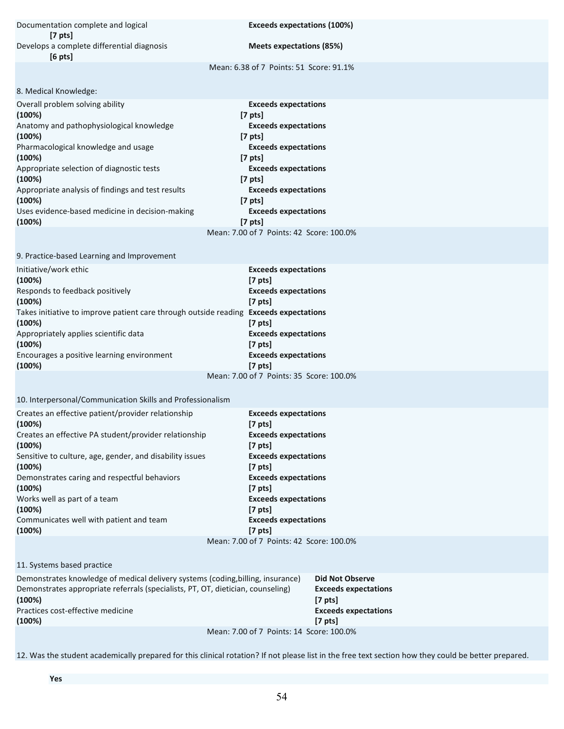Documentation complete and logical **[7 pts]** | **Exceeds expectations (100%)**

Develops a complete differential diagnosis **[6 pts]** | **Meets expectations (85%)**

Mean: 6.38 of 7 Points: 51 Score: 91.1%

8. Medical Knowledge:

| Item | Rating |
|---|---|
| Overall problem solving ability **(100%)** | **Exceeds expectations** **[7 pts]** |
| Anatomy and pathophysiological knowledge **(100%)** | **Exceeds expectations** **[7 pts]** |
| Pharmacological knowledge and usage **(100%)** | **Exceeds expectations** **[7 pts]** |
| Appropriate selection of diagnostic tests **(100%)** | **Exceeds expectations** **[7 pts]** |
| Appropriate analysis of findings and test results **(100%)** | **Exceeds expectations** **[7 pts]** |
| Uses evidence-based medicine in decision-making **(100%)** | **Exceeds expectations** **[7 pts]** |

Mean: 7.00 of 7 Points: 42 Score: 100.0%

9. Practice-based Learning and Improvement

| Item | Rating |
|---|---|
| Initiative/work ethic **(100%)** | **Exceeds expectations** **[7 pts]** |
| Responds to feedback positively **(100%)** | **Exceeds expectations** **[7 pts]** |
| Takes initiative to improve patient care through outside reading **(100%)** | **Exceeds expectations** **[7 pts]** |
| Appropriately applies scientific data **(100%)** | **Exceeds expectations** **[7 pts]** |
| Encourages a positive learning environment **(100%)** | **Exceeds expectations** **[7 pts]** |

Mean: 7.00 of 7 Points: 35 Score: 100.0%

10. Interpersonal/Communication Skills and Professionalism

| Item | Rating |
|---|---|
| Creates an effective patient/provider relationship **(100%)** | **Exceeds expectations** **[7 pts]** |
| Creates an effective PA student/provider relationship **(100%)** | **Exceeds expectations** **[7 pts]** |
| Sensitive to culture, age, gender, and disability issues **(100%)** | **Exceeds expectations** **[7 pts]** |
| Demonstrates caring and respectful behaviors **(100%)** | **Exceeds expectations** **[7 pts]** |
| Works well as part of a team **(100%)** | **Exceeds expectations** **[7 pts]** |
| Communicates well with patient and team **(100%)** | **Exceeds expectations** **[7 pts]** |

Mean: 7.00 of 7 Points: 42 Score: 100.0%

11. Systems based practice

| Item | Rating |
|---|---|
| Demonstrates knowledge of medical delivery systems (coding,billing, insurance) | **Did Not Observe** |
| Demonstrates appropriate referrals (specialists, PT, OT, dietician, counseling) **(100%)** | **Exceeds expectations** **[7 pts]** |
| Practices cost-effective medicine **(100%)** | **Exceeds expectations** **[7 pts]** |

Mean: 7.00 of 7 Points: 14 Score: 100.0%

12. Was the student academically prepared for this clinical rotation? If not please list in the free text section how they could be better prepared.

**Yes**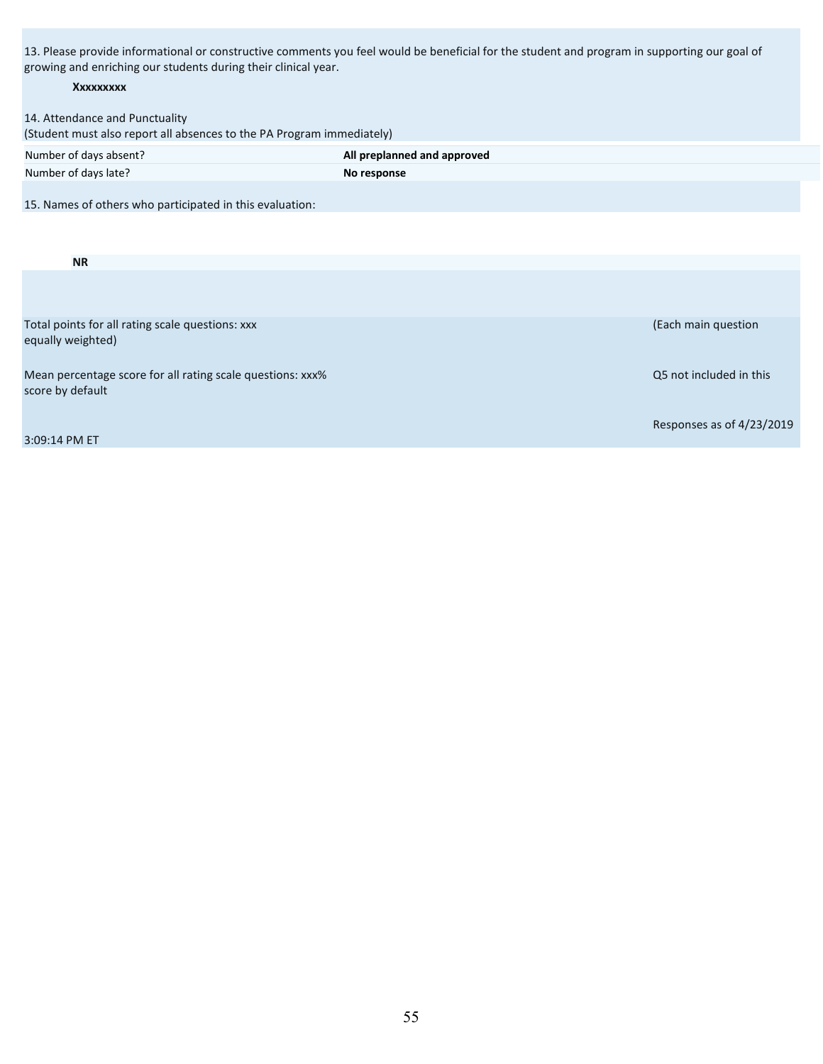13. Please provide informational or constructive comments you feel would be beneficial for the student and program in supporting our goal of growing and enriching our students during their clinical year.

**Xxxxxxxxx**

14. Attendance and Punctuality
(Student must also report all absences to the PA Program immediately)

| | |
|---|---|
| Number of days absent? | **All preplanned and approved** |
| Number of days late? | **No response** |

15. Names of others who participated in this evaluation:

**NR**

Total points for all rating scale questions: xxx (Each main question equally weighted)

Mean percentage score for all rating scale questions: xxx% Q5 not included in this score by default

Responses as of 4/23/2019 3:09:14 PM ET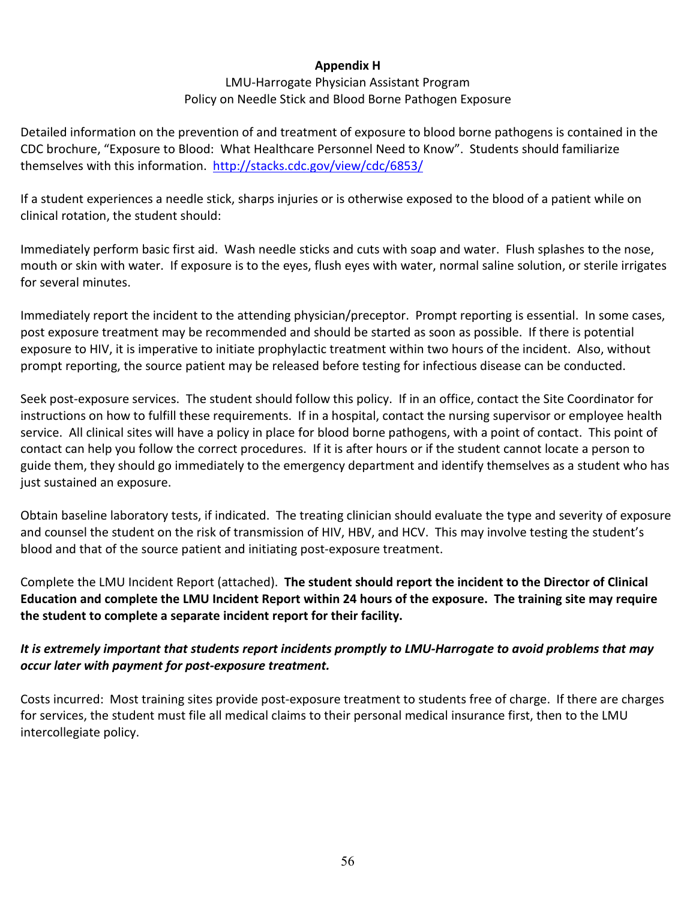**Appendix H**

LMU-Harrogate Physician Assistant Program
Policy on Needle Stick and Blood Borne Pathogen Exposure

Detailed information on the prevention of and treatment of exposure to blood borne pathogens is contained in the CDC brochure, "Exposure to Blood: What Healthcare Personnel Need to Know". Students should familiarize themselves with this information. http://stacks.cdc.gov/view/cdc/6853/

If a student experiences a needle stick, sharps injuries or is otherwise exposed to the blood of a patient while on clinical rotation, the student should:

Immediately perform basic first aid. Wash needle sticks and cuts with soap and water. Flush splashes to the nose, mouth or skin with water. If exposure is to the eyes, flush eyes with water, normal saline solution, or sterile irrigates for several minutes.

Immediately report the incident to the attending physician/preceptor. Prompt reporting is essential. In some cases, post exposure treatment may be recommended and should be started as soon as possible. If there is potential exposure to HIV, it is imperative to initiate prophylactic treatment within two hours of the incident. Also, without prompt reporting, the source patient may be released before testing for infectious disease can be conducted.

Seek post-exposure services. The student should follow this policy. If in an office, contact the Site Coordinator for instructions on how to fulfill these requirements. If in a hospital, contact the nursing supervisor or employee health service. All clinical sites will have a policy in place for blood borne pathogens, with a point of contact. This point of contact can help you follow the correct procedures. If it is after hours or if the student cannot locate a person to guide them, they should go immediately to the emergency department and identify themselves as a student who has just sustained an exposure.

Obtain baseline laboratory tests, if indicated. The treating clinician should evaluate the type and severity of exposure and counsel the student on the risk of transmission of HIV, HBV, and HCV. This may involve testing the student's blood and that of the source patient and initiating post-exposure treatment.

Complete the LMU Incident Report (attached). **The student should report the incident to the Director of Clinical Education and complete the LMU Incident Report within 24 hours of the exposure. The training site may require the student to complete a separate incident report for their facility.**

***It is extremely important that students report incidents promptly to LMU-Harrogate to avoid problems that may occur later with payment for post-exposure treatment.***

Costs incurred: Most training sites provide post-exposure treatment to students free of charge. If there are charges for services, the student must file all medical claims to their personal medical insurance first, then to the LMU intercollegiate policy.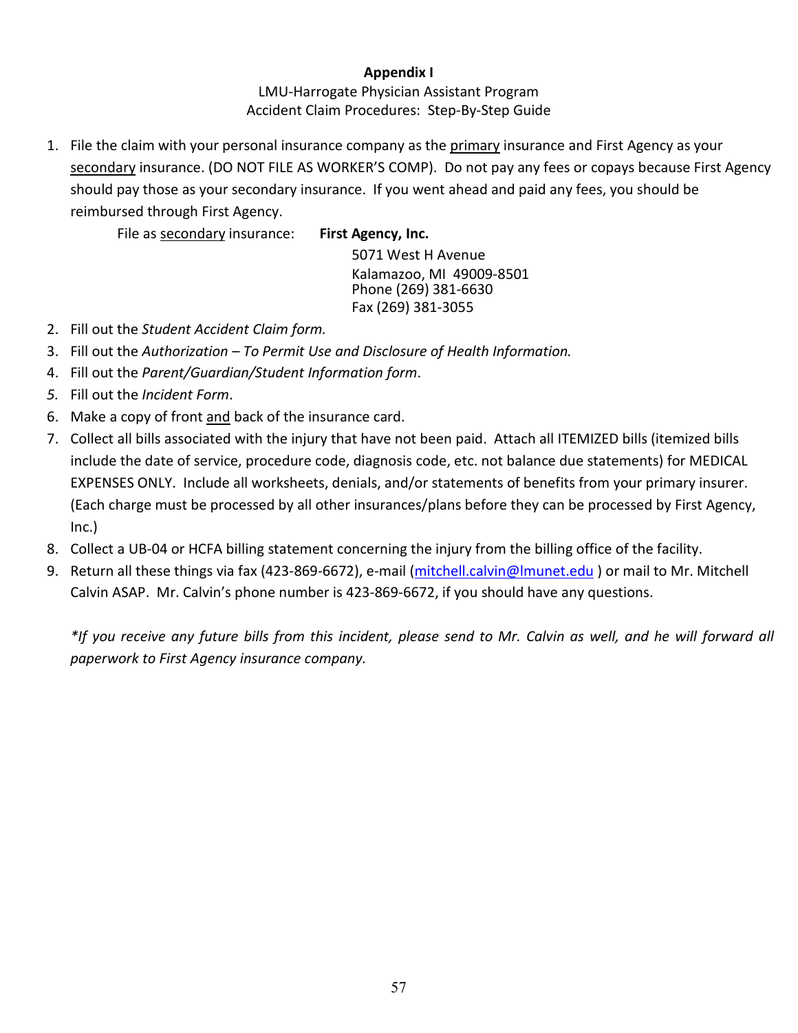**Appendix I**

LMU-Harrogate Physician Assistant Program
Accident Claim Procedures: Step-By-Step Guide

1. File the claim with your personal insurance company as the <u>primary</u> insurance and First Agency as your <u>secondary</u> insurance. (DO NOT FILE AS WORKER'S COMP). Do not pay any fees or copays because First Agency should pay those as your secondary insurance. If you went ahead and paid any fees, you should be reimbursed through First Agency.

   File as <u>secondary</u> insurance: **First Agency, Inc.**
   5071 West H Avenue
   Kalamazoo, MI 49009-8501
   Phone (269) 381-6630
   Fax (269) 381-3055

2. Fill out the *Student Accident Claim form.*
3. Fill out the *Authorization – To Permit Use and Disclosure of Health Information.*
4. Fill out the *Parent/Guardian/Student Information form*.
5. Fill out the *Incident Form*.
6. Make a copy of front <u>and</u> back of the insurance card.
7. Collect all bills associated with the injury that have not been paid. Attach all ITEMIZED bills (itemized bills include the date of service, procedure code, diagnosis code, etc. not balance due statements) for MEDICAL EXPENSES ONLY. Include all worksheets, denials, and/or statements of benefits from your primary insurer. (Each charge must be processed by all other insurances/plans before they can be processed by First Agency, Inc.)
8. Collect a UB-04 or HCFA billing statement concerning the injury from the billing office of the facility.
9. Return all these things via fax (423-869-6672), e-mail (mitchell.calvin@lmunet.edu ) or mail to Mr. Mitchell Calvin ASAP. Mr. Calvin's phone number is 423-869-6672, if you should have any questions.

   *\*If you receive any future bills from this incident, please send to Mr. Calvin as well, and he will forward all paperwork to First Agency insurance company.*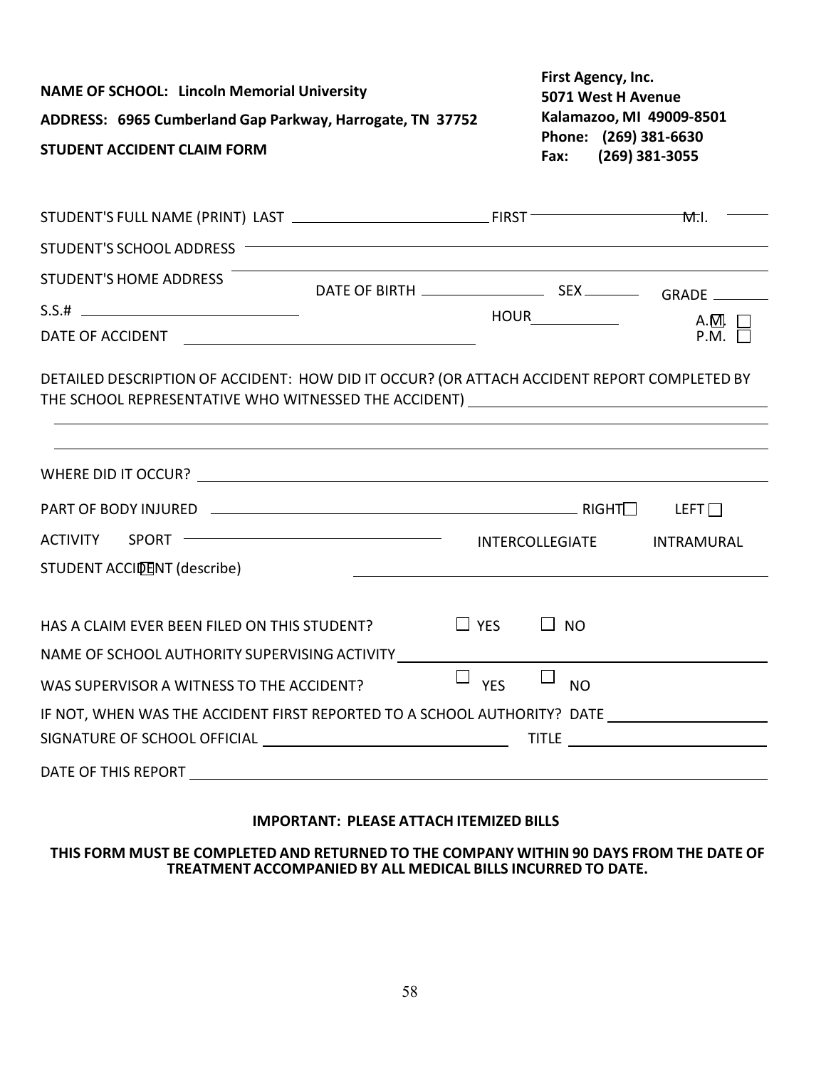**NAME OF SCHOOL: Lincoln Memorial University**

**ADDRESS: 6965 Cumberland Gap Parkway, Harrogate, TN 37752**

**STUDENT ACCIDENT CLAIM FORM**

**First Agency, Inc.**
**5071 West H Avenue**
**Kalamazoo, MI 49009-8501**
**Phone: (269) 381-6630**
**Fax: (269) 381-3055**

STUDENT'S FULL NAME (PRINT) LAST ______________________ FIRST ______________________ M.I. ________

STUDENT'S SCHOOL ADDRESS ____________________________________________________________

STUDENT'S HOME ADDRESS ____________________________________________________________

DATE OF BIRTH ______________ SEX ________ GRADE ________

S.S.# ______________________

HOUR __________ A.M. ☐ P.M. ☐

DATE OF ACCIDENT ______________________________

DETAILED DESCRIPTION OF ACCIDENT: HOW DID IT OCCUR? (OR ATTACH ACCIDENT REPORT COMPLETED BY THE SCHOOL REPRESENTATIVE WHO WITNESSED THE ACCIDENT) ______________________________

____________________________________________________________

____________________________________________________________

WHERE DID IT OCCUR? ____________________________________________________________

PART OF BODY INJURED ______________________________ RIGHT ☐ LEFT ☐

ACTIVITY SPORT ______________________________ INTERCOLLEGIATE INTRAMURAL

STUDENT ACCIDENT (describe) ______________________________

HAS A CLAIM EVER BEEN FILED ON THIS STUDENT? ☐ YES ☐ NO

NAME OF SCHOOL AUTHORITY SUPERVISING ACTIVITY ______________________________

WAS SUPERVISOR A WITNESS TO THE ACCIDENT? ☐ YES ☐ NO

IF NOT, WHEN WAS THE ACCIDENT FIRST REPORTED TO A SCHOOL AUTHORITY? DATE ______________

SIGNATURE OF SCHOOL OFFICIAL ______________________ TITLE ______________________

DATE OF THIS REPORT ____________________________________________________________

**IMPORTANT: PLEASE ATTACH ITEMIZED BILLS**

**THIS FORM MUST BE COMPLETED AND RETURNED TO THE COMPANY WITHIN 90 DAYS FROM THE DATE OF TREATMENT ACCOMPANIED BY ALL MEDICAL BILLS INCURRED TO DATE.**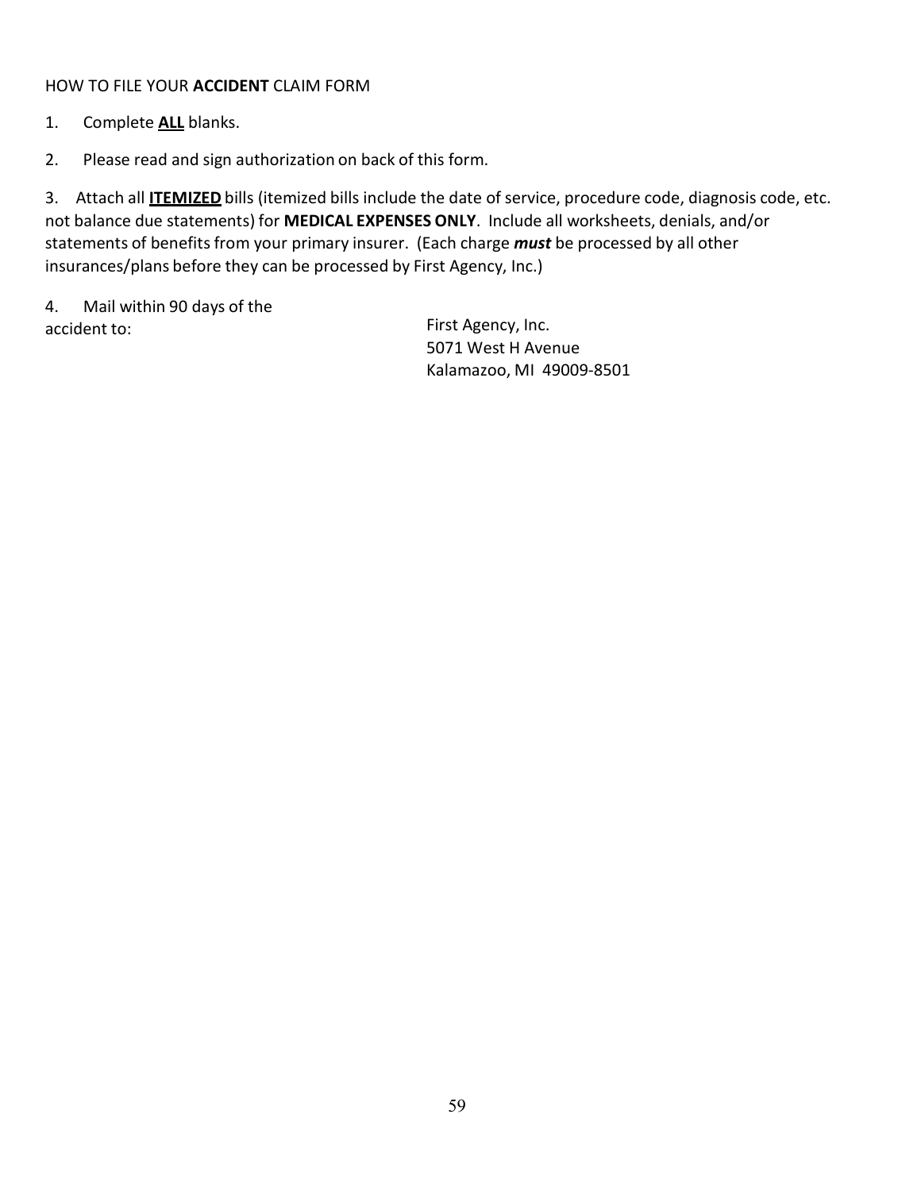HOW TO FILE YOUR **ACCIDENT** CLAIM FORM

1. Complete **ALL** blanks.

2. Please read and sign authorization on back of this form.

3. Attach all **ITEMIZED** bills (itemized bills include the date of service, procedure code, diagnosis code, etc. not balance due statements) for **MEDICAL EXPENSES ONLY**. Include all worksheets, denials, and/or statements of benefits from your primary insurer. (Each charge ***must*** be processed by all other insurances/plans before they can be processed by First Agency, Inc.)

4. Mail within 90 days of the accident to:

First Agency, Inc.
5071 West H Avenue
Kalamazoo, MI 49009-8501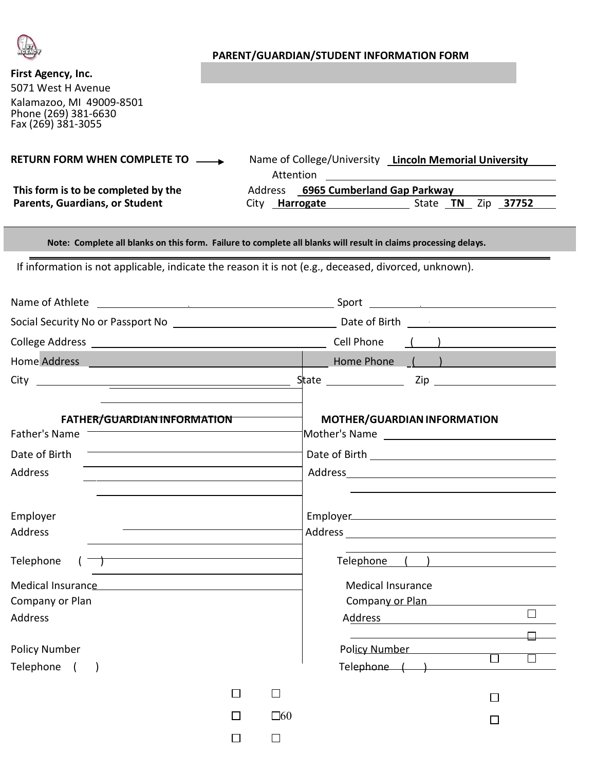**First Agency, Inc.**
5071 West H Avenue
Kalamazoo, MI 49009-8501
Phone (269) 381-6630
Fax (269) 381-3055

## PARENT/GUARDIAN/STUDENT INFORMATION FORM

**RETURN FORM WHEN COMPLETE TO** →

Name of College/University **Lincoln Memorial University**
Attention
Address **6965 Cumberland Gap Parkway**
City **Harrogate** State **TN** Zip **37752**

**This form is to be completed by the Parents, Guardians, or Student**

**Note: Complete all blanks on this form. Failure to complete all blanks will result in claims processing delays.**

If information is not applicable, indicate the reason it is not (e.g., deceased, divorced, unknown).

Name of Athlete ____________________ Sport ____________________

Social Security No or Passport No ____________________ Date of Birth ____________________

College Address ____________________ Cell Phone ( ) ____________________

Home Address ____________________ Home Phone ( ) ____________________

City ____________________ State ____________ Zip ____________

| **FATHER/GUARDIAN INFORMATION** | **MOTHER/GUARDIAN INFORMATION** |
|---|---|
| Father's Name | Mother's Name |
| Date of Birth | Date of Birth |
| Address | Address |
| Employer | Employer |
| Address | Address |
| Telephone ( ) | Telephone ( ) |
| Medical Insurance Company or Plan | Medical Insurance Company or Plan |
| Address | Address |
| Policy Number | Policy Number |
| Telephone ( ) | Telephone ( ) |

☐ ☐ ☐ ☐ ☐ ☐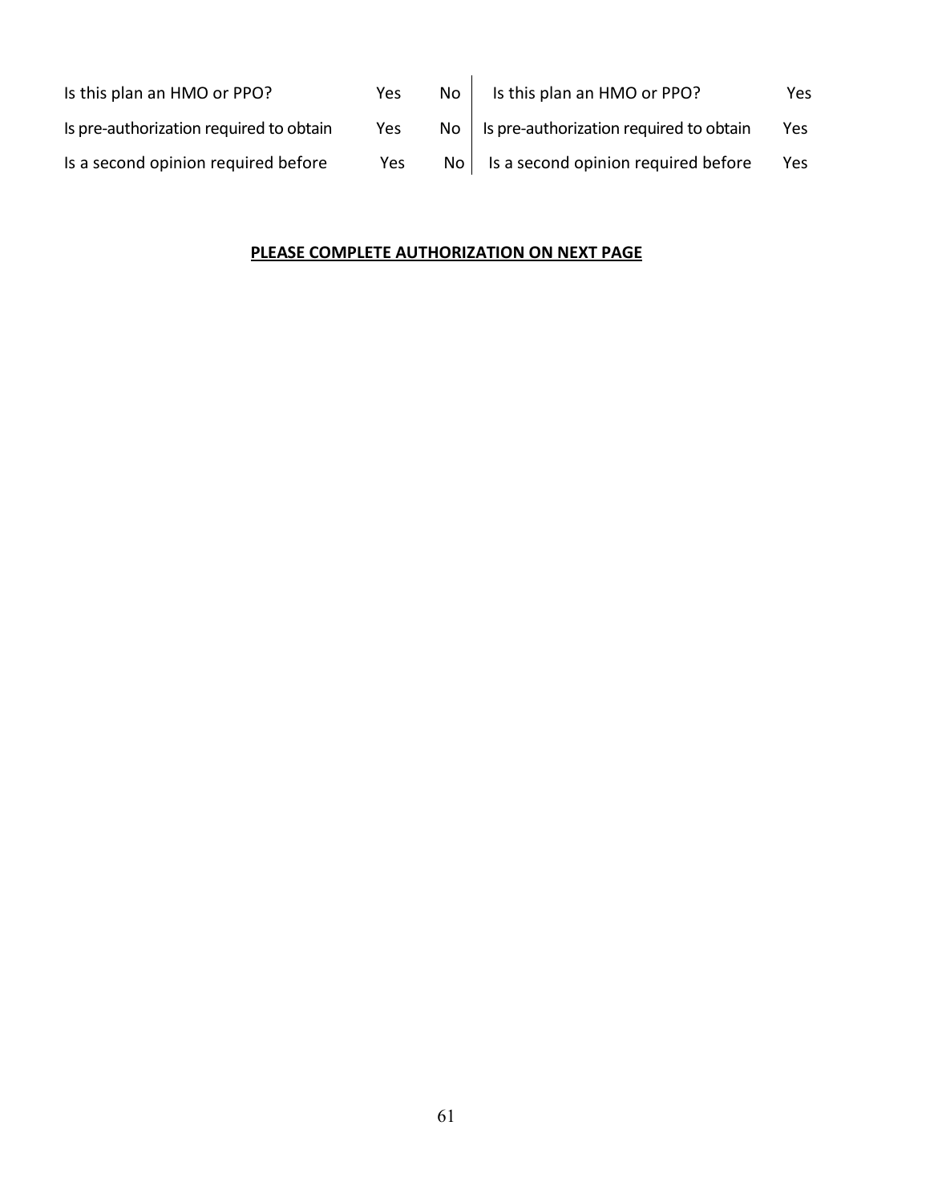| Is this plan an HMO or PPO? | Yes | No | Is this plan an HMO or PPO? | Yes |
|---|---|---|---|---|
| Is pre-authorization required to obtain | Yes | No | Is pre-authorization required to obtain | Yes |
| Is a second opinion required before | Yes | No | Is a second opinion required before | Yes |

**PLEASE COMPLETE AUTHORIZATION ON NEXT PAGE**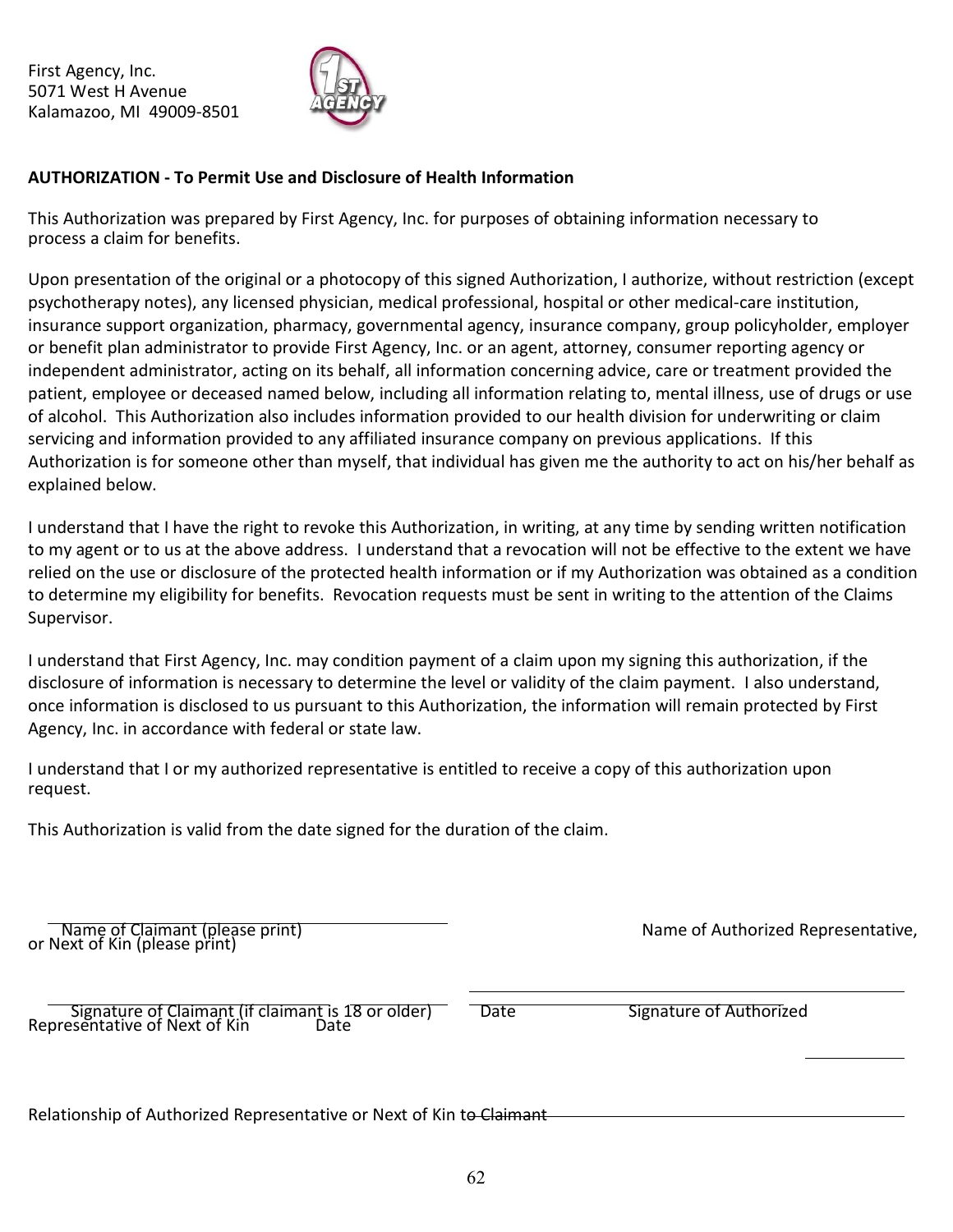First Agency, Inc.
5071 West H Avenue
Kalamazoo, MI 49009-8501

**AUTHORIZATION - To Permit Use and Disclosure of Health Information**

This Authorization was prepared by First Agency, Inc. for purposes of obtaining information necessary to process a claim for benefits.

Upon presentation of the original or a photocopy of this signed Authorization, I authorize, without restriction (except psychotherapy notes), any licensed physician, medical professional, hospital or other medical-care institution, insurance support organization, pharmacy, governmental agency, insurance company, group policyholder, employer or benefit plan administrator to provide First Agency, Inc. or an agent, attorney, consumer reporting agency or independent administrator, acting on its behalf, all information concerning advice, care or treatment provided the patient, employee or deceased named below, including all information relating to, mental illness, use of drugs or use of alcohol. This Authorization also includes information provided to our health division for underwriting or claim servicing and information provided to any affiliated insurance company on previous applications. If this Authorization is for someone other than myself, that individual has given me the authority to act on his/her behalf as explained below.

I understand that I have the right to revoke this Authorization, in writing, at any time by sending written notification to my agent or to us at the above address. I understand that a revocation will not be effective to the extent we have relied on the use or disclosure of the protected health information or if my Authorization was obtained as a condition to determine my eligibility for benefits. Revocation requests must be sent in writing to the attention of the Claims Supervisor.

I understand that First Agency, Inc. may condition payment of a claim upon my signing this authorization, if the disclosure of information is necessary to determine the level or validity of the claim payment. I also understand, once information is disclosed to us pursuant to this Authorization, the information will remain protected by First Agency, Inc. in accordance with federal or state law.

I understand that I or my authorized representative is entitled to receive a copy of this authorization upon request.

This Authorization is valid from the date signed for the duration of the claim.

\_\_\_\_\_\_\_\_\_\_\_\_\_\_\_\_\_\_\_\_\_\_\_\_\_\_\_\_\_\_\_\_\_\_\_\_
Name of Claimant (please print)

\_\_\_\_\_\_\_\_\_\_\_\_\_\_\_\_\_\_\_\_\_\_\_\_\_\_\_\_\_\_\_\_\_\_\_\_
Name of Authorized Representative, or Next of Kin (please print)

\_\_\_\_\_\_\_\_\_\_\_\_\_\_\_\_\_\_\_\_\_\_\_\_\_\_\_\_\_\_\_\_\_\_\_\_ \_\_\_\_\_\_\_\_\_\_
Signature of Claimant (if claimant is 18 or older) Date

\_\_\_\_\_\_\_\_\_\_\_\_\_\_\_\_\_\_\_\_\_\_\_\_\_\_\_\_\_\_\_\_\_\_\_\_ \_\_\_\_\_\_\_\_\_\_
Signature of Authorized Representative of Next of Kin Date

Relationship of Authorized Representative or Next of Kin to Claimant \_\_\_\_\_\_\_\_\_\_\_\_\_\_\_\_\_\_\_\_\_\_\_\_\_\_\_\_\_\_\_\_\_\_\_\_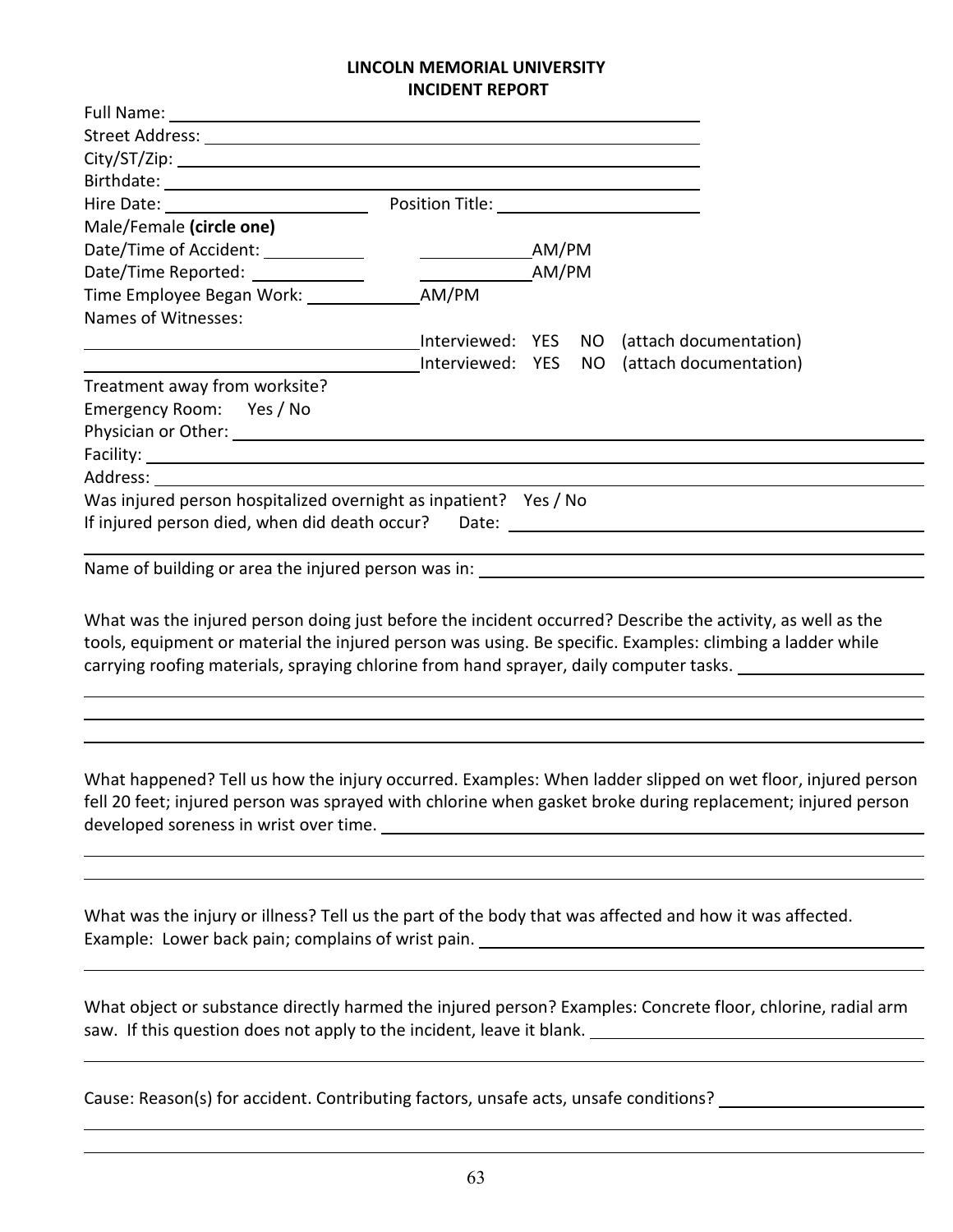**LINCOLN MEMORIAL UNIVERSITY**
**INCIDENT REPORT**

Full Name: ______________________________________________

Street Address: ______________________________________________

City/ST/Zip: ______________________________________________

Birthdate: ______________________________________________

Hire Date: ____________________ Position Title: ____________________

Male/Female **(circle one)**

Date/Time of Accident: __________ __________AM/PM

Date/Time Reported: __________ __________AM/PM

Time Employee Began Work: __________AM/PM

Names of Witnesses:

______________________________ Interviewed: YES NO (attach documentation)

______________________________ Interviewed: YES NO (attach documentation)

Treatment away from worksite?

Emergency Room: Yes / No

Physician or Other: ______________________________________________

Facility: ______________________________________________

Address: ______________________________________________

Was injured person hospitalized overnight as inpatient? Yes / No

If injured person died, when did death occur? Date: ______________________________

______________________________________________

Name of building or area the injured person was in: ______________________________

What was the injured person doing just before the incident occurred? Describe the activity, as well as the tools, equipment or material the injured person was using. Be specific. Examples: climbing a ladder while carrying roofing materials, spraying chlorine from hand sprayer, daily computer tasks. ____________________

______________________________________________

______________________________________________

______________________________________________

What happened? Tell us how the injury occurred. Examples: When ladder slipped on wet floor, injured person fell 20 feet; injured person was sprayed with chlorine when gasket broke during replacement; injured person developed soreness in wrist over time. ______________________________

______________________________________________

______________________________________________

What was the injury or illness? Tell us the part of the body that was affected and how it was affected. Example: Lower back pain; complains of wrist pain. ______________________________

______________________________________________

What object or substance directly harmed the injured person? Examples: Concrete floor, chlorine, radial arm saw. If this question does not apply to the incident, leave it blank. ____________________

______________________________________________

Cause: Reason(s) for accident. Contributing factors, unsafe acts, unsafe conditions? ____________________

______________________________________________

______________________________________________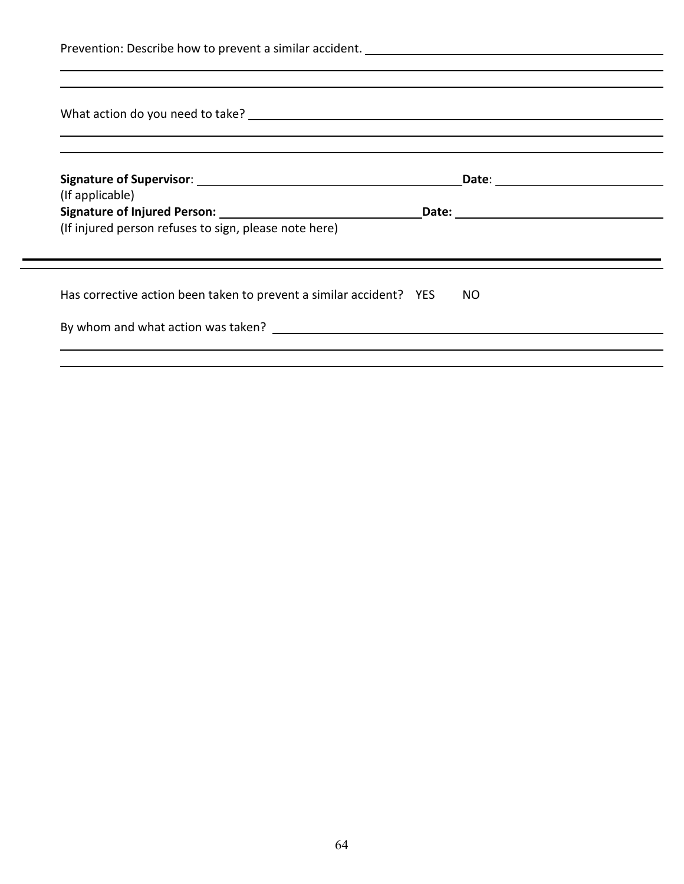Prevention: Describe how to prevent a similar accident. \_\_\_\_\_\_\_\_\_\_\_\_\_\_\_\_\_\_\_\_\_\_\_\_\_\_\_\_\_\_\_\_\_\_\_\_\_\_\_\_

\_\_\_\_\_\_\_\_\_\_\_\_\_\_\_\_\_\_\_\_\_\_\_\_\_\_\_\_\_\_\_\_\_\_\_\_\_\_\_\_\_\_\_\_\_\_\_\_\_\_\_\_\_\_\_\_\_\_\_\_\_\_\_\_\_\_\_\_\_\_\_\_\_\_\_\_

\_\_\_\_\_\_\_\_\_\_\_\_\_\_\_\_\_\_\_\_\_\_\_\_\_\_\_\_\_\_\_\_\_\_\_\_\_\_\_\_\_\_\_\_\_\_\_\_\_\_\_\_\_\_\_\_\_\_\_\_\_\_\_\_\_\_\_\_\_\_\_\_\_\_\_\_

What action do you need to take? \_\_\_\_\_\_\_\_\_\_\_\_\_\_\_\_\_\_\_\_\_\_\_\_\_\_\_\_\_\_\_\_\_\_\_\_\_\_\_\_\_\_\_\_\_\_\_\_\_\_

\_\_\_\_\_\_\_\_\_\_\_\_\_\_\_\_\_\_\_\_\_\_\_\_\_\_\_\_\_\_\_\_\_\_\_\_\_\_\_\_\_\_\_\_\_\_\_\_\_\_\_\_\_\_\_\_\_\_\_\_\_\_\_\_\_\_\_\_\_\_\_\_\_\_\_\_

\_\_\_\_\_\_\_\_\_\_\_\_\_\_\_\_\_\_\_\_\_\_\_\_\_\_\_\_\_\_\_\_\_\_\_\_\_\_\_\_\_\_\_\_\_\_\_\_\_\_\_\_\_\_\_\_\_\_\_\_\_\_\_\_\_\_\_\_\_\_\_\_\_\_\_\_

**Signature of Supervisor**: \_\_\_\_\_\_\_\_\_\_\_\_\_\_\_\_\_\_\_\_\_\_\_\_\_\_\_\_\_\_\_\_\_\_\_\_ **Date**: \_\_\_\_\_\_\_\_\_\_\_\_\_\_\_\_\_\_\_\_
(If applicable)

**Signature of Injured Person:** \_\_\_\_\_\_\_\_\_\_\_\_\_\_\_\_\_\_\_\_\_\_\_\_\_\_\_\_ **Date:** \_\_\_\_\_\_\_\_\_\_\_\_\_\_\_\_\_\_\_\_\_\_\_\_\_\_
(If injured person refuses to sign, please note here)

---

Has corrective action been taken to prevent a similar accident? YES NO

By whom and what action was taken? \_\_\_\_\_\_\_\_\_\_\_\_\_\_\_\_\_\_\_\_\_\_\_\_\_\_\_\_\_\_\_\_\_\_\_\_\_\_\_\_\_\_\_\_\_\_\_\_

\_\_\_\_\_\_\_\_\_\_\_\_\_\_\_\_\_\_\_\_\_\_\_\_\_\_\_\_\_\_\_\_\_\_\_\_\_\_\_\_\_\_\_\_\_\_\_\_\_\_\_\_\_\_\_\_\_\_\_\_\_\_\_\_\_\_\_\_\_\_\_\_\_\_\_\_

\_\_\_\_\_\_\_\_\_\_\_\_\_\_\_\_\_\_\_\_\_\_\_\_\_\_\_\_\_\_\_\_\_\_\_\_\_\_\_\_\_\_\_\_\_\_\_\_\_\_\_\_\_\_\_\_\_\_\_\_\_\_\_\_\_\_\_\_\_\_\_\_\_\_\_\_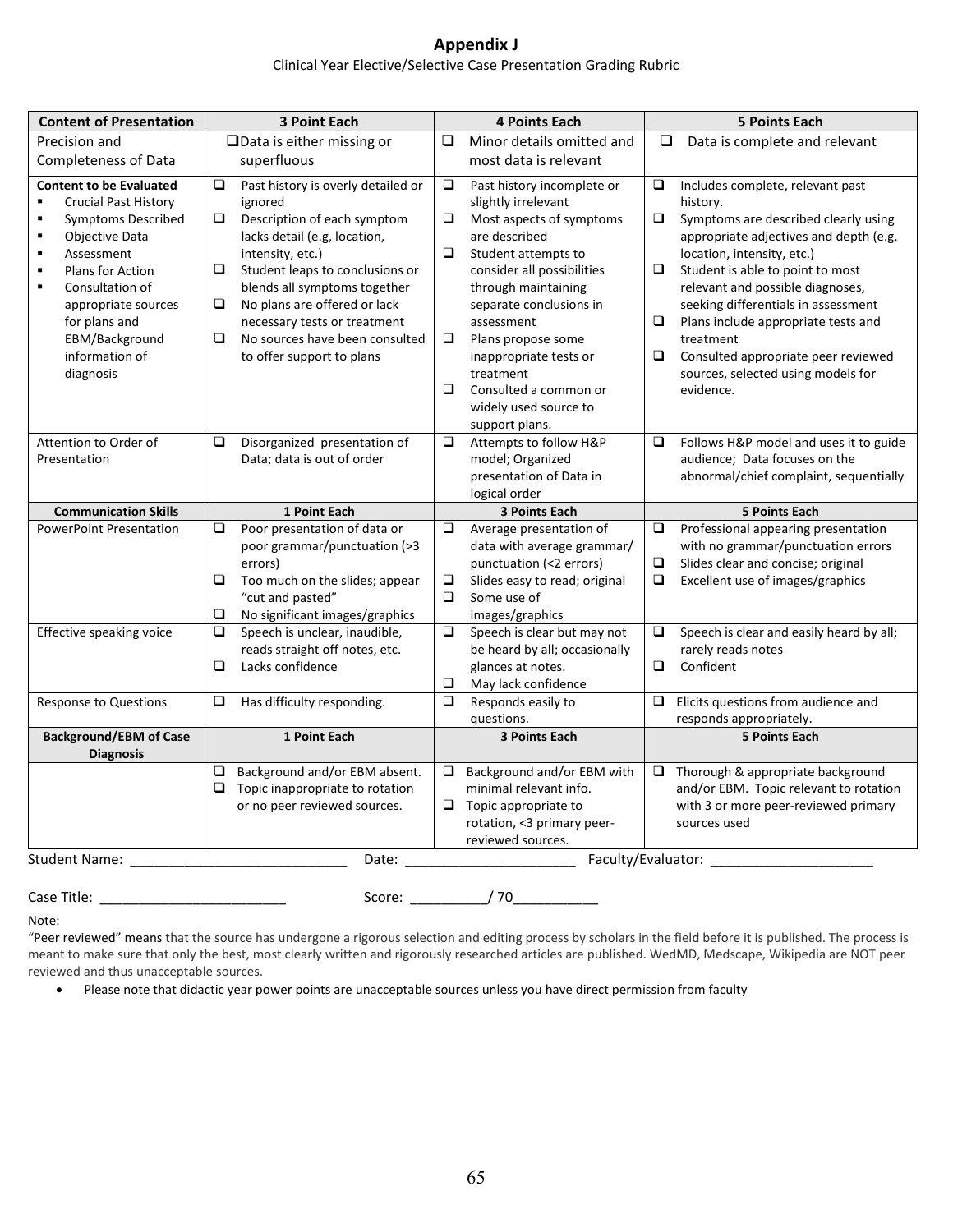# Appendix J

Clinical Year Elective/Selective Case Presentation Grading Rubric

| Content of Presentation | 3 Point Each | 4 Points Each | 5 Points Each |
|---|---|---|---|
| Precision and Completeness of Data | ❑ Data is either missing or superfluous | ❑ Minor details omitted and most data is relevant | ❑ Data is complete and relevant |
| **Content to be Evaluated**<br>▪ Crucial Past History<br>▪ Symptoms Described<br>▪ Objective Data<br>▪ Assessment<br>▪ Plans for Action<br>▪ Consultation of appropriate sources for plans and EBM/Background information of diagnosis | ❑ Past history is overly detailed or ignored<br>❑ Description of each symptom lacks detail (e.g, location, intensity, etc.)<br>❑ Student leaps to conclusions or blends all symptoms together<br>❑ No plans are offered or lack necessary tests or treatment<br>❑ No sources have been consulted to offer support to plans | ❑ Past history incomplete or slightly irrelevant<br>❑ Most aspects of symptoms are described<br>❑ Student attempts to consider all possibilities through maintaining separate conclusions in assessment<br>❑ Plans propose some inappropriate tests or treatment<br>❑ Consulted a common or widely used source to support plans. | ❑ Includes complete, relevant past history.<br>❑ Symptoms are described clearly using appropriate adjectives and depth (e.g, location, intensity, etc.)<br>❑ Student is able to point to most relevant and possible diagnoses, seeking differentials in assessment<br>❑ Plans include appropriate tests and treatment<br>❑ Consulted appropriate peer reviewed sources, selected using models for evidence. |
| Attention to Order of Presentation | ❑ Disorganized presentation of Data; data is out of order | ❑ Attempts to follow H&P model; Organized presentation of Data in logical order | ❑ Follows H&P model and uses it to guide audience; Data focuses on the abnormal/chief complaint, sequentially |
| **Communication Skills** | **1 Point Each** | **3 Points Each** | **5 Points Each** |
| PowerPoint Presentation | ❑ Poor presentation of data or poor grammar/punctuation (>3 errors)<br>❑ Too much on the slides; appear "cut and pasted"<br>❑ No significant images/graphics | ❑ Average presentation of data with average grammar/ punctuation (<2 errors)<br>❑ Slides easy to read; original<br>❑ Some use of images/graphics | ❑ Professional appearing presentation with no grammar/punctuation errors<br>❑ Slides clear and concise; original<br>❑ Excellent use of images/graphics |
| Effective speaking voice | ❑ Speech is unclear, inaudible, reads straight off notes, etc.<br>❑ Lacks confidence | ❑ Speech is clear but may not be heard by all; occasionally glances at notes.<br>❑ May lack confidence | ❑ Speech is clear and easily heard by all; rarely reads notes<br>❑ Confident |
| Response to Questions | ❑ Has difficulty responding. | ❑ Responds easily to questions. | ❑ Elicits questions from audience and responds appropriately. |
| **Background/EBM of Case Diagnosis** | **1 Point Each** | **3 Points Each** | **5 Points Each** |
| | ❑ Background and/or EBM absent.<br>❑ Topic inappropriate to rotation or no peer reviewed sources. | ❑ Background and/or EBM with minimal relevant info.<br>❑ Topic appropriate to rotation, <3 primary peer-reviewed sources. | ❑ Thorough & appropriate background and/or EBM. Topic relevant to rotation with 3 or more peer-reviewed primary sources used |

Student Name: ___________________________ Date: _____________________ Faculty/Evaluator: _____________________

Case Title: _______________________ Score: _________/ 70___________

Note:

"Peer reviewed" means that the source has undergone a rigorous selection and editing process by scholars in the field before it is published. The process is meant to make sure that only the best, most clearly written and rigorously researched articles are published. WedMD, Medscape, Wikipedia are NOT peer reviewed and thus unacceptable sources.

- Please note that didactic year power points are unacceptable sources unless you have direct permission from faculty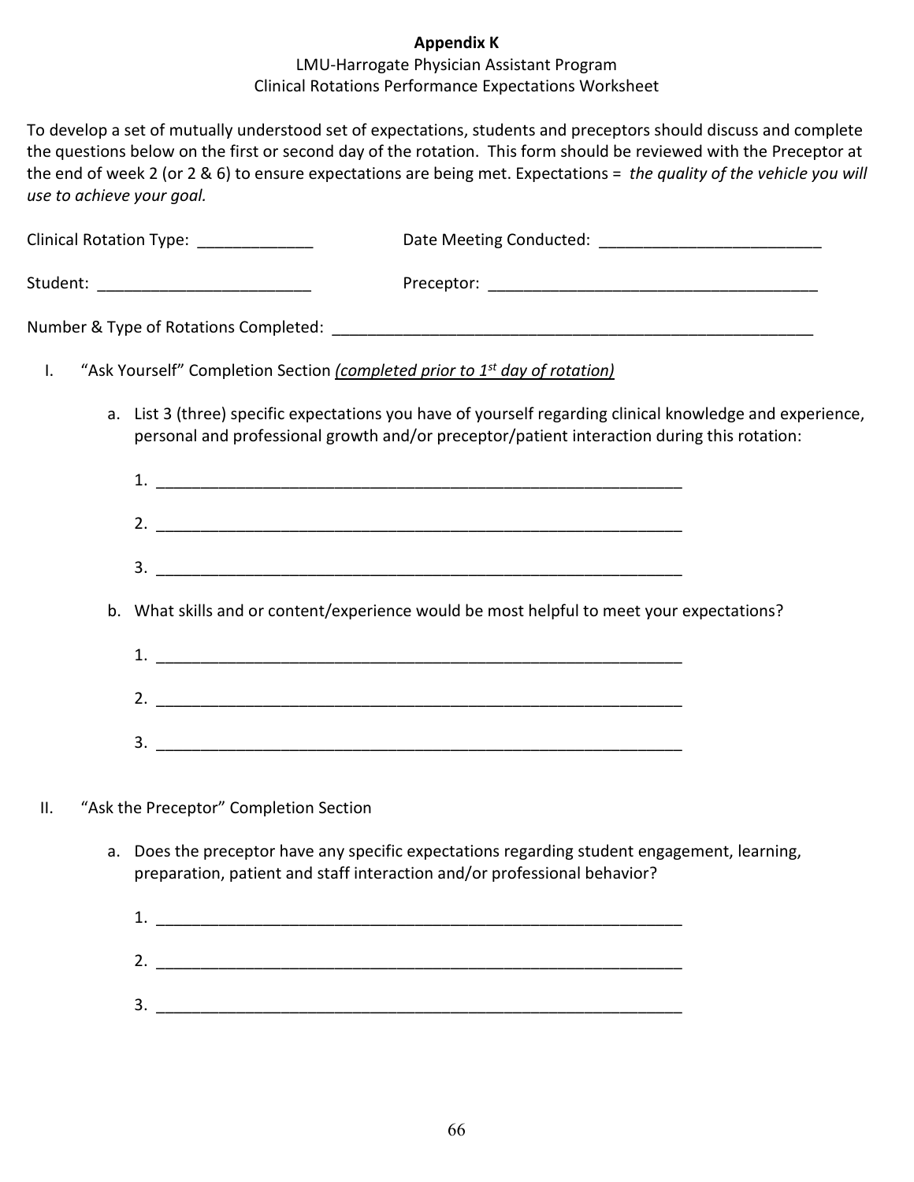**Appendix K**

LMU-Harrogate Physician Assistant Program

Clinical Rotations Performance Expectations Worksheet

To develop a set of mutually understood set of expectations, students and preceptors should discuss and complete the questions below on the first or second day of the rotation. This form should be reviewed with the Preceptor at the end of week 2 (or 2 & 6) to ensure expectations are being met. Expectations = *the quality of the vehicle you will use to achieve your goal.*

Clinical Rotation Type: _____________ Date Meeting Conducted: _________________________

Student: ________________________ Preceptor: _____________________________________

Number & Type of Rotations Completed: _______________________________________________________

I. "Ask Yourself" Completion Section *(completed prior to 1st day of rotation)*

   a. List 3 (three) specific expectations you have of yourself regarding clinical knowledge and experience, personal and professional growth and/or preceptor/patient interaction during this rotation:

      1. _____________________________________________________________

      2. _____________________________________________________________

      3. _____________________________________________________________

   b. What skills and or content/experience would be most helpful to meet your expectations?

      1. _____________________________________________________________

      2. _____________________________________________________________

      3. _____________________________________________________________

II. "Ask the Preceptor" Completion Section

   a. Does the preceptor have any specific expectations regarding student engagement, learning, preparation, patient and staff interaction and/or professional behavior?

      1. _____________________________________________________________

      2. _____________________________________________________________

      3. _____________________________________________________________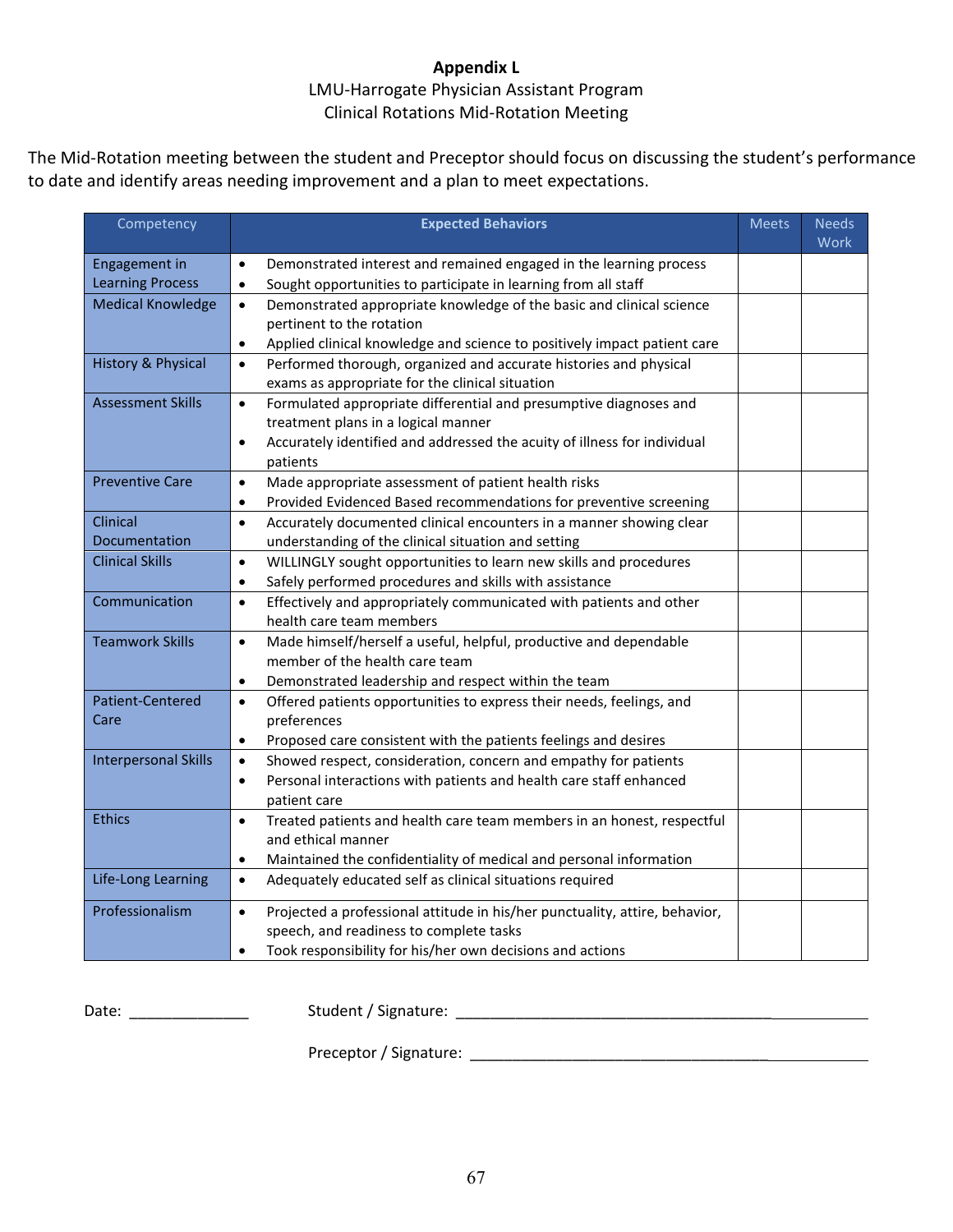# Appendix L

LMU-Harrogate Physician Assistant Program
Clinical Rotations Mid-Rotation Meeting

The Mid-Rotation meeting between the student and Preceptor should focus on discussing the student's performance to date and identify areas needing improvement and a plan to meet expectations.

| Competency | Expected Behaviors | Meets | Needs Work |
|---|---|---|---|
| Engagement in Learning Process | • Demonstrated interest and remained engaged in the learning process<br>• Sought opportunities to participate in learning from all staff | | |
| Medical Knowledge | • Demonstrated appropriate knowledge of the basic and clinical science pertinent to the rotation<br>• Applied clinical knowledge and science to positively impact patient care | | |
| History & Physical | • Performed thorough, organized and accurate histories and physical exams as appropriate for the clinical situation | | |
| Assessment Skills | • Formulated appropriate differential and presumptive diagnoses and treatment plans in a logical manner<br>• Accurately identified and addressed the acuity of illness for individual patients | | |
| Preventive Care | • Made appropriate assessment of patient health risks<br>• Provided Evidenced Based recommendations for preventive screening | | |
| Clinical Documentation | • Accurately documented clinical encounters in a manner showing clear understanding of the clinical situation and setting | | |
| Clinical Skills | • WILLINGLY sought opportunities to learn new skills and procedures<br>• Safely performed procedures and skills with assistance | | |
| Communication | • Effectively and appropriately communicated with patients and other health care team members | | |
| Teamwork Skills | • Made himself/herself a useful, helpful, productive and dependable member of the health care team<br>• Demonstrated leadership and respect within the team | | |
| Patient-Centered Care | • Offered patients opportunities to express their needs, feelings, and preferences<br>• Proposed care consistent with the patients feelings and desires | | |
| Interpersonal Skills | • Showed respect, consideration, concern and empathy for patients<br>• Personal interactions with patients and health care staff enhanced patient care | | |
| Ethics | • Treated patients and health care team members in an honest, respectful and ethical manner<br>• Maintained the confidentiality of medical and personal information | | |
| Life-Long Learning | • Adequately educated self as clinical situations required | | |
| Professionalism | • Projected a professional attitude in his/her punctuality, attire, behavior, speech, and readiness to complete tasks<br>• Took responsibility for his/her own decisions and actions | | |

Date: ______________ Student / Signature: ____________________________________________________

Preceptor / Signature: ____________________________________________________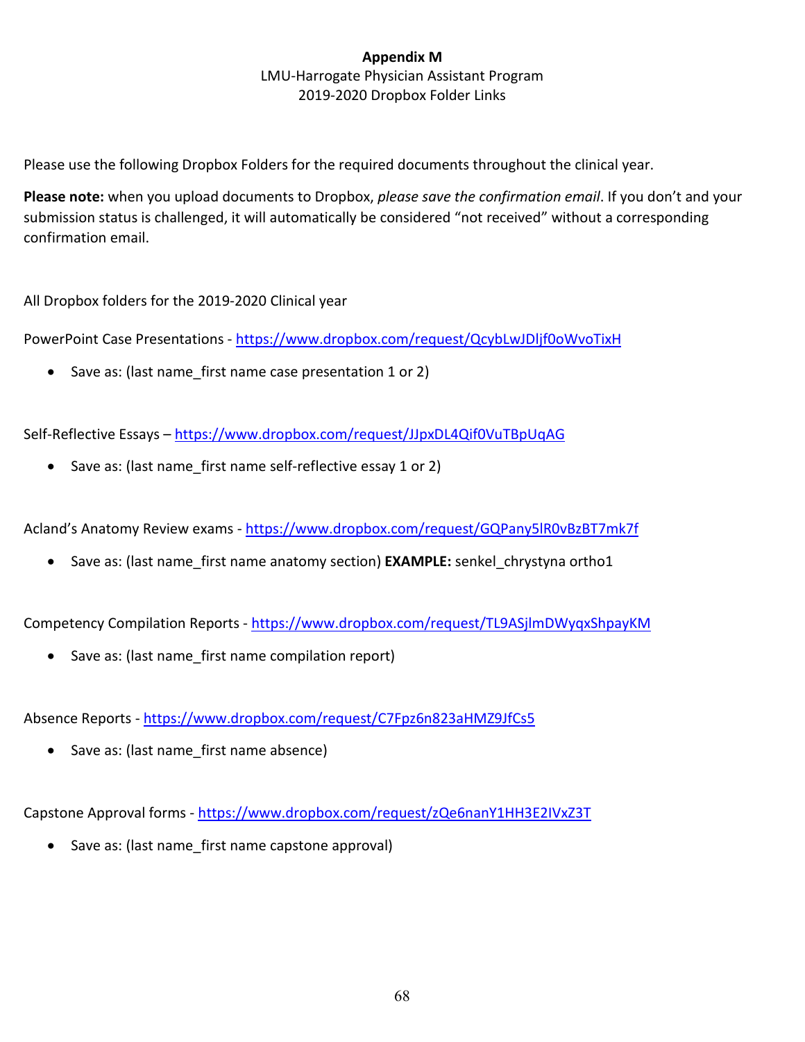**Appendix M**

LMU-Harrogate Physician Assistant Program
2019-2020 Dropbox Folder Links

Please use the following Dropbox Folders for the required documents throughout the clinical year.

**Please note:** when you upload documents to Dropbox, *please save the confirmation email*. If you don't and your submission status is challenged, it will automatically be considered "not received" without a corresponding confirmation email.

All Dropbox folders for the 2019-2020 Clinical year

PowerPoint Case Presentations - https://www.dropbox.com/request/QcybLwJDljf0oWvoTixH

- Save as: (last name_first name case presentation 1 or 2)

Self-Reflective Essays – https://www.dropbox.com/request/JJpxDL4Qif0VuTBpUqAG

- Save as: (last name_first name self-reflective essay 1 or 2)

Acland's Anatomy Review exams - https://www.dropbox.com/request/GQPany5lR0vBzBT7mk7f

- Save as: (last name_first name anatomy section) **EXAMPLE:** senkel_chrystyna ortho1

Competency Compilation Reports - https://www.dropbox.com/request/TL9ASjlmDWyqxShpayKM

- Save as: (last name_first name compilation report)

Absence Reports - https://www.dropbox.com/request/C7Fpz6n823aHMZ9JfCs5

- Save as: (last name_first name absence)

Capstone Approval forms - https://www.dropbox.com/request/zQe6nanY1HH3E2IVxZ3T

- Save as: (last name_first name capstone approval)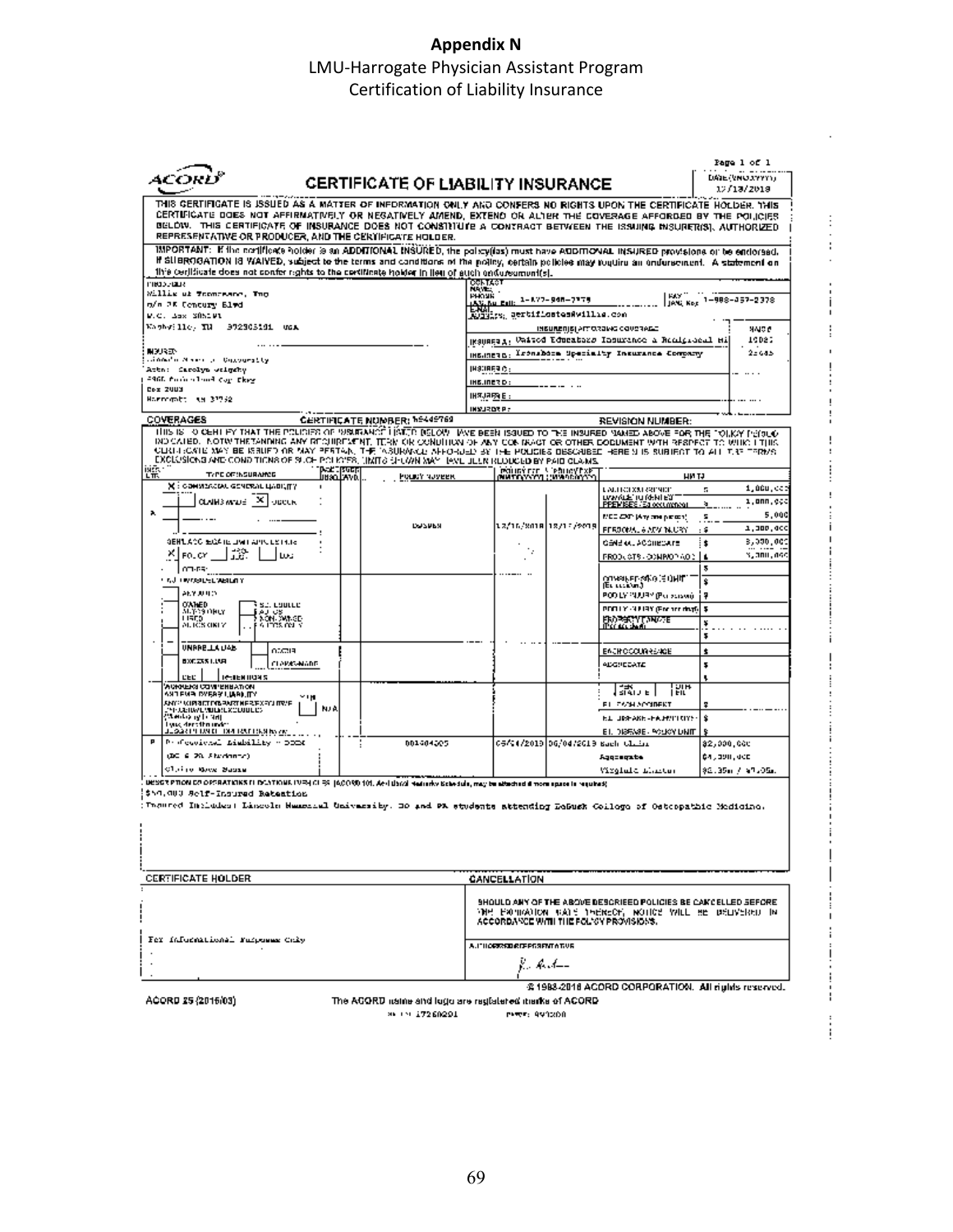# Appendix N

LMU-Harrogate Physician Assistant Program
Certification of Liability Insurance

**ACORD** — **CERTIFICATE OF LIABILITY INSURANCE**

Page 1 of 1

DATE (MM/DD/YYYY): 12/13/2018

THIS CERTIFICATE IS ISSUED AS A MATTER OF INFORMATION ONLY AND CONFERS NO RIGHTS UPON THE CERTIFICATE HOLDER. THIS CERTIFICATE DOES NOT AFFIRMATIVELY OR NEGATIVELY AMEND, EXTEND OR ALTER THE COVERAGE AFFORDED BY THE POLICIES BELOW. THIS CERTIFICATE OF INSURANCE DOES NOT CONSTITUTE A CONTRACT BETWEEN THE ISSUING INSURER(S), AUTHORIZED REPRESENTATIVE OR PRODUCER, AND THE CERTIFICATE HOLDER.

IMPORTANT: If the certificate holder is an ADDITIONAL INSURED, the policy(ies) must have ADDITIONAL INSURED provisions or be endorsed. If SUBROGATION IS WAIVED, subject to the terms and conditions of the policy, certain policies may require an endorsement. A statement on this certificate does not confer rights to the certificate holder in lieu of such endorsement(s).

**PRODUCER**
Willis of Tennessee, Inc.
c/o 26 Century Blvd
P.O. Box 305191
Nashville, TN 372305191 USA

**CONTACT NAME:**
PHONE (A/C, No, Ext): 1-877-945-7378
FAX (A/C, No): 1-888-467-2378
E-MAIL ADDRESS: certificates@willis.com

| INSURER(S) AFFORDING COVERAGE | NAIC # |
|---|---|
| INSURER A: United Educators Insurance a Reciprocal RI | 10020 |
| INSURER B: Ironshore Specialty Insurance Company | 25445 |
| INSURER C: | |
| INSURER D: | |
| INSURER E: | |
| INSURER F: | |

**INSURED**
Lincoln Memorial University
Attn: Carolyn Wrigley
6965 Cumberland Gap Pkwy
Box 2003
Harrogate, TN 37752

**COVERAGES** — CERTIFICATE NUMBER: W6449769 — REVISION NUMBER:

THIS IS TO CERTIFY THAT THE POLICIES OF INSURANCE LISTED BELOW HAVE BEEN ISSUED TO THE INSURED NAMED ABOVE FOR THE POLICY PERIOD INDICATED. NOTWITHSTANDING ANY REQUIREMENT, TERM OR CONDITION OF ANY CONTRACT OR OTHER DOCUMENT WITH RESPECT TO WHICH THIS CERTIFICATE MAY BE ISSUED OR MAY PERTAIN, THE INSURANCE AFFORDED BY THE POLICIES DESCRIBED HEREIN IS SUBJECT TO ALL THE TERMS, EXCLUSIONS AND CONDITIONS OF SUCH POLICIES. LIMITS SHOWN MAY HAVE BEEN REDUCED BY PAID CLAIMS.

| INSR LTR | TYPE OF INSURANCE | ADDL INSD | SUBR WVD | POLICY NUMBER | POLICY EFF (MM/DD/YYYY) | POLICY EXP (MM/DD/YYYY) | LIMITS | |
|---|---|---|---|---|---|---|---|---|
| A | X COMMERCIAL GENERAL LIABILITY; CLAIMS-MADE X OCCUR; GEN'L AGGREGATE LIMIT APPLIES PER: X POLICY, PROJECT, LOC; OTHER: | | | 0050EB | 12/16/2018 | 12/16/2019 | EACH OCCURRENCE | $ 1,000,000 |
| | | | | | | | DAMAGE TO RENTED PREMISES (Ea occurrence) | $ 1,000,000 |
| | | | | | | | MED EXP (Any one person) | $ 5,000 |
| | | | | | | | PERSONAL & ADV INJURY | $ 1,000,000 |
| | | | | | | | GENERAL AGGREGATE | $ 3,000,000 |
| | | | | | | | PRODUCTS - COMP/OP AGG | $ 3,000,000 |
| | AUTOMOBILE LIABILITY: ANY AUTO; OWNED AUTOS ONLY; SCHEDULED AUTOS; HIRED AUTOS ONLY; NON-OWNED AUTOS ONLY | | | | | | COMBINED SINGLE LIMIT (Ea accident) | $ |
| | | | | | | | BODILY INJURY (Per person) | $ |
| | | | | | | | BODILY INJURY (Per accident) | $ |
| | | | | | | | PROPERTY DAMAGE (Per accident) | $ |
| | UMBRELLA LIAB / OCCUR; EXCESS LIAB / CLAIMS-MADE; DED; RETENTION $ | | | | | | EACH OCCURRENCE | $ |
| | | | | | | | AGGREGATE | $ |
| | WORKERS COMPENSATION AND EMPLOYERS' LIABILITY; ANY PROPRIETOR/PARTNER/EXECUTIVE OFFICER/MEMBER EXCLUDED? (Mandatory in NH) | N/A | | | | | PER STATUTE / OTH-ER | |
| | | | | | | | E.L. EACH ACCIDENT | $ |
| | | | | | | | E.L. DISEASE - EA EMPLOYEE | $ |
| | | | | | | | E.L. DISEASE - POLICY LIMIT | $ |
| B | Professional Liability - DOCX (DO & PA Students) Claims Made Basis | | | 001404305 | 06/04/2019 | 06/04/2019 | Each Claim | $2,000,000 |
| | | | | | | | Aggregate | $4,000,000 |
| | | | | | | | Virginia Limits | $2.35m / $7.05m |

**DESCRIPTION OF OPERATIONS / LOCATIONS / VEHICLES** (ACORD 101, Additional Remarks Schedule, may be attached if more space is required)

$50,000 Self-Insured Retention

Insured Includes: Lincoln Memorial University, DO and PA students attending DeBusk College of Osteopathic Medicine.

**CERTIFICATE HOLDER**

For Informational Purposes Only

**CANCELLATION**

SHOULD ANY OF THE ABOVE DESCRIBED POLICIES BE CANCELLED BEFORE THE EXPIRATION DATE THEREOF, NOTICE WILL BE DELIVERED IN ACCORDANCE WITH THE POLICY PROVISIONS.

AUTHORIZED REPRESENTATIVE

© 1988-2016 ACORD CORPORATION. All rights reserved.

ACORD 25 (2016/03) — The ACORD name and logo are registered marks of ACORD

SR ID: 17260201 BATCH: 991800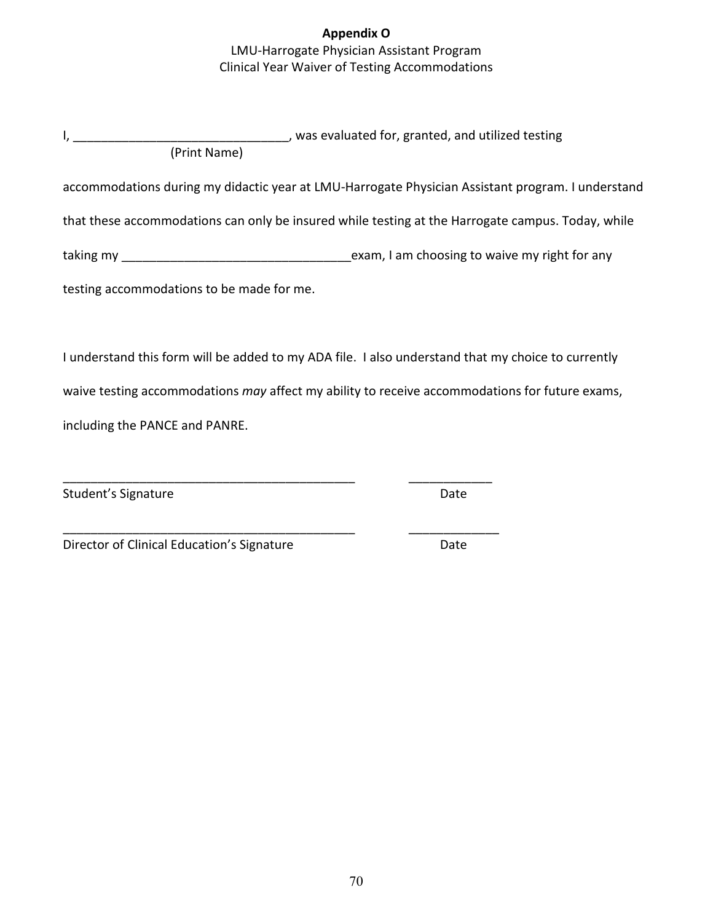**Appendix O**

LMU-Harrogate Physician Assistant Program
Clinical Year Waiver of Testing Accommodations

I, _______________________________, was evaluated for, granted, and utilized testing
(Print Name)

accommodations during my didactic year at LMU-Harrogate Physician Assistant program. I understand that these accommodations can only be insured while testing at the Harrogate campus. Today, while taking my _________________________________exam, I am choosing to waive my right for any testing accommodations to be made for me.

I understand this form will be added to my ADA file. I also understand that my choice to currently waive testing accommodations *may* affect my ability to receive accommodations for future exams, including the PANCE and PANRE.

___________________________________________ ____________
Student's Signature Date

___________________________________________ _____________
Director of Clinical Education's Signature Date